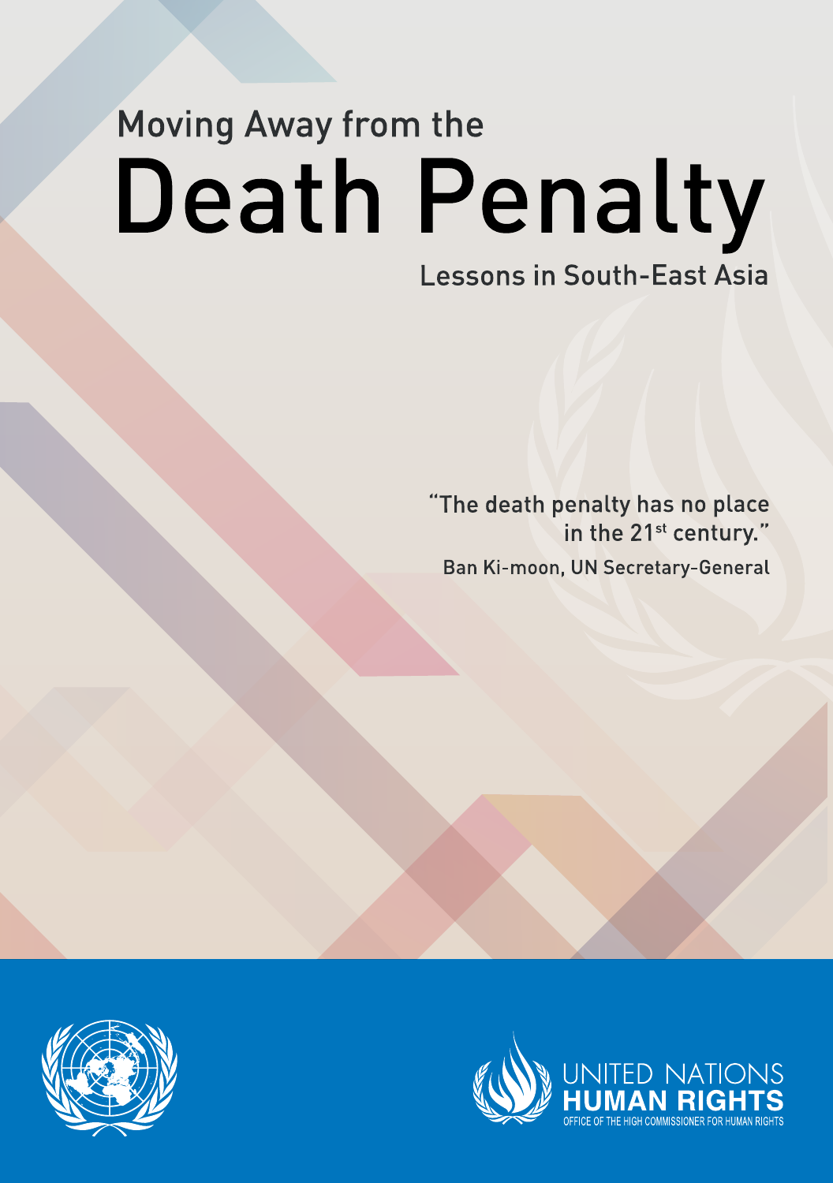# Moving Away from the Death Penalty

## Lessons in South-East Asia

"The death penalty has no place in the 21st century."

Ban Ki-moon, UN Secretary-General

UNITED NATIONS
**HUMAN RIGHTS**
OFFICE OF THE HIGH COMMISSIONER FOR HUMAN RIGHTS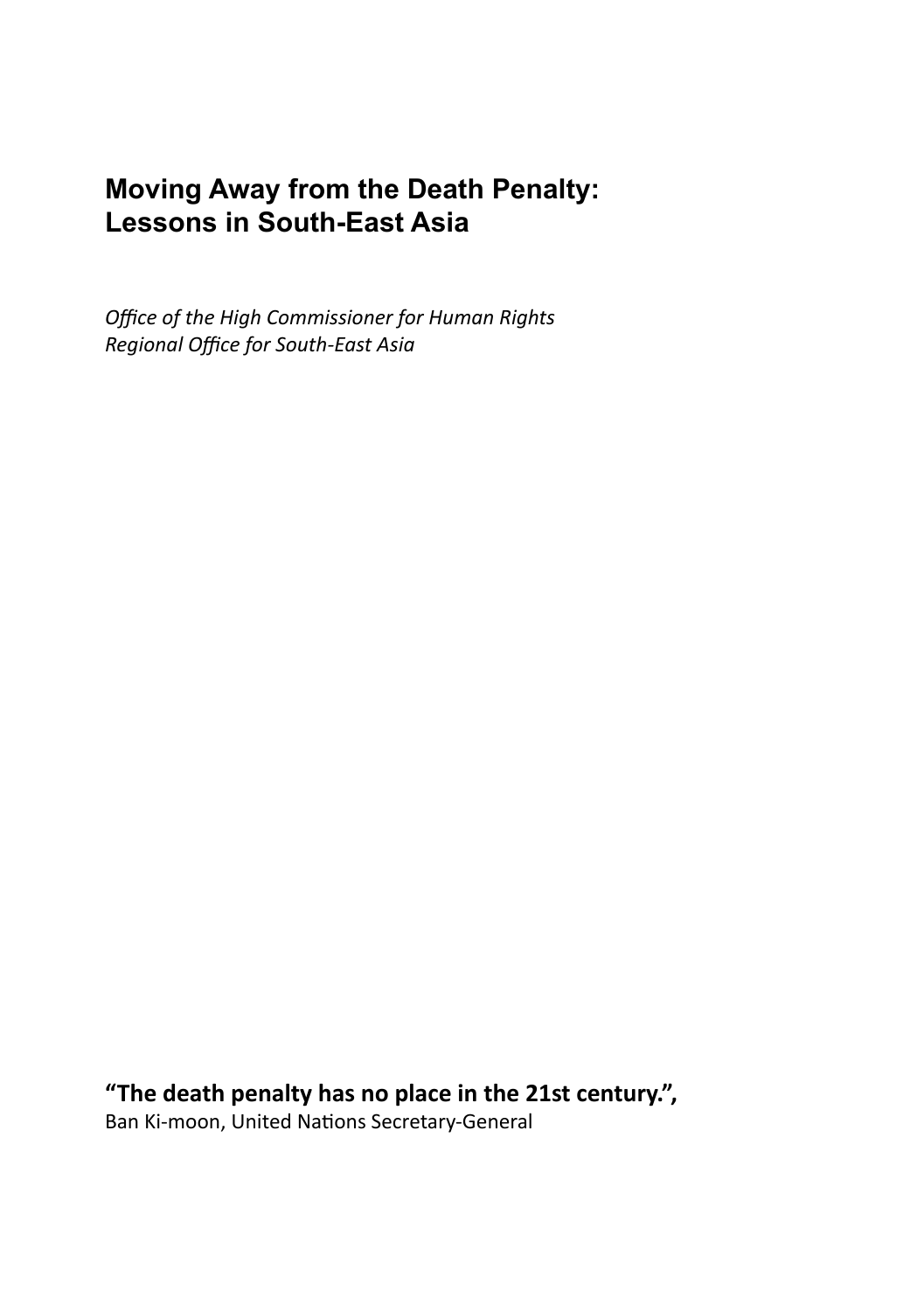# Moving Away from the Death Penalty: Lessons in South-East Asia

*Office of the High Commissioner for Human Rights*
*Regional Office for South-East Asia*

**“The death penalty has no place in the 21st century.”,**
Ban Ki-moon, United Nations Secretary-General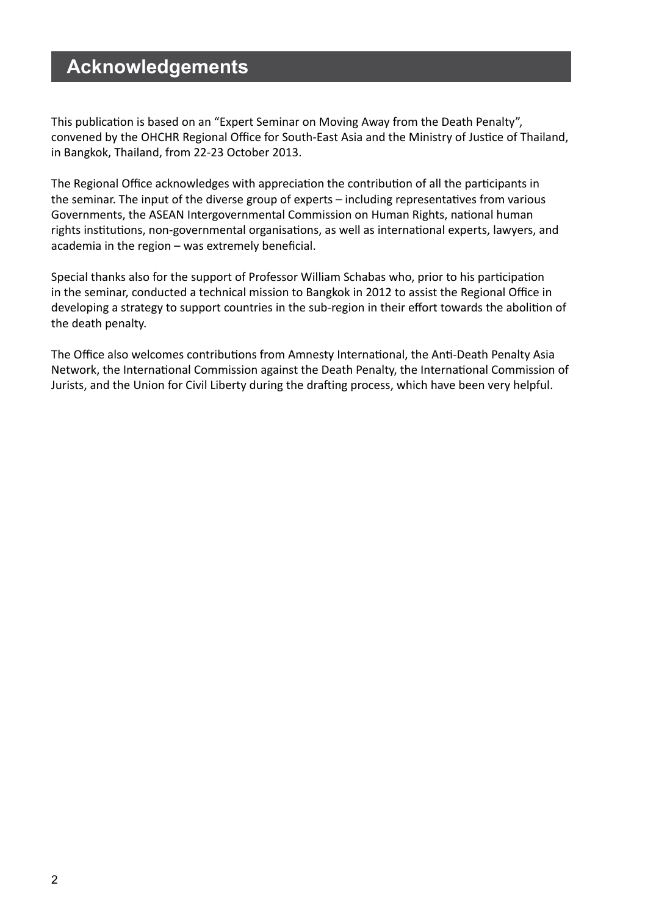# Acknowledgements

This publication is based on an "Expert Seminar on Moving Away from the Death Penalty", convened by the OHCHR Regional Office for South-East Asia and the Ministry of Justice of Thailand, in Bangkok, Thailand, from 22-23 October 2013.

The Regional Office acknowledges with appreciation the contribution of all the participants in the seminar. The input of the diverse group of experts – including representatives from various Governments, the ASEAN Intergovernmental Commission on Human Rights, national human rights institutions, non-governmental organisations, as well as international experts, lawyers, and academia in the region – was extremely beneficial.

Special thanks also for the support of Professor William Schabas who, prior to his participation in the seminar, conducted a technical mission to Bangkok in 2012 to assist the Regional Office in developing a strategy to support countries in the sub-region in their effort towards the abolition of the death penalty.

The Office also welcomes contributions from Amnesty International, the Anti-Death Penalty Asia Network, the International Commission against the Death Penalty, the International Commission of Jurists, and the Union for Civil Liberty during the drafting process, which have been very helpful.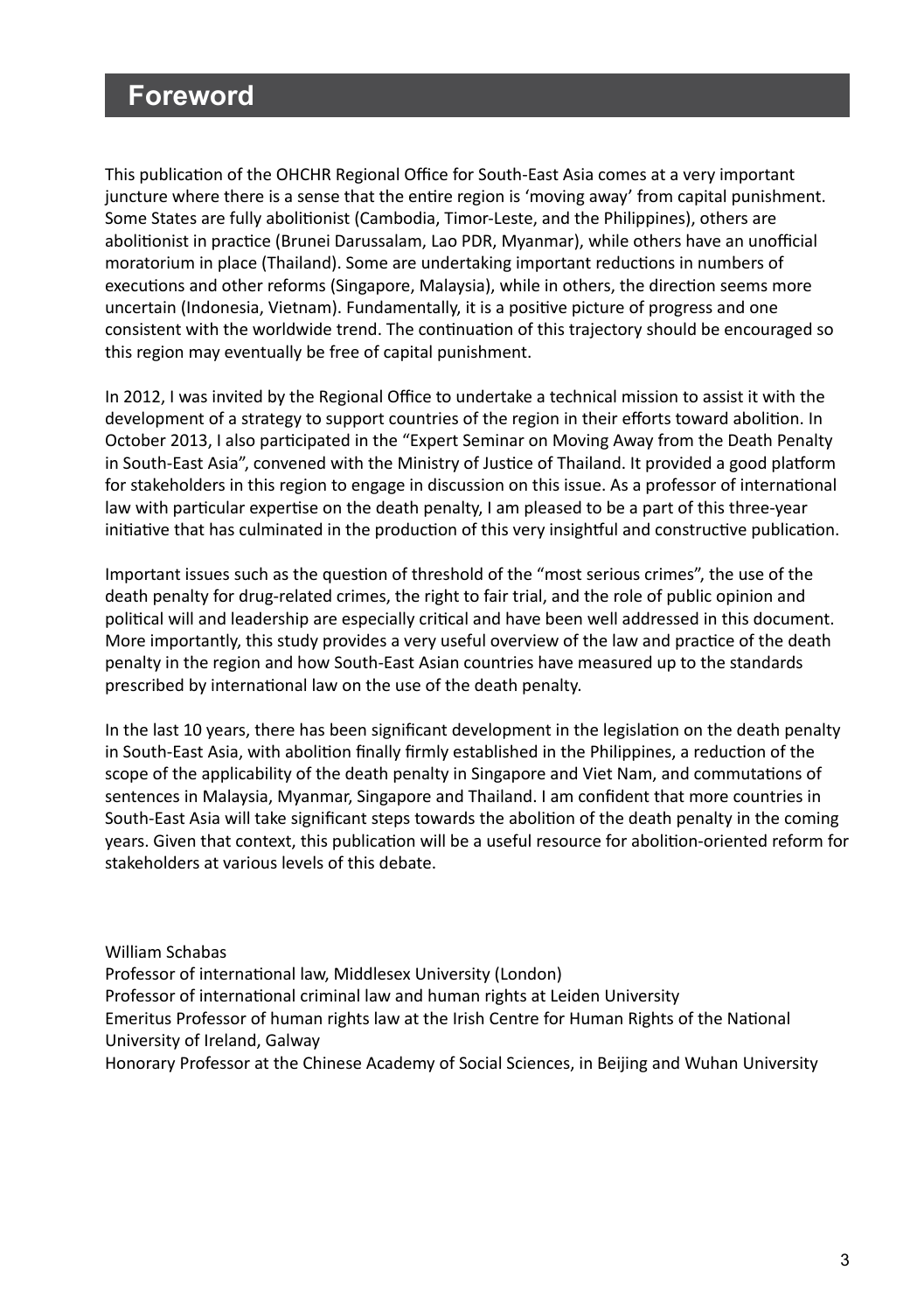# Foreword

This publication of the OHCHR Regional Office for South-East Asia comes at a very important juncture where there is a sense that the entire region is 'moving away' from capital punishment. Some States are fully abolitionist (Cambodia, Timor-Leste, and the Philippines), others are abolitionist in practice (Brunei Darussalam, Lao PDR, Myanmar), while others have an unofficial moratorium in place (Thailand). Some are undertaking important reductions in numbers of executions and other reforms (Singapore, Malaysia), while in others, the direction seems more uncertain (Indonesia, Vietnam). Fundamentally, it is a positive picture of progress and one consistent with the worldwide trend. The continuation of this trajectory should be encouraged so this region may eventually be free of capital punishment.

In 2012, I was invited by the Regional Office to undertake a technical mission to assist it with the development of a strategy to support countries of the region in their efforts toward abolition. In October 2013, I also participated in the "Expert Seminar on Moving Away from the Death Penalty in South-East Asia", convened with the Ministry of Justice of Thailand. It provided a good platform for stakeholders in this region to engage in discussion on this issue. As a professor of international law with particular expertise on the death penalty, I am pleased to be a part of this three-year initiative that has culminated in the production of this very insightful and constructive publication.

Important issues such as the question of threshold of the "most serious crimes", the use of the death penalty for drug-related crimes, the right to fair trial, and the role of public opinion and political will and leadership are especially critical and have been well addressed in this document. More importantly, this study provides a very useful overview of the law and practice of the death penalty in the region and how South-East Asian countries have measured up to the standards prescribed by international law on the use of the death penalty.

In the last 10 years, there has been significant development in the legislation on the death penalty in South-East Asia, with abolition finally firmly established in the Philippines, a reduction of the scope of the applicability of the death penalty in Singapore and Viet Nam, and commutations of sentences in Malaysia, Myanmar, Singapore and Thailand. I am confident that more countries in South-East Asia will take significant steps towards the abolition of the death penalty in the coming years. Given that context, this publication will be a useful resource for abolition-oriented reform for stakeholders at various levels of this debate.

William Schabas
Professor of international law, Middlesex University (London)
Professor of international criminal law and human rights at Leiden University
Emeritus Professor of human rights law at the Irish Centre for Human Rights of the National University of Ireland, Galway
Honorary Professor at the Chinese Academy of Social Sciences, in Beijing and Wuhan University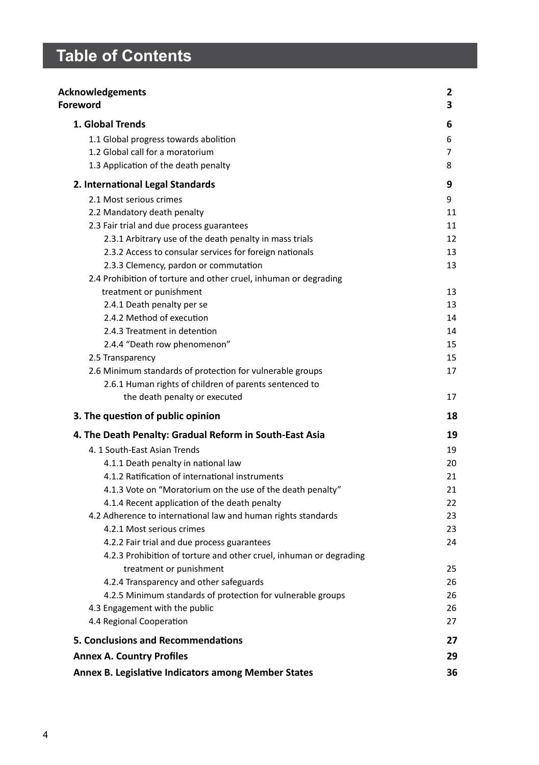# Table of Contents

| | |
|---|---|
| **Acknowledgements** | **2** |
| **Foreword** | **3** |
| **1. Global Trends** | **6** |
| 1.1 Global progress towards abolition | 6 |
| 1.2 Global call for a moratorium | 7 |
| 1.3 Application of the death penalty | 8 |
| **2. International Legal Standards** | **9** |
| 2.1 Most serious crimes | 9 |
| 2.2 Mandatory death penalty | 11 |
| 2.3 Fair trial and due process guarantees | 11 |
| 2.3.1 Arbitrary use of the death penalty in mass trials | 12 |
| 2.3.2 Access to consular services for foreign nationals | 13 |
| 2.3.3 Clemency, pardon or commutation | 13 |
| 2.4 Prohibition of torture and other cruel, inhuman or degrading treatment or punishment | 13 |
| 2.4.1 Death penalty per se | 13 |
| 2.4.2 Method of execution | 14 |
| 2.4.3 Treatment in detention | 14 |
| 2.4.4 "Death row phenomenon" | 15 |
| 2.5 Transparency | 15 |
| 2.6 Minimum standards of protection for vulnerable groups | 17 |
| 2.6.1 Human rights of children of parents sentenced to the death penalty or executed | 17 |
| **3. The question of public opinion** | **18** |
| **4. The Death Penalty: Gradual Reform in South-East Asia** | **19** |
| 4. 1 South-East Asian Trends | 19 |
| 4.1.1 Death penalty in national law | 20 |
| 4.1.2 Ratification of international instruments | 21 |
| 4.1.3 Vote on "Moratorium on the use of the death penalty" | 21 |
| 4.1.4 Recent application of the death penalty | 22 |
| 4.2 Adherence to international law and human rights standards | 23 |
| 4.2.1 Most serious crimes | 23 |
| 4.2.2 Fair trial and due process guarantees | 24 |
| 4.2.3 Prohibition of torture and other cruel, inhuman or degrading treatment or punishment | 25 |
| 4.2.4 Transparency and other safeguards | 26 |
| 4.2.5 Minimum standards of protection for vulnerable groups | 26 |
| 4.3 Engagement with the public | 26 |
| 4.4 Regional Cooperation | 27 |
| **5. Conclusions and Recommendations** | **27** |
| **Annex A. Country Profiles** | **29** |
| **Annex B. Legislative Indicators among Member States** | **36** |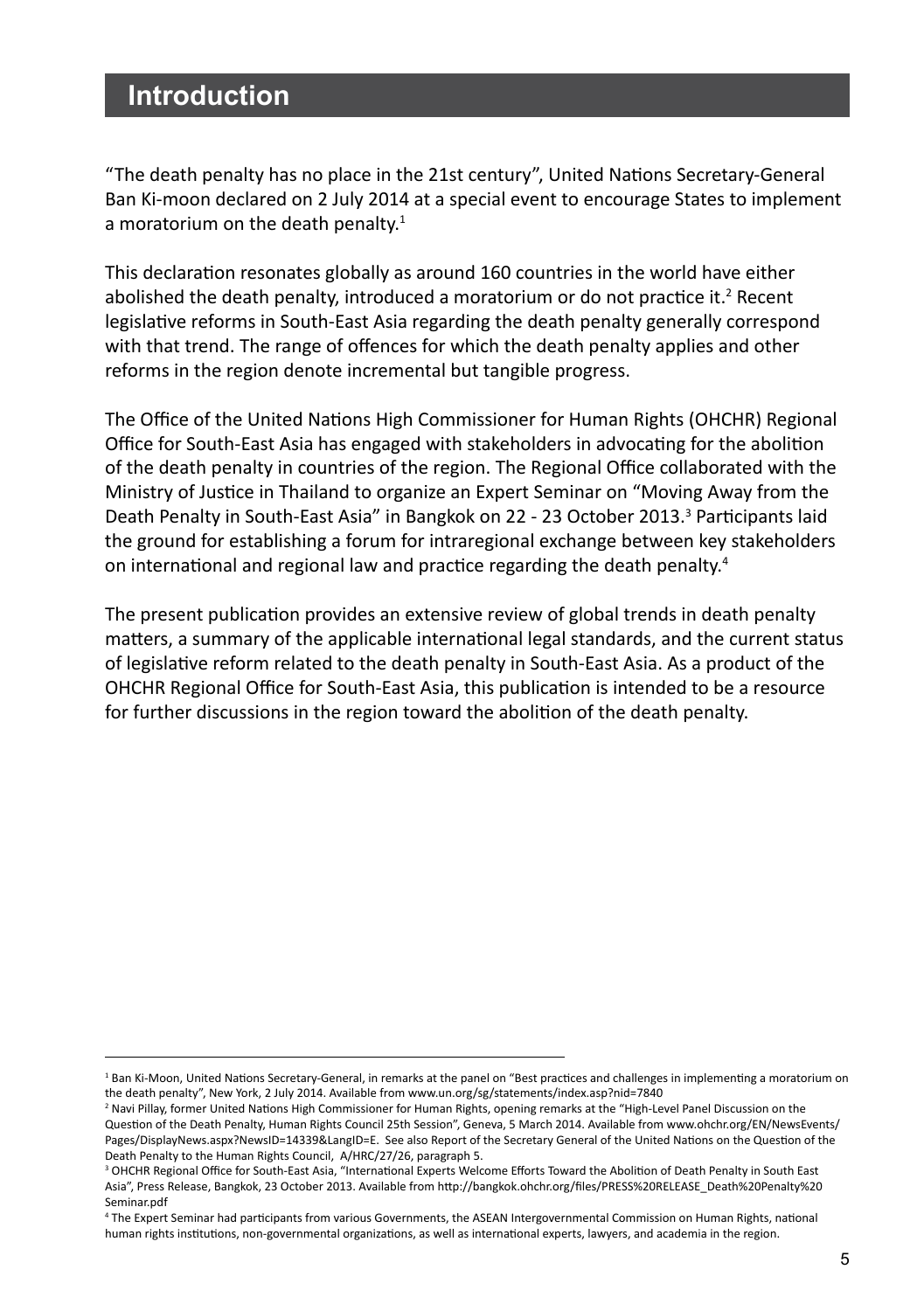# Introduction

"The death penalty has no place in the 21st century", United Nations Secretary-General Ban Ki-moon declared on 2 July 2014 at a special event to encourage States to implement a moratorium on the death penalty.[1]

This declaration resonates globally as around 160 countries in the world have either abolished the death penalty, introduced a moratorium or do not practice it.[2] Recent legislative reforms in South-East Asia regarding the death penalty generally correspond with that trend. The range of offences for which the death penalty applies and other reforms in the region denote incremental but tangible progress.

The Office of the United Nations High Commissioner for Human Rights (OHCHR) Regional Office for South-East Asia has engaged with stakeholders in advocating for the abolition of the death penalty in countries of the region. The Regional Office collaborated with the Ministry of Justice in Thailand to organize an Expert Seminar on "Moving Away from the Death Penalty in South-East Asia" in Bangkok on 22 - 23 October 2013.[3] Participants laid the ground for establishing a forum for intraregional exchange between key stakeholders on international and regional law and practice regarding the death penalty.[4]

The present publication provides an extensive review of global trends in death penalty matters, a summary of the applicable international legal standards, and the current status of legislative reform related to the death penalty in South-East Asia. As a product of the OHCHR Regional Office for South-East Asia, this publication is intended to be a resource for further discussions in the region toward the abolition of the death penalty.

---

[1] Ban Ki-Moon, United Nations Secretary-General, in remarks at the panel on "Best practices and challenges in implementing a moratorium on the death penalty", New York, 2 July 2014. Available from www.un.org/sg/statements/index.asp?nid=7840

[2] Navi Pillay, former United Nations High Commissioner for Human Rights, opening remarks at the "High-Level Panel Discussion on the Question of the Death Penalty, Human Rights Council 25th Session", Geneva, 5 March 2014. Available from www.ohchr.org/EN/NewsEvents/Pages/DisplayNews.aspx?NewsID=14339&LangID=E. See also Report of the Secretary General of the United Nations on the Question of the Death Penalty to the Human Rights Council, A/HRC/27/26, paragraph 5.

[3] OHCHR Regional Office for South-East Asia, "International Experts Welcome Efforts Toward the Abolition of Death Penalty in South East Asia", Press Release, Bangkok, 23 October 2013. Available from http://bangkok.ohchr.org/files/PRESS%20RELEASE_Death%20Penalty%20Seminar.pdf

[4] The Expert Seminar had participants from various Governments, the ASEAN Intergovernmental Commission on Human Rights, national human rights institutions, non-governmental organizations, as well as international experts, lawyers, and academia in the region.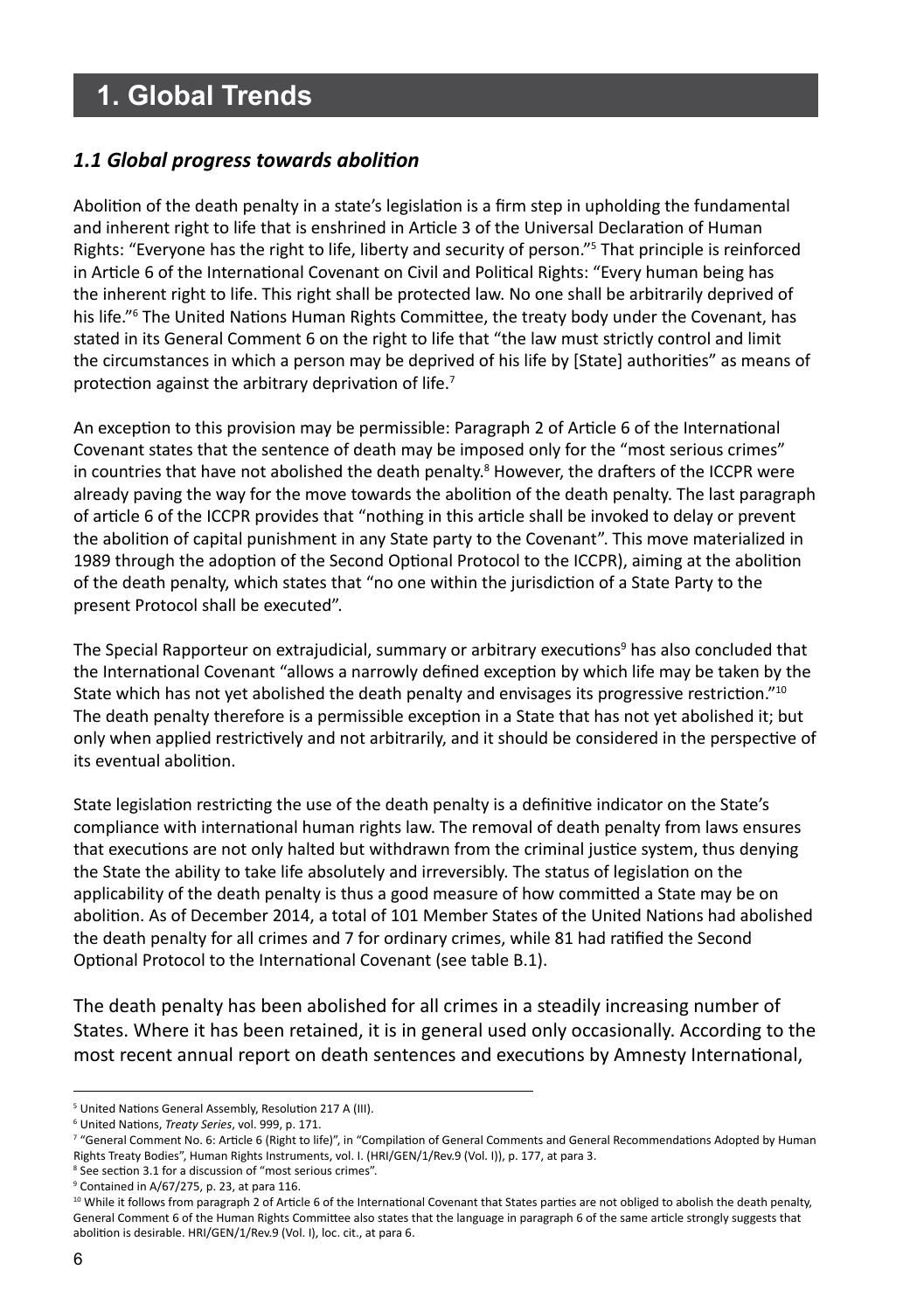# 1. Global Trends

## *1.1 Global progress towards abolition*

Abolition of the death penalty in a state's legislation is a firm step in upholding the fundamental and inherent right to life that is enshrined in Article 3 of the Universal Declaration of Human Rights: "Everyone has the right to life, liberty and security of person."[5] That principle is reinforced in Article 6 of the International Covenant on Civil and Political Rights: "Every human being has the inherent right to life. This right shall be protected law. No one shall be arbitrarily deprived of his life."[6] The United Nations Human Rights Committee, the treaty body under the Covenant, has stated in its General Comment 6 on the right to life that "the law must strictly control and limit the circumstances in which a person may be deprived of his life by [State] authorities" as means of protection against the arbitrary deprivation of life.[7]

An exception to this provision may be permissible: Paragraph 2 of Article 6 of the International Covenant states that the sentence of death may be imposed only for the "most serious crimes" in countries that have not abolished the death penalty.[8] However, the drafters of the ICCPR were already paving the way for the move towards the abolition of the death penalty. The last paragraph of article 6 of the ICCPR provides that "nothing in this article shall be invoked to delay or prevent the abolition of capital punishment in any State party to the Covenant". This move materialized in 1989 through the adoption of the Second Optional Protocol to the ICCPR), aiming at the abolition of the death penalty, which states that "no one within the jurisdiction of a State Party to the present Protocol shall be executed".

The Special Rapporteur on extrajudicial, summary or arbitrary executions[9] has also concluded that the International Covenant "allows a narrowly defined exception by which life may be taken by the State which has not yet abolished the death penalty and envisages its progressive restriction."[10] The death penalty therefore is a permissible exception in a State that has not yet abolished it; but only when applied restrictively and not arbitrarily, and it should be considered in the perspective of its eventual abolition.

State legislation restricting the use of the death penalty is a definitive indicator on the State's compliance with international human rights law. The removal of death penalty from laws ensures that executions are not only halted but withdrawn from the criminal justice system, thus denying the State the ability to take life absolutely and irreversibly. The status of legislation on the applicability of the death penalty is thus a good measure of how committed a State may be on abolition. As of December 2014, a total of 101 Member States of the United Nations had abolished the death penalty for all crimes and 7 for ordinary crimes, while 81 had ratified the Second Optional Protocol to the International Covenant (see table B.1).

The death penalty has been abolished for all crimes in a steadily increasing number of States. Where it has been retained, it is in general used only occasionally. According to the most recent annual report on death sentences and executions by Amnesty International,

---

[5] United Nations General Assembly, Resolution 217 A (III).

[6] United Nations, *Treaty Series*, vol. 999, p. 171.

[7] "General Comment No. 6: Article 6 (Right to life)", in "Compilation of General Comments and General Recommendations Adopted by Human Rights Treaty Bodies", Human Rights Instruments, vol. I. (HRI/GEN/1/Rev.9 (Vol. I)), p. 177, at para 3.

[8] See section 3.1 for a discussion of "most serious crimes".

[9] Contained in A/67/275, p. 23, at para 116.

[10] While it follows from paragraph 2 of Article 6 of the International Covenant that States parties are not obliged to abolish the death penalty, General Comment 6 of the Human Rights Committee also states that the language in paragraph 6 of the same article strongly suggests that abolition is desirable. HRI/GEN/1/Rev.9 (Vol. I), loc. cit., at para 6.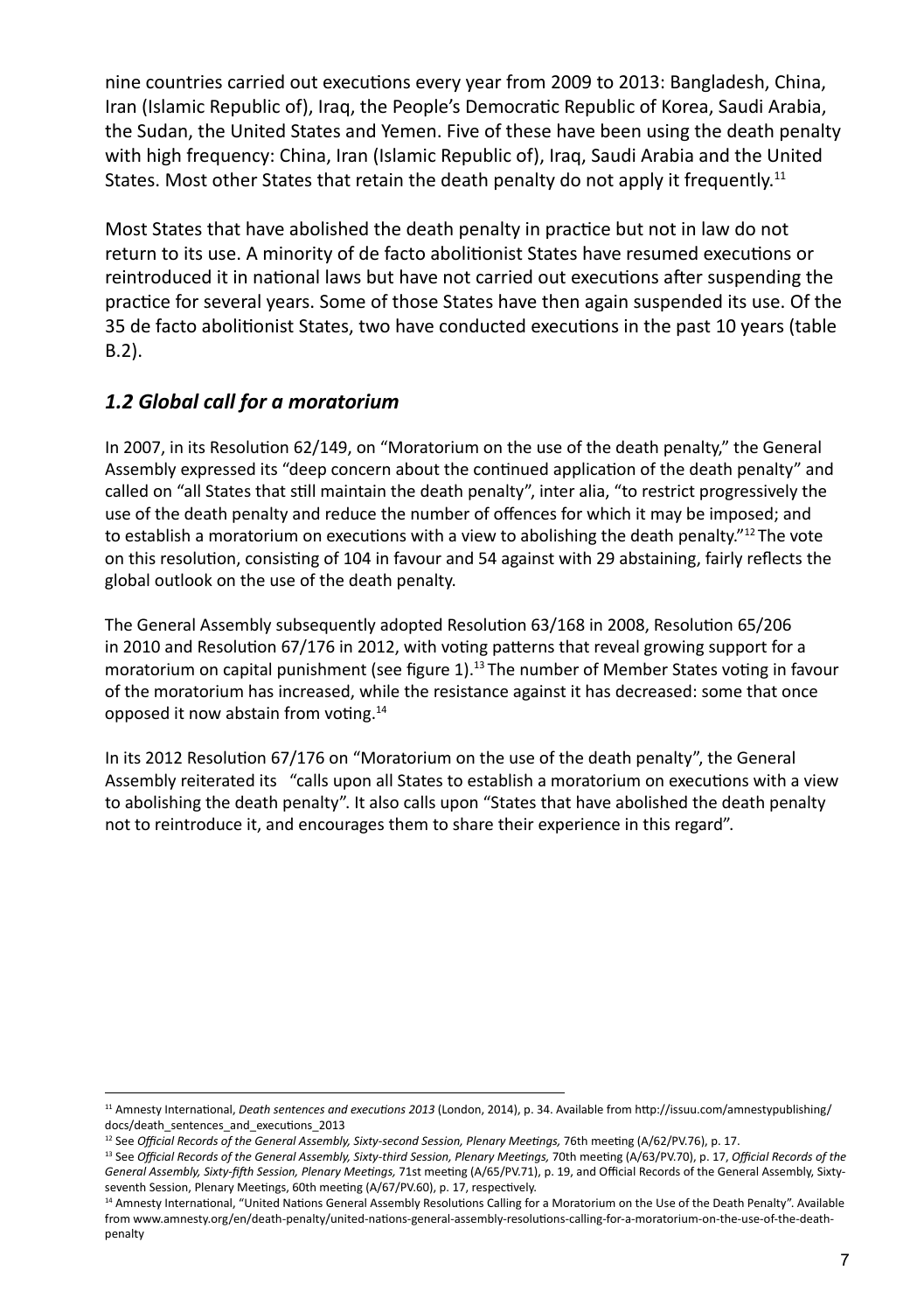nine countries carried out executions every year from 2009 to 2013: Bangladesh, China, Iran (Islamic Republic of), Iraq, the People's Democratic Republic of Korea, Saudi Arabia, the Sudan, the United States and Yemen. Five of these have been using the death penalty with high frequency: China, Iran (Islamic Republic of), Iraq, Saudi Arabia and the United States. Most other States that retain the death penalty do not apply it frequently.[11]

Most States that have abolished the death penalty in practice but not in law do not return to its use. A minority of de facto abolitionist States have resumed executions or reintroduced it in national laws but have not carried out executions after suspending the practice for several years. Some of those States have then again suspended its use. Of the 35 de facto abolitionist States, two have conducted executions in the past 10 years (table B.2).

## *1.2 Global call for a moratorium*

In 2007, in its Resolution 62/149, on "Moratorium on the use of the death penalty," the General Assembly expressed its "deep concern about the continued application of the death penalty" and called on "all States that still maintain the death penalty", inter alia, "to restrict progressively the use of the death penalty and reduce the number of offences for which it may be imposed; and to establish a moratorium on executions with a view to abolishing the death penalty."[12] The vote on this resolution, consisting of 104 in favour and 54 against with 29 abstaining, fairly reflects the global outlook on the use of the death penalty.

The General Assembly subsequently adopted Resolution 63/168 in 2008, Resolution 65/206 in 2010 and Resolution 67/176 in 2012, with voting patterns that reveal growing support for a moratorium on capital punishment (see figure 1).[13] The number of Member States voting in favour of the moratorium has increased, while the resistance against it has decreased: some that once opposed it now abstain from voting.[14]

In its 2012 Resolution 67/176 on "Moratorium on the use of the death penalty", the General Assembly reiterated its "calls upon all States to establish a moratorium on executions with a view to abolishing the death penalty". It also calls upon "States that have abolished the death penalty not to reintroduce it, and encourages them to share their experience in this regard".

---

[11] Amnesty International, *Death sentences and executions 2013* (London, 2014), p. 34. Available from http://issuu.com/amnestypublishing/docs/death_sentences_and_executions_2013

[12] See *Official Records of the General Assembly, Sixty-second Session, Plenary Meetings,* 76th meeting (A/62/PV.76), p. 17.

[13] See *Official Records of the General Assembly, Sixty-third Session, Plenary Meetings,* 70th meeting (A/63/PV.70), p. 17, *Official Records of the General Assembly, Sixty-fifth Session, Plenary Meetings,* 71st meeting (A/65/PV.71), p. 19, and Official Records of the General Assembly, Sixty-seventh Session, Plenary Meetings, 60th meeting (A/67/PV.60), p. 17, respectively.

[14] Amnesty International, "United Nations General Assembly Resolutions Calling for a Moratorium on the Use of the Death Penalty". Available from www.amnesty.org/en/death-penalty/united-nations-general-assembly-resolutions-calling-for-a-moratorium-on-the-use-of-the-death-penalty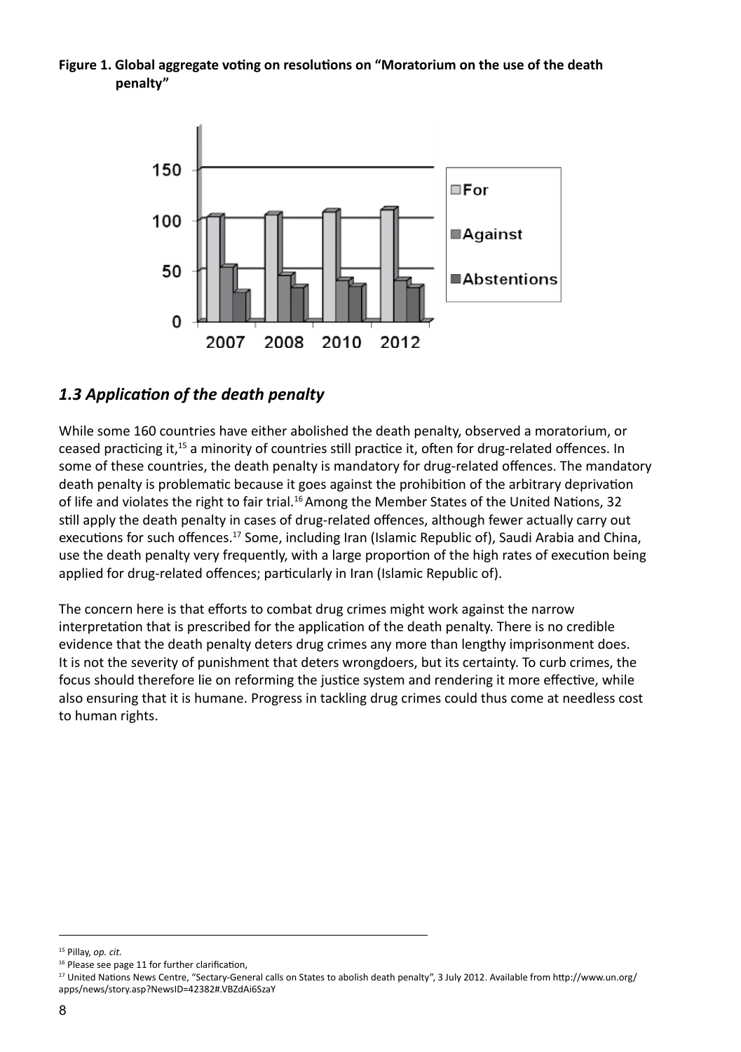**Figure 1. Global aggregate voting on resolutions on "Moratorium on the use of the death penalty"**

## *1.3 Application of the death penalty*

While some 160 countries have either abolished the death penalty, observed a moratorium, or ceased practicing it,[15] a minority of countries still practice it, often for drug-related offences. In some of these countries, the death penalty is mandatory for drug-related offences. The mandatory death penalty is problematic because it goes against the prohibition of the arbitrary deprivation of life and violates the right to fair trial.[16] Among the Member States of the United Nations, 32 still apply the death penalty in cases of drug-related offences, although fewer actually carry out executions for such offences.[17] Some, including Iran (Islamic Republic of), Saudi Arabia and China, use the death penalty very frequently, with a large proportion of the high rates of execution being applied for drug-related offences; particularly in Iran (Islamic Republic of).

The concern here is that efforts to combat drug crimes might work against the narrow interpretation that is prescribed for the application of the death penalty. There is no credible evidence that the death penalty deters drug crimes any more than lengthy imprisonment does. It is not the severity of punishment that deters wrongdoers, but its certainty. To curb crimes, the focus should therefore lie on reforming the justice system and rendering it more effective, while also ensuring that it is humane. Progress in tackling drug crimes could thus come at needless cost to human rights.

---

[15] Pillay, *op. cit.*

[16] Please see page 11 for further clarification,

[17] United Nations News Centre, "Sectary-General calls on States to abolish death penalty", 3 July 2012. Available from http://www.un.org/apps/news/story.asp?NewsID=42382#.VBZdAi6SzaY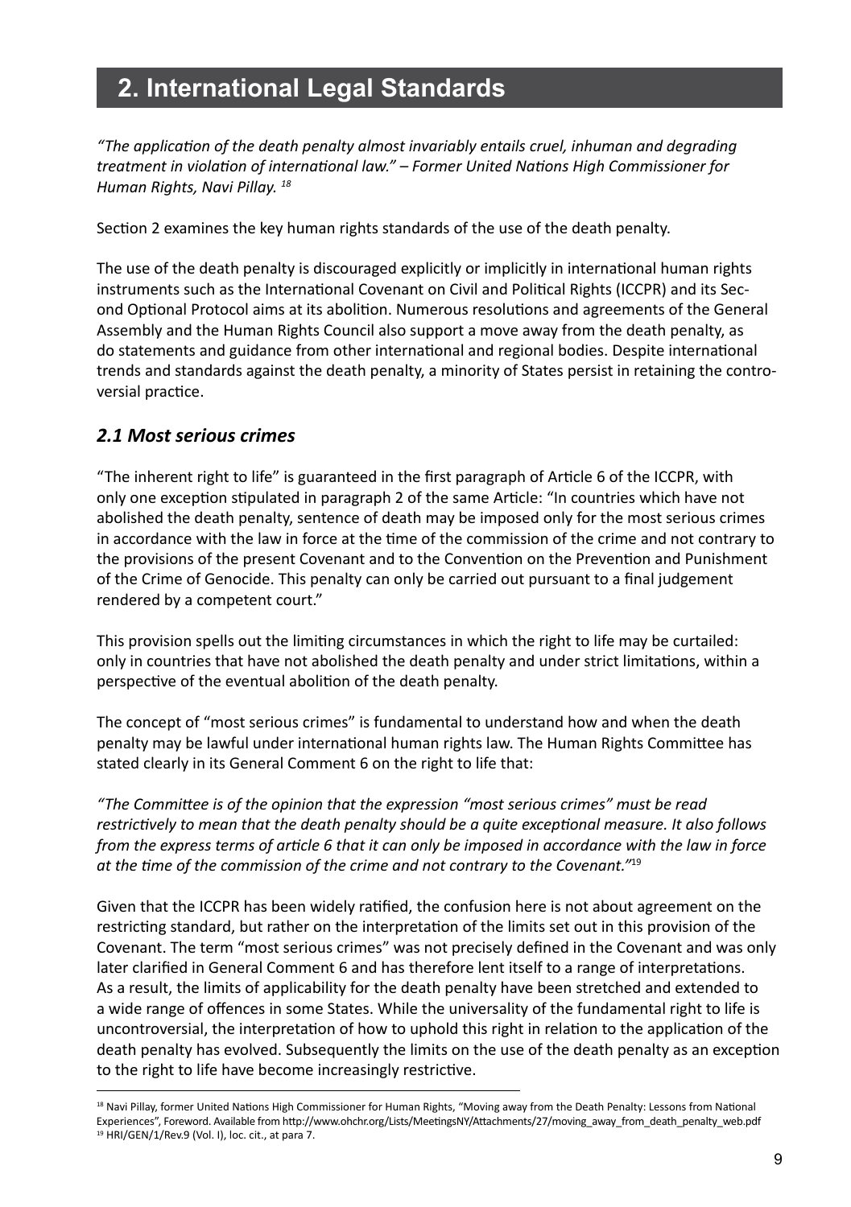## 2. International Legal Standards

*"The application of the death penalty almost invariably entails cruel, inhuman and degrading treatment in violation of international law." – Former United Nations High Commissioner for Human Rights, Navi Pillay.* [18]

Section 2 examines the key human rights standards of the use of the death penalty.

The use of the death penalty is discouraged explicitly or implicitly in international human rights instruments such as the International Covenant on Civil and Political Rights (ICCPR) and its Second Optional Protocol aims at its abolition. Numerous resolutions and agreements of the General Assembly and the Human Rights Council also support a move away from the death penalty, as do statements and guidance from other international and regional bodies. Despite international trends and standards against the death penalty, a minority of States persist in retaining the controversial practice.

### *2.1 Most serious crimes*

"The inherent right to life" is guaranteed in the first paragraph of Article 6 of the ICCPR, with only one exception stipulated in paragraph 2 of the same Article: "In countries which have not abolished the death penalty, sentence of death may be imposed only for the most serious crimes in accordance with the law in force at the time of the commission of the crime and not contrary to the provisions of the present Covenant and to the Convention on the Prevention and Punishment of the Crime of Genocide. This penalty can only be carried out pursuant to a final judgement rendered by a competent court."

This provision spells out the limiting circumstances in which the right to life may be curtailed: only in countries that have not abolished the death penalty and under strict limitations, within a perspective of the eventual abolition of the death penalty.

The concept of "most serious crimes" is fundamental to understand how and when the death penalty may be lawful under international human rights law. The Human Rights Committee has stated clearly in its General Comment 6 on the right to life that:

*"The Committee is of the opinion that the expression "most serious crimes" must be read restrictively to mean that the death penalty should be a quite exceptional measure. It also follows from the express terms of article 6 that it can only be imposed in accordance with the law in force at the time of the commission of the crime and not contrary to the Covenant."*[19]

Given that the ICCPR has been widely ratified, the confusion here is not about agreement on the restricting standard, but rather on the interpretation of the limits set out in this provision of the Covenant. The term "most serious crimes" was not precisely defined in the Covenant and was only later clarified in General Comment 6 and has therefore lent itself to a range of interpretations. As a result, the limits of applicability for the death penalty have been stretched and extended to a wide range of offences in some States. While the universality of the fundamental right to life is uncontroversial, the interpretation of how to uphold this right in relation to the application of the death penalty has evolved. Subsequently the limits on the use of the death penalty as an exception to the right to life have become increasingly restrictive.

---

[18] Navi Pillay, former United Nations High Commissioner for Human Rights, "Moving away from the Death Penalty: Lessons from National Experiences", Foreword. Available from http://www.ohchr.org/Lists/MeetingsNY/Attachments/27/moving_away_from_death_penalty_web.pdf

[19] HRI/GEN/1/Rev.9 (Vol. I), loc. cit., at para 7.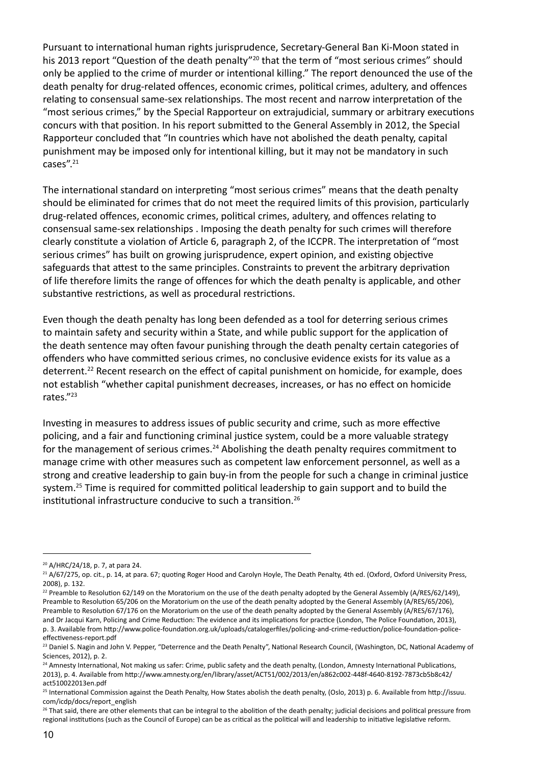Pursuant to international human rights jurisprudence, Secretary-General Ban Ki-Moon stated in his 2013 report "Question of the death penalty"[20] that the term of "most serious crimes" should only be applied to the crime of murder or intentional killing." The report denounced the use of the death penalty for drug-related offences, economic crimes, political crimes, adultery, and offences relating to consensual same-sex relationships. The most recent and narrow interpretation of the "most serious crimes," by the Special Rapporteur on extrajudicial, summary or arbitrary executions concurs with that position. In his report submitted to the General Assembly in 2012, the Special Rapporteur concluded that "In countries which have not abolished the death penalty, capital punishment may be imposed only for intentional killing, but it may not be mandatory in such cases".[21]

The international standard on interpreting "most serious crimes" means that the death penalty should be eliminated for crimes that do not meet the required limits of this provision, particularly drug-related offences, economic crimes, political crimes, adultery, and offences relating to consensual same-sex relationships . Imposing the death penalty for such crimes will therefore clearly constitute a violation of Article 6, paragraph 2, of the ICCPR. The interpretation of "most serious crimes" has built on growing jurisprudence, expert opinion, and existing objective safeguards that attest to the same principles. Constraints to prevent the arbitrary deprivation of life therefore limits the range of offences for which the death penalty is applicable, and other substantive restrictions, as well as procedural restrictions.

Even though the death penalty has long been defended as a tool for deterring serious crimes to maintain safety and security within a State, and while public support for the application of the death sentence may often favour punishing through the death penalty certain categories of offenders who have committed serious crimes, no conclusive evidence exists for its value as a deterrent.[22] Recent research on the effect of capital punishment on homicide, for example, does not establish "whether capital punishment decreases, increases, or has no effect on homicide rates."[23]

Investing in measures to address issues of public security and crime, such as more effective policing, and a fair and functioning criminal justice system, could be a more valuable strategy for the management of serious crimes.[24] Abolishing the death penalty requires commitment to manage crime with other measures such as competent law enforcement personnel, as well as a strong and creative leadership to gain buy-in from the people for such a change in criminal justice system.[25] Time is required for committed political leadership to gain support and to build the institutional infrastructure conducive to such a transition.[26]

---

[20] A/HRC/24/18, p. 7, at para 24.

[21] A/67/275, op. cit., p. 14, at para. 67; quoting Roger Hood and Carolyn Hoyle, The Death Penalty, 4th ed. (Oxford, Oxford University Press, 2008), p. 132.

[22] Preamble to Resolution 62/149 on the Moratorium on the use of the death penalty adopted by the General Assembly (A/RES/62/149), Preamble to Resolution 65/206 on the Moratorium on the use of the death penalty adopted by the General Assembly (A/RES/65/206), Preamble to Resolution 67/176 on the Moratorium on the use of the death penalty adopted by the General Assembly (A/RES/67/176), and Dr Jacqui Karn, Policing and Crime Reduction: The evidence and its implications for practice (London, The Police Foundation, 2013), p. 3. Available from http://www.police-foundation.org.uk/uploads/catalogerfiles/policing-and-crime-reduction/police-foundation-police-effectiveness-report.pdf

[23] Daniel S. Nagin and John V. Pepper, "Deterrence and the Death Penalty", National Research Council, (Washington, DC, National Academy of Sciences, 2012), p. 2.

[24] Amnesty International, Not making us safer: Crime, public safety and the death penalty, (London, Amnesty International Publications, 2013), p. 4. Available from http://www.amnesty.org/en/library/asset/ACT51/002/2013/en/a862c002-448f-4640-8192-7873cb5b8c42/act510022013en.pdf

[25] International Commission against the Death Penalty, How States abolish the death penalty, (Oslo, 2013) p. 6. Available from http://issuu.com/icdp/docs/report_english

[26] That said, there are other elements that can be integral to the abolition of the death penalty; judicial decisions and political pressure from regional institutions (such as the Council of Europe) can be as critical as the political will and leadership to initiative legislative reform.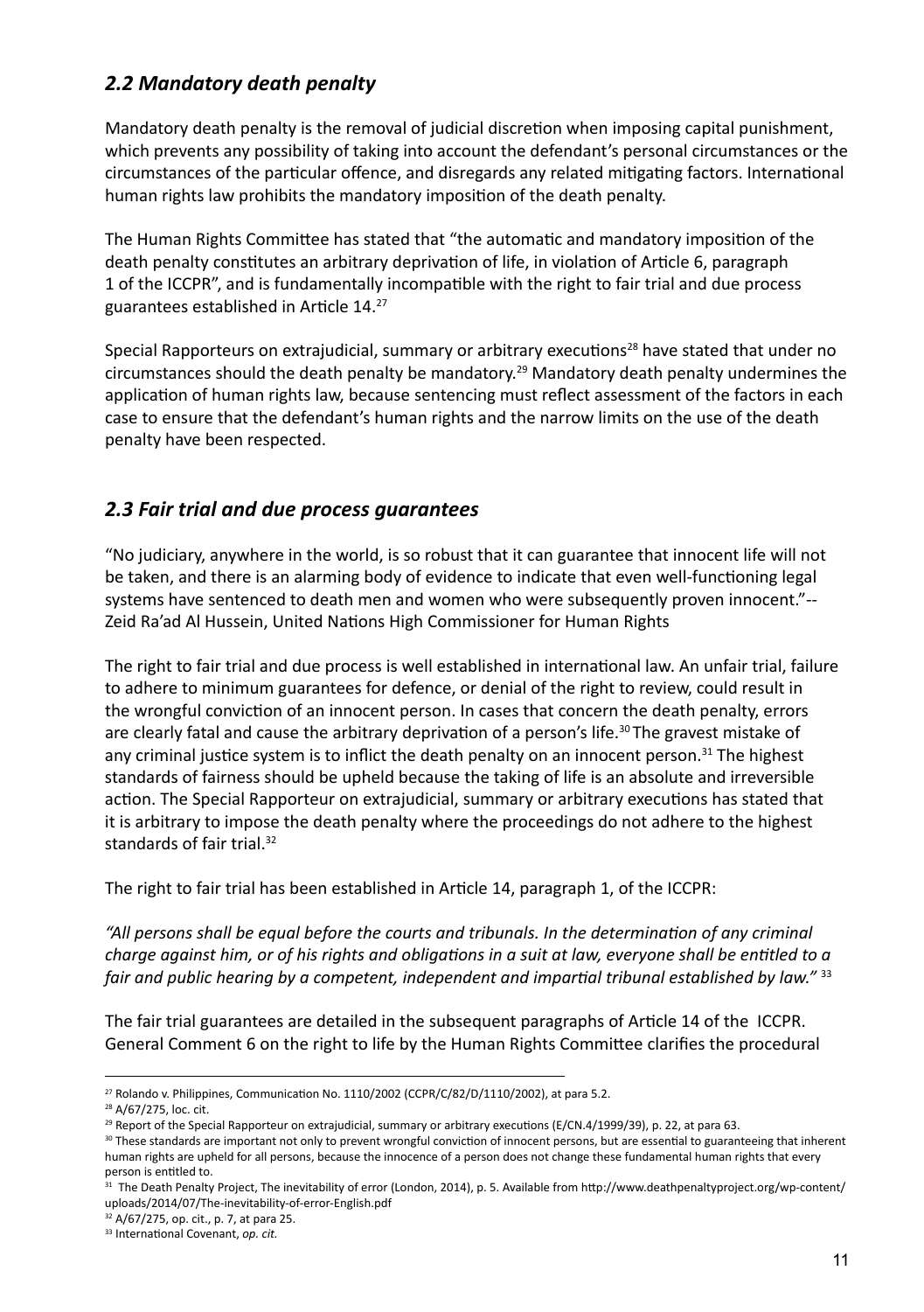## *2.2 Mandatory death penalty*

Mandatory death penalty is the removal of judicial discretion when imposing capital punishment, which prevents any possibility of taking into account the defendant's personal circumstances or the circumstances of the particular offence, and disregards any related mitigating factors. International human rights law prohibits the mandatory imposition of the death penalty.

The Human Rights Committee has stated that "the automatic and mandatory imposition of the death penalty constitutes an arbitrary deprivation of life, in violation of Article 6, paragraph 1 of the ICCPR", and is fundamentally incompatible with the right to fair trial and due process guarantees established in Article 14.[27]

Special Rapporteurs on extrajudicial, summary or arbitrary executions[28] have stated that under no circumstances should the death penalty be mandatory.[29] Mandatory death penalty undermines the application of human rights law, because sentencing must reflect assessment of the factors in each case to ensure that the defendant's human rights and the narrow limits on the use of the death penalty have been respected.

## *2.3 Fair trial and due process guarantees*

"No judiciary, anywhere in the world, is so robust that it can guarantee that innocent life will not be taken, and there is an alarming body of evidence to indicate that even well-functioning legal systems have sentenced to death men and women who were subsequently proven innocent."-- Zeid Ra'ad Al Hussein, United Nations High Commissioner for Human Rights

The right to fair trial and due process is well established in international law. An unfair trial, failure to adhere to minimum guarantees for defence, or denial of the right to review, could result in the wrongful conviction of an innocent person. In cases that concern the death penalty, errors are clearly fatal and cause the arbitrary deprivation of a person's life.[30] The gravest mistake of any criminal justice system is to inflict the death penalty on an innocent person.[31] The highest standards of fairness should be upheld because the taking of life is an absolute and irreversible action. The Special Rapporteur on extrajudicial, summary or arbitrary executions has stated that it is arbitrary to impose the death penalty where the proceedings do not adhere to the highest standards of fair trial.[32]

The right to fair trial has been established in Article 14, paragraph 1, of the ICCPR:

*"All persons shall be equal before the courts and tribunals. In the determination of any criminal charge against him, or of his rights and obligations in a suit at law, everyone shall be entitled to a fair and public hearing by a competent, independent and impartial tribunal established by law."* [33]

The fair trial guarantees are detailed in the subsequent paragraphs of Article 14 of the ICCPR. General Comment 6 on the right to life by the Human Rights Committee clarifies the procedural

---

[27] Rolando v. Philippines, Communication No. 1110/2002 (CCPR/C/82/D/1110/2002), at para 5.2.

[28] A/67/275, loc. cit.

[29] Report of the Special Rapporteur on extrajudicial, summary or arbitrary executions (E/CN.4/1999/39), p. 22, at para 63.

[30] These standards are important not only to prevent wrongful conviction of innocent persons, but are essential to guaranteeing that inherent human rights are upheld for all persons, because the innocence of a person does not change these fundamental human rights that every person is entitled to.

[31] The Death Penalty Project, The inevitability of error (London, 2014), p. 5. Available from http://www.deathpenaltyproject.org/wp-content/uploads/2014/07/The-inevitability-of-error-English.pdf

[32] A/67/275, op. cit., p. 7, at para 25.

[33] International Covenant, *op. cit.*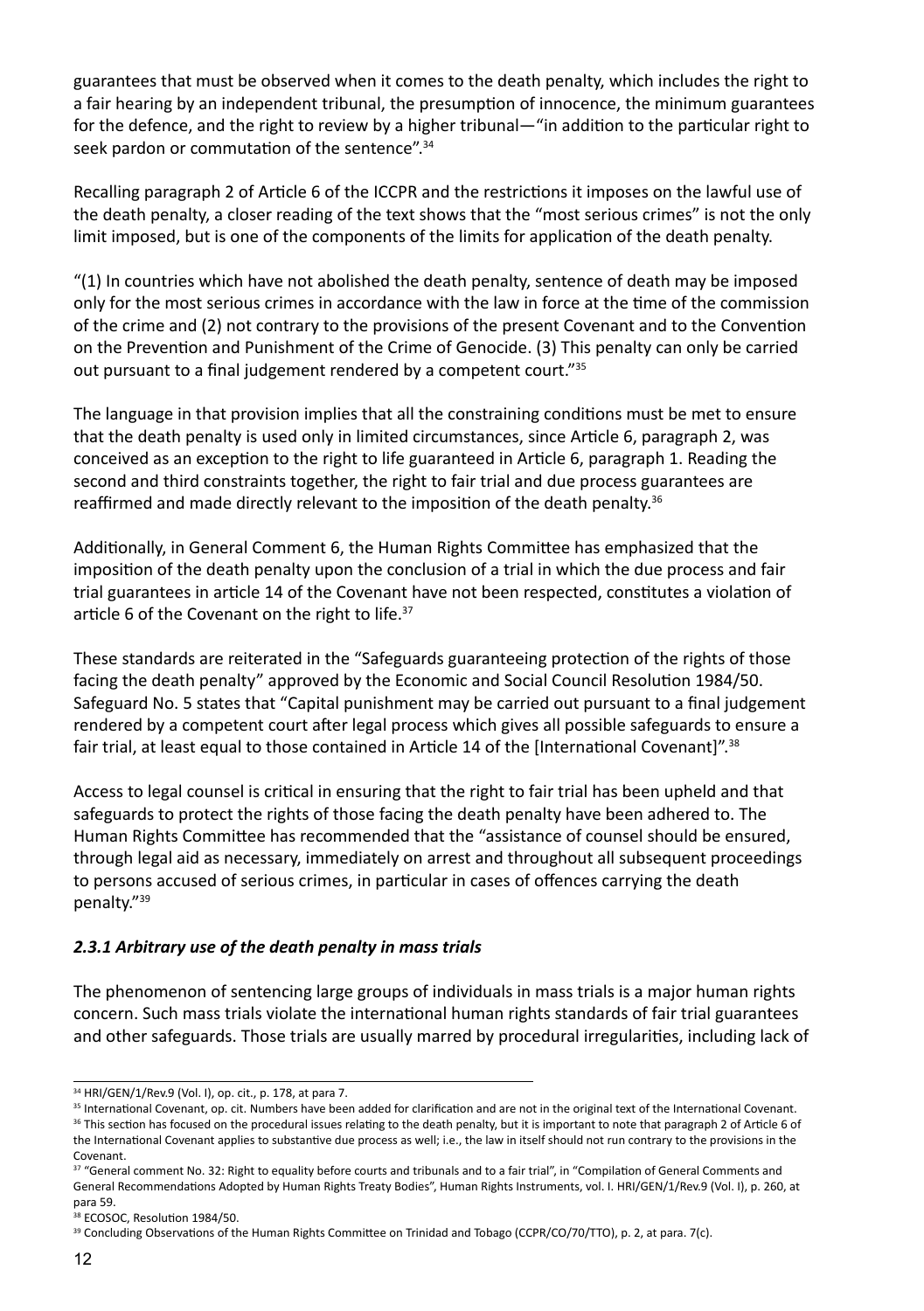guarantees that must be observed when it comes to the death penalty, which includes the right to a fair hearing by an independent tribunal, the presumption of innocence, the minimum guarantees for the defence, and the right to review by a higher tribunal—"in addition to the particular right to seek pardon or commutation of the sentence".[34]

Recalling paragraph 2 of Article 6 of the ICCPR and the restrictions it imposes on the lawful use of the death penalty, a closer reading of the text shows that the "most serious crimes" is not the only limit imposed, but is one of the components of the limits for application of the death penalty.

"(1) In countries which have not abolished the death penalty, sentence of death may be imposed only for the most serious crimes in accordance with the law in force at the time of the commission of the crime and (2) not contrary to the provisions of the present Covenant and to the Convention on the Prevention and Punishment of the Crime of Genocide. (3) This penalty can only be carried out pursuant to a final judgement rendered by a competent court."[35]

The language in that provision implies that all the constraining conditions must be met to ensure that the death penalty is used only in limited circumstances, since Article 6, paragraph 2, was conceived as an exception to the right to life guaranteed in Article 6, paragraph 1. Reading the second and third constraints together, the right to fair trial and due process guarantees are reaffirmed and made directly relevant to the imposition of the death penalty.[36]

Additionally, in General Comment 6, the Human Rights Committee has emphasized that the imposition of the death penalty upon the conclusion of a trial in which the due process and fair trial guarantees in article 14 of the Covenant have not been respected, constitutes a violation of article 6 of the Covenant on the right to life.[37]

These standards are reiterated in the "Safeguards guaranteeing protection of the rights of those facing the death penalty" approved by the Economic and Social Council Resolution 1984/50. Safeguard No. 5 states that "Capital punishment may be carried out pursuant to a final judgement rendered by a competent court after legal process which gives all possible safeguards to ensure a fair trial, at least equal to those contained in Article 14 of the [International Covenant]".[38]

Access to legal counsel is critical in ensuring that the right to fair trial has been upheld and that safeguards to protect the rights of those facing the death penalty have been adhered to. The Human Rights Committee has recommended that the "assistance of counsel should be ensured, through legal aid as necessary, immediately on arrest and throughout all subsequent proceedings to persons accused of serious crimes, in particular in cases of offences carrying the death penalty."[39]

### *2.3.1 Arbitrary use of the death penalty in mass trials*

The phenomenon of sentencing large groups of individuals in mass trials is a major human rights concern. Such mass trials violate the international human rights standards of fair trial guarantees and other safeguards. Those trials are usually marred by procedural irregularities, including lack of

---

[34] HRI/GEN/1/Rev.9 (Vol. I), op. cit., p. 178, at para 7.

[35] International Covenant, op. cit. Numbers have been added for clarification and are not in the original text of the International Covenant.

[36] This section has focused on the procedural issues relating to the death penalty, but it is important to note that paragraph 2 of Article 6 of the International Covenant applies to substantive due process as well; i.e., the law in itself should not run contrary to the provisions in the Covenant.

[37] "General comment No. 32: Right to equality before courts and tribunals and to a fair trial", in "Compilation of General Comments and General Recommendations Adopted by Human Rights Treaty Bodies", Human Rights Instruments, vol. I. HRI/GEN/1/Rev.9 (Vol. I), p. 260, at para 59.

[38] ECOSOC, Resolution 1984/50.

[39] Concluding Observations of the Human Rights Committee on Trinidad and Tobago (CCPR/CO/70/TTO), p. 2, at para. 7(c).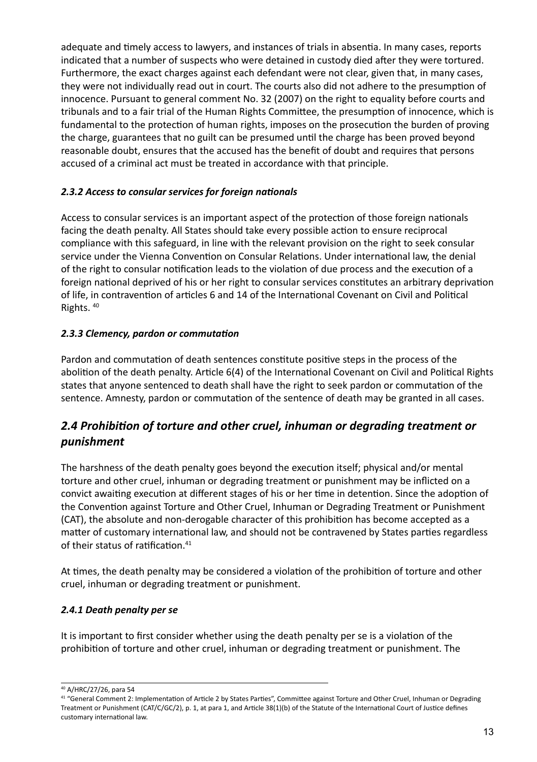adequate and timely access to lawyers, and instances of trials in absentia. In many cases, reports indicated that a number of suspects who were detained in custody died after they were tortured. Furthermore, the exact charges against each defendant were not clear, given that, in many cases, they were not individually read out in court. The courts also did not adhere to the presumption of innocence. Pursuant to general comment No. 32 (2007) on the right to equality before courts and tribunals and to a fair trial of the Human Rights Committee, the presumption of innocence, which is fundamental to the protection of human rights, imposes on the prosecution the burden of proving the charge, guarantees that no guilt can be presumed until the charge has been proved beyond reasonable doubt, ensures that the accused has the benefit of doubt and requires that persons accused of a criminal act must be treated in accordance with that principle.

### *2.3.2 Access to consular services for foreign nationals*

Access to consular services is an important aspect of the protection of those foreign nationals facing the death penalty. All States should take every possible action to ensure reciprocal compliance with this safeguard, in line with the relevant provision on the right to seek consular service under the Vienna Convention on Consular Relations. Under international law, the denial of the right to consular notification leads to the violation of due process and the execution of a foreign national deprived of his or her right to consular services constitutes an arbitrary deprivation of life, in contravention of articles 6 and 14 of the International Covenant on Civil and Political Rights. [40]

### *2.3.3 Clemency, pardon or commutation*

Pardon and commutation of death sentences constitute positive steps in the process of the abolition of the death penalty. Article 6(4) of the International Covenant on Civil and Political Rights states that anyone sentenced to death shall have the right to seek pardon or commutation of the sentence. Amnesty, pardon or commutation of the sentence of death may be granted in all cases.

## *2.4 Prohibition of torture and other cruel, inhuman or degrading treatment or punishment*

The harshness of the death penalty goes beyond the execution itself; physical and/or mental torture and other cruel, inhuman or degrading treatment or punishment may be inflicted on a convict awaiting execution at different stages of his or her time in detention. Since the adoption of the Convention against Torture and Other Cruel, Inhuman or Degrading Treatment or Punishment (CAT), the absolute and non-derogable character of this prohibition has become accepted as a matter of customary international law, and should not be contravened by States parties regardless of their status of ratification.[41]

At times, the death penalty may be considered a violation of the prohibition of torture and other cruel, inhuman or degrading treatment or punishment.

### *2.4.1 Death penalty per se*

It is important to first consider whether using the death penalty per se is a violation of the prohibition of torture and other cruel, inhuman or degrading treatment or punishment. The

---

[40] A/HRC/27/26, para 54

[41] "General Comment 2: Implementation of Article 2 by States Parties", Committee against Torture and Other Cruel, Inhuman or Degrading Treatment or Punishment (CAT/C/GC/2), p. 1, at para 1, and Article 38(1)(b) of the Statute of the International Court of Justice defines customary international law.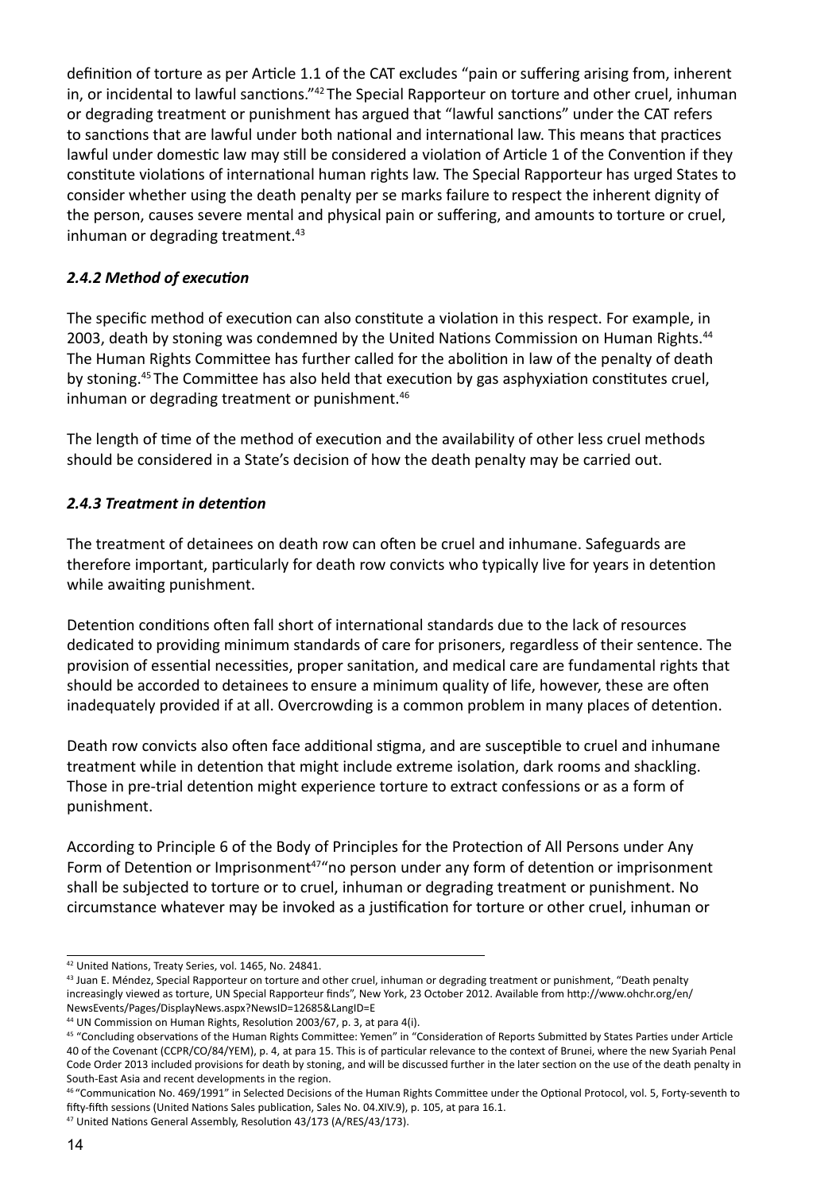definition of torture as per Article 1.1 of the CAT excludes "pain or suffering arising from, inherent in, or incidental to lawful sanctions."[42] The Special Rapporteur on torture and other cruel, inhuman or degrading treatment or punishment has argued that "lawful sanctions" under the CAT refers to sanctions that are lawful under both national and international law. This means that practices lawful under domestic law may still be considered a violation of Article 1 of the Convention if they constitute violations of international human rights law. The Special Rapporteur has urged States to consider whether using the death penalty per se marks failure to respect the inherent dignity of the person, causes severe mental and physical pain or suffering, and amounts to torture or cruel, inhuman or degrading treatment.[43]

### *2.4.2 Method of execution*

The specific method of execution can also constitute a violation in this respect. For example, in 2003, death by stoning was condemned by the United Nations Commission on Human Rights.[44] The Human Rights Committee has further called for the abolition in law of the penalty of death by stoning.[45] The Committee has also held that execution by gas asphyxiation constitutes cruel, inhuman or degrading treatment or punishment.[46]

The length of time of the method of execution and the availability of other less cruel methods should be considered in a State's decision of how the death penalty may be carried out.

### *2.4.3 Treatment in detention*

The treatment of detainees on death row can often be cruel and inhumane. Safeguards are therefore important, particularly for death row convicts who typically live for years in detention while awaiting punishment.

Detention conditions often fall short of international standards due to the lack of resources dedicated to providing minimum standards of care for prisoners, regardless of their sentence. The provision of essential necessities, proper sanitation, and medical care are fundamental rights that should be accorded to detainees to ensure a minimum quality of life, however, these are often inadequately provided if at all. Overcrowding is a common problem in many places of detention.

Death row convicts also often face additional stigma, and are susceptible to cruel and inhumane treatment while in detention that might include extreme isolation, dark rooms and shackling. Those in pre-trial detention might experience torture to extract confessions or as a form of punishment.

According to Principle 6 of the Body of Principles for the Protection of All Persons under Any Form of Detention or Imprisonment[47] "no person under any form of detention or imprisonment shall be subjected to torture or to cruel, inhuman or degrading treatment or punishment. No circumstance whatever may be invoked as a justification for torture or other cruel, inhuman or

---

[42] United Nations, Treaty Series, vol. 1465, No. 24841.

[43] Juan E. Méndez, Special Rapporteur on torture and other cruel, inhuman or degrading treatment or punishment, "Death penalty increasingly viewed as torture, UN Special Rapporteur finds", New York, 23 October 2012. Available from http://www.ohchr.org/en/NewsEvents/Pages/DisplayNews.aspx?NewsID=12685&LangID=E

[44] UN Commission on Human Rights, Resolution 2003/67, p. 3, at para 4(i).

[45] "Concluding observations of the Human Rights Committee: Yemen" in "Consideration of Reports Submitted by States Parties under Article 40 of the Covenant (CCPR/CO/84/YEM), p. 4, at para 15. This is of particular relevance to the context of Brunei, where the new Syariah Penal Code Order 2013 included provisions for death by stoning, and will be discussed further in the later section on the use of the death penalty in South-East Asia and recent developments in the region.

[46] "Communication No. 469/1991" in Selected Decisions of the Human Rights Committee under the Optional Protocol, vol. 5, Forty-seventh to fifty-fifth sessions (United Nations Sales publication, Sales No. 04.XIV.9), p. 105, at para 16.1.

[47] United Nations General Assembly, Resolution 43/173 (A/RES/43/173).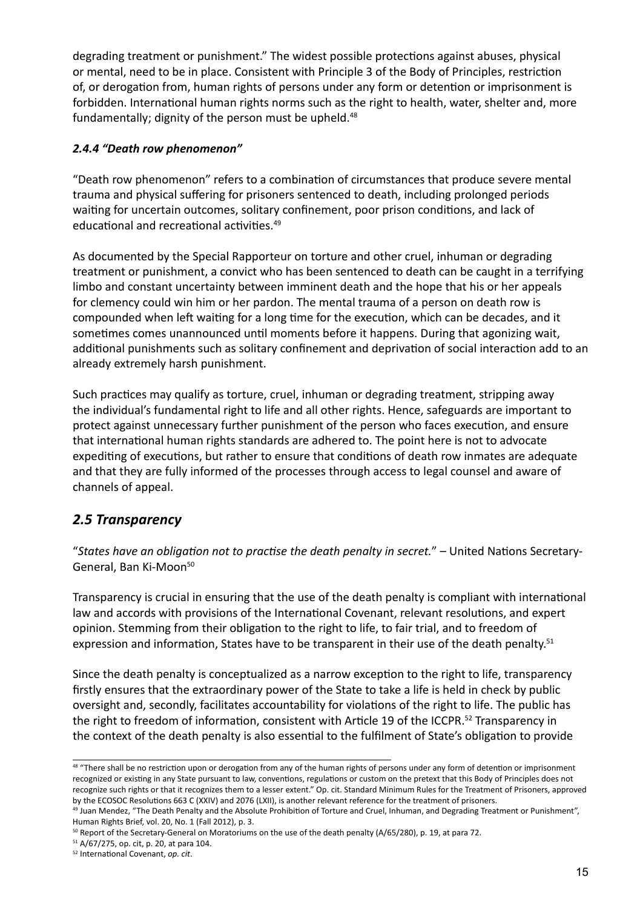degrading treatment or punishment." The widest possible protections against abuses, physical or mental, need to be in place. Consistent with Principle 3 of the Body of Principles, restriction of, or derogation from, human rights of persons under any form or detention or imprisonment is forbidden. International human rights norms such as the right to health, water, shelter and, more fundamentally; dignity of the person must be upheld.[48]

#### *2.4.4 "Death row phenomenon"*

"Death row phenomenon" refers to a combination of circumstances that produce severe mental trauma and physical suffering for prisoners sentenced to death, including prolonged periods waiting for uncertain outcomes, solitary confinement, poor prison conditions, and lack of educational and recreational activities.[49]

As documented by the Special Rapporteur on torture and other cruel, inhuman or degrading treatment or punishment, a convict who has been sentenced to death can be caught in a terrifying limbo and constant uncertainty between imminent death and the hope that his or her appeals for clemency could win him or her pardon. The mental trauma of a person on death row is compounded when left waiting for a long time for the execution, which can be decades, and it sometimes comes unannounced until moments before it happens. During that agonizing wait, additional punishments such as solitary confinement and deprivation of social interaction add to an already extremely harsh punishment.

Such practices may qualify as torture, cruel, inhuman or degrading treatment, stripping away the individual's fundamental right to life and all other rights. Hence, safeguards are important to protect against unnecessary further punishment of the person who faces execution, and ensure that international human rights standards are adhered to. The point here is not to advocate expediting of executions, but rather to ensure that conditions of death row inmates are adequate and that they are fully informed of the processes through access to legal counsel and aware of channels of appeal.

### *2.5 Transparency*

"*States have an obligation not to practise the death penalty in secret.*" – United Nations Secretary-General, Ban Ki-Moon[50]

Transparency is crucial in ensuring that the use of the death penalty is compliant with international law and accords with provisions of the International Covenant, relevant resolutions, and expert opinion. Stemming from their obligation to the right to life, to fair trial, and to freedom of expression and information, States have to be transparent in their use of the death penalty.[51]

Since the death penalty is conceptualized as a narrow exception to the right to life, transparency firstly ensures that the extraordinary power of the State to take a life is held in check by public oversight and, secondly, facilitates accountability for violations of the right to life. The public has the right to freedom of information, consistent with Article 19 of the ICCPR.[52] Transparency in the context of the death penalty is also essential to the fulfilment of State's obligation to provide

---

[48] "There shall be no restriction upon or derogation from any of the human rights of persons under any form of detention or imprisonment recognized or existing in any State pursuant to law, conventions, regulations or custom on the pretext that this Body of Principles does not recognize such rights or that it recognizes them to a lesser extent." Op. cit. Standard Minimum Rules for the Treatment of Prisoners, approved by the ECOSOC Resolutions 663 C (XXIV) and 2076 (LXII), is another relevant reference for the treatment of prisoners.

[49] Juan Mendez, "The Death Penalty and the Absolute Prohibition of Torture and Cruel, Inhuman, and Degrading Treatment or Punishment", Human Rights Brief, vol. 20, No. 1 (Fall 2012), p. 3.

[50] Report of the Secretary-General on Moratoriums on the use of the death penalty (A/65/280), p. 19, at para 72.

[51] A/67/275, op. cit, p. 20, at para 104.

[52] International Covenant, *op. cit*.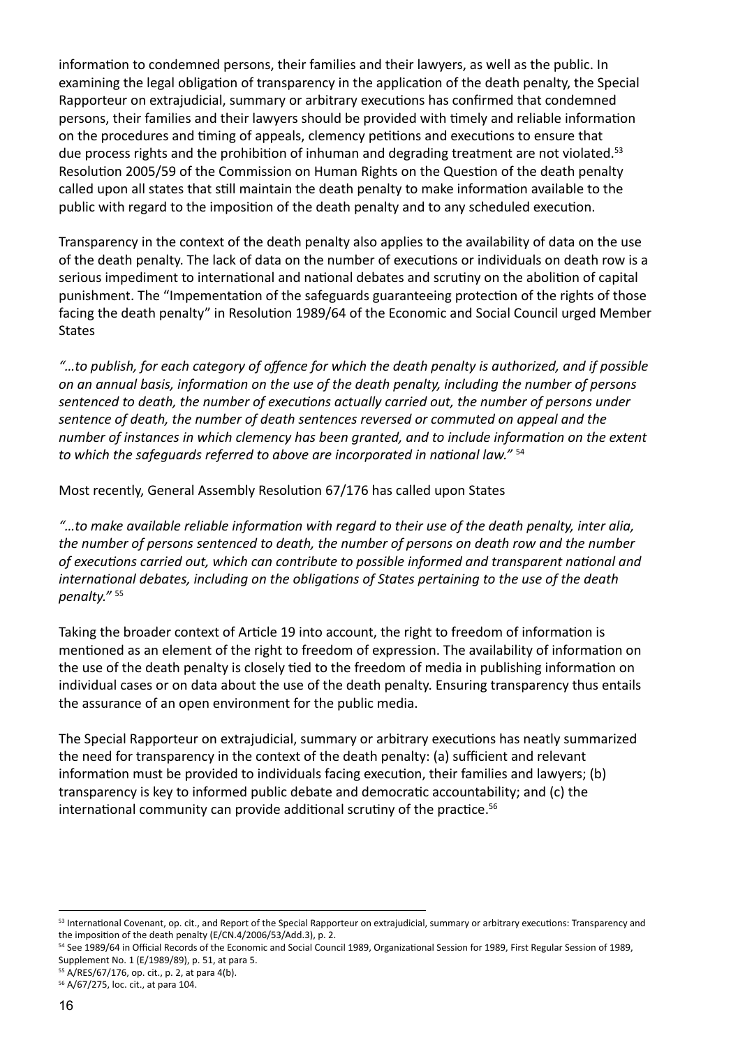information to condemned persons, their families and their lawyers, as well as the public. In examining the legal obligation of transparency in the application of the death penalty, the Special Rapporteur on extrajudicial, summary or arbitrary executions has confirmed that condemned persons, their families and their lawyers should be provided with timely and reliable information on the procedures and timing of appeals, clemency petitions and executions to ensure that due process rights and the prohibition of inhuman and degrading treatment are not violated.[53] Resolution 2005/59 of the Commission on Human Rights on the Question of the death penalty called upon all states that still maintain the death penalty to make information available to the public with regard to the imposition of the death penalty and to any scheduled execution.

Transparency in the context of the death penalty also applies to the availability of data on the use of the death penalty. The lack of data on the number of executions or individuals on death row is a serious impediment to international and national debates and scrutiny on the abolition of capital punishment. The "Impementation of the safeguards guaranteeing protection of the rights of those facing the death penalty" in Resolution 1989/64 of the Economic and Social Council urged Member States

*"…to publish, for each category of offence for which the death penalty is authorized, and if possible on an annual basis, information on the use of the death penalty, including the number of persons sentenced to death, the number of executions actually carried out, the number of persons under sentence of death, the number of death sentences reversed or commuted on appeal and the number of instances in which clemency has been granted, and to include information on the extent to which the safeguards referred to above are incorporated in national law."* [54]

Most recently, General Assembly Resolution 67/176 has called upon States

*"…to make available reliable information with regard to their use of the death penalty, inter alia, the number of persons sentenced to death, the number of persons on death row and the number of executions carried out, which can contribute to possible informed and transparent national and international debates, including on the obligations of States pertaining to the use of the death penalty."* [55]

Taking the broader context of Article 19 into account, the right to freedom of information is mentioned as an element of the right to freedom of expression. The availability of information on the use of the death penalty is closely tied to the freedom of media in publishing information on individual cases or on data about the use of the death penalty. Ensuring transparency thus entails the assurance of an open environment for the public media.

The Special Rapporteur on extrajudicial, summary or arbitrary executions has neatly summarized the need for transparency in the context of the death penalty: (a) sufficient and relevant information must be provided to individuals facing execution, their families and lawyers; (b) transparency is key to informed public debate and democratic accountability; and (c) the international community can provide additional scrutiny of the practice.[56]

---

[53] International Covenant, op. cit., and Report of the Special Rapporteur on extrajudicial, summary or arbitrary executions: Transparency and the imposition of the death penalty (E/CN.4/2006/53/Add.3), p. 2.

[54] See 1989/64 in Official Records of the Economic and Social Council 1989, Organizational Session for 1989, First Regular Session of 1989, Supplement No. 1 (E/1989/89), p. 51, at para 5.

[55] A/RES/67/176, op. cit., p. 2, at para 4(b).

[56] A/67/275, loc. cit., at para 104.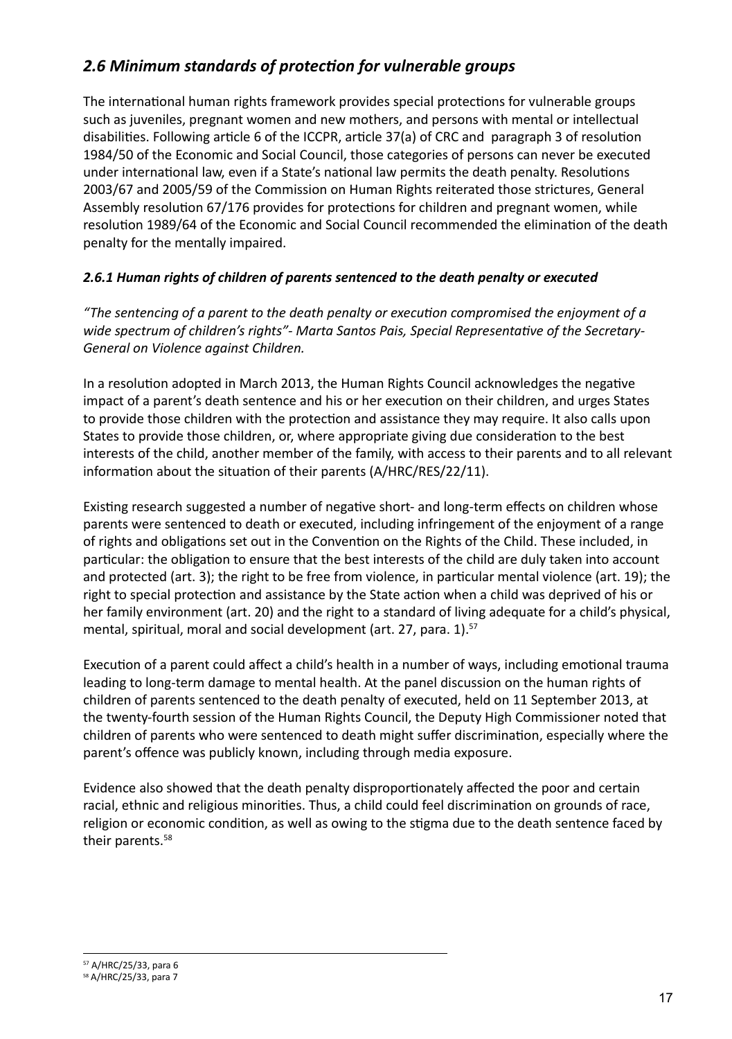## *2.6 Minimum standards of protection for vulnerable groups*

The international human rights framework provides special protections for vulnerable groups such as juveniles, pregnant women and new mothers, and persons with mental or intellectual disabilities. Following article 6 of the ICCPR, article 37(a) of CRC and paragraph 3 of resolution 1984/50 of the Economic and Social Council, those categories of persons can never be executed under international law, even if a State's national law permits the death penalty. Resolutions 2003/67 and 2005/59 of the Commission on Human Rights reiterated those strictures, General Assembly resolution 67/176 provides for protections for children and pregnant women, while resolution 1989/64 of the Economic and Social Council recommended the elimination of the death penalty for the mentally impaired.

### *2.6.1 Human rights of children of parents sentenced to the death penalty or executed*

*"The sentencing of a parent to the death penalty or execution compromised the enjoyment of a wide spectrum of children's rights"- Marta Santos Pais, Special Representative of the Secretary-General on Violence against Children.*

In a resolution adopted in March 2013, the Human Rights Council acknowledges the negative impact of a parent's death sentence and his or her execution on their children, and urges States to provide those children with the protection and assistance they may require. It also calls upon States to provide those children, or, where appropriate giving due consideration to the best interests of the child, another member of the family, with access to their parents and to all relevant information about the situation of their parents (A/HRC/RES/22/11).

Existing research suggested a number of negative short- and long-term effects on children whose parents were sentenced to death or executed, including infringement of the enjoyment of a range of rights and obligations set out in the Convention on the Rights of the Child. These included, in particular: the obligation to ensure that the best interests of the child are duly taken into account and protected (art. 3); the right to be free from violence, in particular mental violence (art. 19); the right to special protection and assistance by the State action when a child was deprived of his or her family environment (art. 20) and the right to a standard of living adequate for a child's physical, mental, spiritual, moral and social development (art. 27, para. 1).[57]

Execution of a parent could affect a child's health in a number of ways, including emotional trauma leading to long-term damage to mental health. At the panel discussion on the human rights of children of parents sentenced to the death penalty of executed, held on 11 September 2013, at the twenty-fourth session of the Human Rights Council, the Deputy High Commissioner noted that children of parents who were sentenced to death might suffer discrimination, especially where the parent's offence was publicly known, including through media exposure.

Evidence also showed that the death penalty disproportionately affected the poor and certain racial, ethnic and religious minorities. Thus, a child could feel discrimination on grounds of race, religion or economic condition, as well as owing to the stigma due to the death sentence faced by their parents.[58]

---

[57] A/HRC/25/33, para 6

[58] A/HRC/25/33, para 7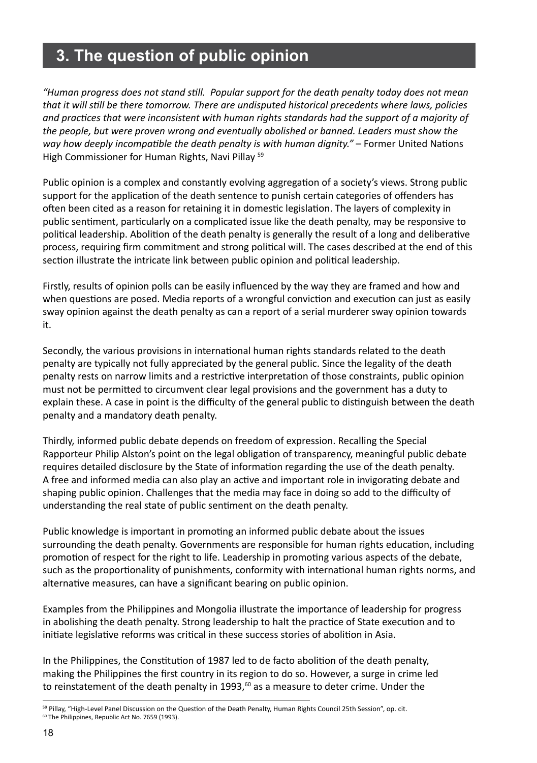## 3. The question of public opinion

*"Human progress does not stand still. Popular support for the death penalty today does not mean that it will still be there tomorrow. There are undisputed historical precedents where laws, policies and practices that were inconsistent with human rights standards had the support of a majority of the people, but were proven wrong and eventually abolished or banned. Leaders must show the way how deeply incompatible the death penalty is with human dignity."* – Former United Nations High Commissioner for Human Rights, Navi Pillay [59]

Public opinion is a complex and constantly evolving aggregation of a society's views. Strong public support for the application of the death sentence to punish certain categories of offenders has often been cited as a reason for retaining it in domestic legislation. The layers of complexity in public sentiment, particularly on a complicated issue like the death penalty, may be responsive to political leadership. Abolition of the death penalty is generally the result of a long and deliberative process, requiring firm commitment and strong political will. The cases described at the end of this section illustrate the intricate link between public opinion and political leadership.

Firstly, results of opinion polls can be easily influenced by the way they are framed and how and when questions are posed. Media reports of a wrongful conviction and execution can just as easily sway opinion against the death penalty as can a report of a serial murderer sway opinion towards it.

Secondly, the various provisions in international human rights standards related to the death penalty are typically not fully appreciated by the general public. Since the legality of the death penalty rests on narrow limits and a restrictive interpretation of those constraints, public opinion must not be permitted to circumvent clear legal provisions and the government has a duty to explain these. A case in point is the difficulty of the general public to distinguish between the death penalty and a mandatory death penalty.

Thirdly, informed public debate depends on freedom of expression. Recalling the Special Rapporteur Philip Alston's point on the legal obligation of transparency, meaningful public debate requires detailed disclosure by the State of information regarding the use of the death penalty. A free and informed media can also play an active and important role in invigorating debate and shaping public opinion. Challenges that the media may face in doing so add to the difficulty of understanding the real state of public sentiment on the death penalty.

Public knowledge is important in promoting an informed public debate about the issues surrounding the death penalty. Governments are responsible for human rights education, including promotion of respect for the right to life. Leadership in promoting various aspects of the debate, such as the proportionality of punishments, conformity with international human rights norms, and alternative measures, can have a significant bearing on public opinion.

Examples from the Philippines and Mongolia illustrate the importance of leadership for progress in abolishing the death penalty. Strong leadership to halt the practice of State execution and to initiate legislative reforms was critical in these success stories of abolition in Asia.

In the Philippines, the Constitution of 1987 led to de facto abolition of the death penalty, making the Philippines the first country in its region to do so. However, a surge in crime led to reinstatement of the death penalty in 1993,[60] as a measure to deter crime. Under the

---

[59] Pillay, "High-Level Panel Discussion on the Question of the Death Penalty, Human Rights Council 25th Session", op. cit.

[60] The Philippines, Republic Act No. 7659 (1993).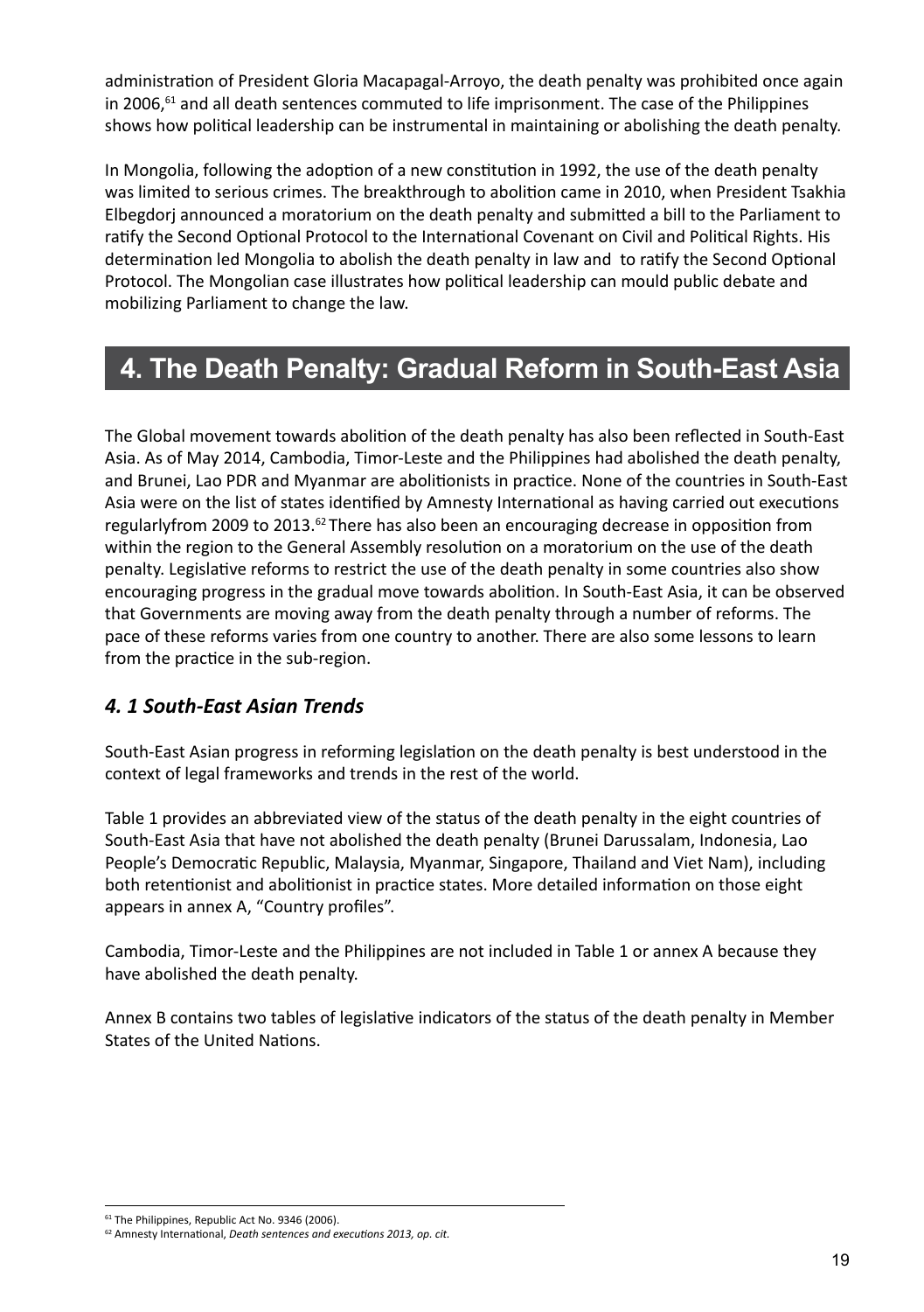administration of President Gloria Macapagal-Arroyo, the death penalty was prohibited once again in 2006,[61] and all death sentences commuted to life imprisonment. The case of the Philippines shows how political leadership can be instrumental in maintaining or abolishing the death penalty.

In Mongolia, following the adoption of a new constitution in 1992, the use of the death penalty was limited to serious crimes. The breakthrough to abolition came in 2010, when President Tsakhia Elbegdorj announced a moratorium on the death penalty and submitted a bill to the Parliament to ratify the Second Optional Protocol to the International Covenant on Civil and Political Rights. His determination led Mongolia to abolish the death penalty in law and to ratify the Second Optional Protocol. The Mongolian case illustrates how political leadership can mould public debate and mobilizing Parliament to change the law.

# 4. The Death Penalty: Gradual Reform in South-East Asia

The Global movement towards abolition of the death penalty has also been reflected in South-East Asia. As of May 2014, Cambodia, Timor-Leste and the Philippines had abolished the death penalty, and Brunei, Lao PDR and Myanmar are abolitionists in practice. None of the countries in South-East Asia were on the list of states identified by Amnesty International as having carried out executions regularlyfrom 2009 to 2013.[62] There has also been an encouraging decrease in opposition from within the region to the General Assembly resolution on a moratorium on the use of the death penalty. Legislative reforms to restrict the use of the death penalty in some countries also show encouraging progress in the gradual move towards abolition. In South-East Asia, it can be observed that Governments are moving away from the death penalty through a number of reforms. The pace of these reforms varies from one country to another. There are also some lessons to learn from the practice in the sub-region.

## *4. 1 South-East Asian Trends*

South-East Asian progress in reforming legislation on the death penalty is best understood in the context of legal frameworks and trends in the rest of the world.

Table 1 provides an abbreviated view of the status of the death penalty in the eight countries of South-East Asia that have not abolished the death penalty (Brunei Darussalam, Indonesia, Lao People's Democratic Republic, Malaysia, Myanmar, Singapore, Thailand and Viet Nam), including both retentionist and abolitionist in practice states. More detailed information on those eight appears in annex A, "Country profiles".

Cambodia, Timor-Leste and the Philippines are not included in Table 1 or annex A because they have abolished the death penalty.

Annex B contains two tables of legislative indicators of the status of the death penalty in Member States of the United Nations.

---

[61] The Philippines, Republic Act No. 9346 (2006).

[62] Amnesty International, *Death sentences and executions 2013, op. cit.*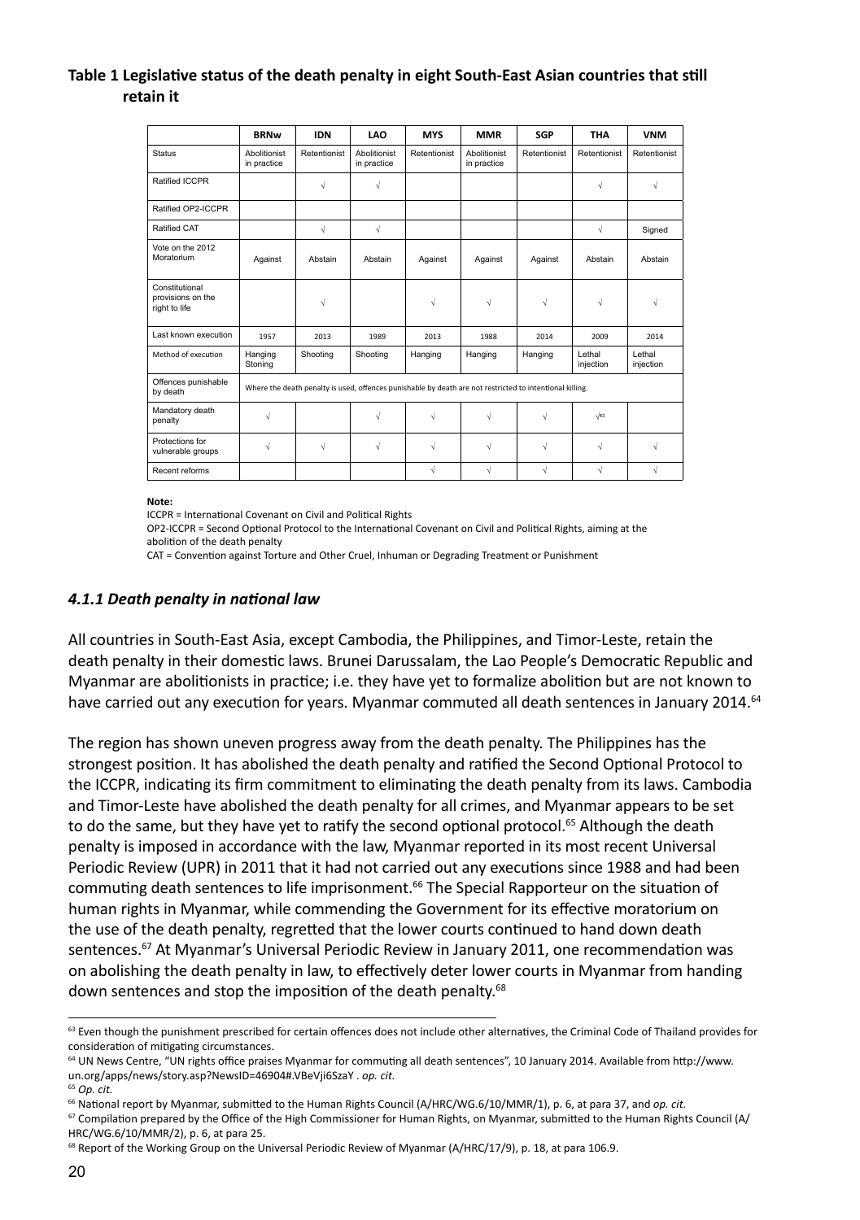**Table 1 Legislative status of the death penalty in eight South-East Asian countries that still retain it**

| | BRNw | IDN | LAO | MYS | MMR | SGP | THA | VNM |
|---|---|---|---|---|---|---|---|---|
| Status | Abolitionist in practice | Retentionist | Abolitionist in practice | Retentionist | Abolitionist in practice | Retentionist | Retentionist | Retentionist |
| Ratified ICCPR | | √ | √ | | | | √ | √ |
| Ratified OP2-ICCPR | | | | | | | | |
| Ratified CAT | | √ | √ | | | | √ | Signed |
| Vote on the 2012 Moratorium | Against | Abstain | Abstain | Against | Against | Against | Abstain | Abstain |
| Constitutional provisions on the right to life | | √ | | √ | √ | √ | √ | √ |
| Last known execution | 1957 | 2013 | 1989 | 2013 | 1988 | 2014 | 2009 | 2014 |
| Method of execution | Hanging Stoning | Shooting | Shooting | Hanging | Hanging | Hanging | Lethal injection | Lethal injection |
| Offences punishable by death | Where the death penalty is used, offences punishable by death are not restricted to intentional killing. | | | | | | | |
| Mandatory death penalty | √ | | √ | √ | √ | √ | √[63] | |
| Protections for vulnerable groups | √ | √ | √ | √ | √ | √ | √ | √ |
| Recent reforms | | | | √ | √ | √ | √ | √ |

**Note:**

ICCPR = International Covenant on Civil and Political Rights

OP2-ICCPR = Second Optional Protocol to the International Covenant on Civil and Political Rights, aiming at the abolition of the death penalty

CAT = Convention against Torture and Other Cruel, Inhuman or Degrading Treatment or Punishment

#### *4.1.1 Death penalty in national law*

All countries in South-East Asia, except Cambodia, the Philippines, and Timor-Leste, retain the death penalty in their domestic laws. Brunei Darussalam, the Lao People's Democratic Republic and Myanmar are abolitionists in practice; i.e. they have yet to formalize abolition but are not known to have carried out any execution for years. Myanmar commuted all death sentences in January 2014.[64]

The region has shown uneven progress away from the death penalty. The Philippines has the strongest position. It has abolished the death penalty and ratified the Second Optional Protocol to the ICCPR, indicating its firm commitment to eliminating the death penalty from its laws. Cambodia and Timor-Leste have abolished the death penalty for all crimes, and Myanmar appears to be set to do the same, but they have yet to ratify the second optional protocol.[65] Although the death penalty is imposed in accordance with the law, Myanmar reported in its most recent Universal Periodic Review (UPR) in 2011 that it had not carried out any executions since 1988 and had been commuting death sentences to life imprisonment.[66] The Special Rapporteur on the situation of human rights in Myanmar, while commending the Government for its effective moratorium on the use of the death penalty, regretted that the lower courts continued to hand down death sentences.[67] At Myanmar's Universal Periodic Review in January 2011, one recommendation was on abolishing the death penalty in law, to effectively deter lower courts in Myanmar from handing down sentences and stop the imposition of the death penalty.[68]

---

[63] Even though the punishment prescribed for certain offences does not include other alternatives, the Criminal Code of Thailand provides for consideration of mitigating circumstances.

[64] UN News Centre, "UN rights office praises Myanmar for commuting all death sentences", 10 January 2014. Available from http://www.un.org/apps/news/story.asp?NewsID=46904#.VBeVji6SzaY . *op. cit.*

[65] *Op. cit.*

[66] National report by Myanmar, submitted to the Human Rights Council (A/HRC/WG.6/10/MMR/1), p. 6, at para 37, and *op. cit.*

[67] Compilation prepared by the Office of the High Commissioner for Human Rights, on Myanmar, submitted to the Human Rights Council (A/HRC/WG.6/10/MMR/2), p. 6, at para 25.

[68] Report of the Working Group on the Universal Periodic Review of Myanmar (A/HRC/17/9), p. 18, at para 106.9.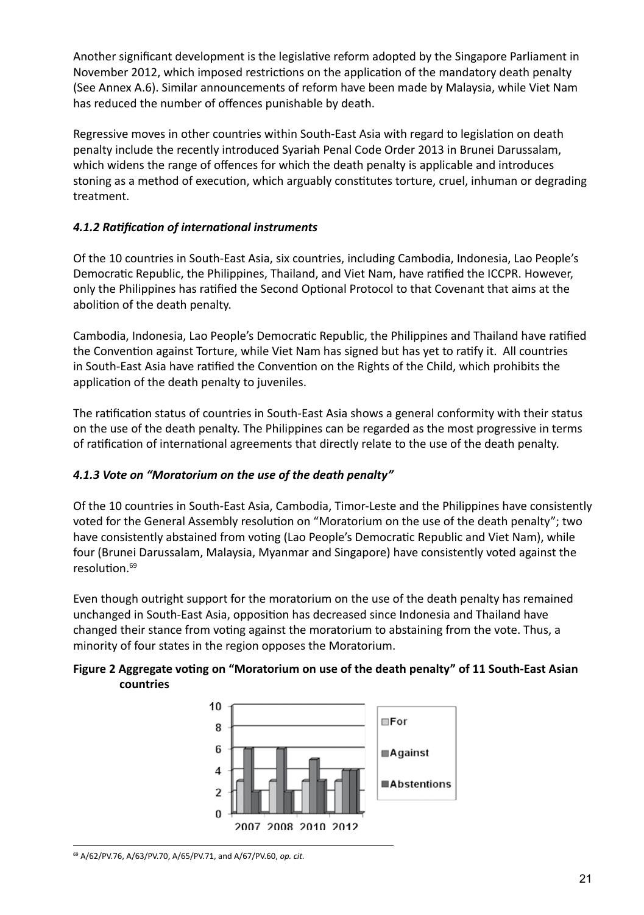Another significant development is the legislative reform adopted by the Singapore Parliament in November 2012, which imposed restrictions on the application of the mandatory death penalty (See Annex A.6). Similar announcements of reform have been made by Malaysia, while Viet Nam has reduced the number of offences punishable by death.

Regressive moves in other countries within South-East Asia with regard to legislation on death penalty include the recently introduced Syariah Penal Code Order 2013 in Brunei Darussalam, which widens the range of offences for which the death penalty is applicable and introduces stoning as a method of execution, which arguably constitutes torture, cruel, inhuman or degrading treatment.

### *4.1.2 Ratification of international instruments*

Of the 10 countries in South-East Asia, six countries, including Cambodia, Indonesia, Lao People's Democratic Republic, the Philippines, Thailand, and Viet Nam, have ratified the ICCPR. However, only the Philippines has ratified the Second Optional Protocol to that Covenant that aims at the abolition of the death penalty.

Cambodia, Indonesia, Lao People's Democratic Republic, the Philippines and Thailand have ratified the Convention against Torture, while Viet Nam has signed but has yet to ratify it. All countries in South-East Asia have ratified the Convention on the Rights of the Child, which prohibits the application of the death penalty to juveniles.

The ratification status of countries in South-East Asia shows a general conformity with their status on the use of the death penalty. The Philippines can be regarded as the most progressive in terms of ratification of international agreements that directly relate to the use of the death penalty.

### *4.1.3 Vote on "Moratorium on the use of the death penalty"*

Of the 10 countries in South-East Asia, Cambodia, Timor-Leste and the Philippines have consistently voted for the General Assembly resolution on "Moratorium on the use of the death penalty"; two have consistently abstained from voting (Lao People's Democratic Republic and Viet Nam), while four (Brunei Darussalam, Malaysia, Myanmar and Singapore) have consistently voted against the resolution.[69]

Even though outright support for the moratorium on the use of the death penalty has remained unchanged in South-East Asia, opposition has decreased since Indonesia and Thailand have changed their stance from voting against the moratorium to abstaining from the vote. Thus, a minority of four states in the region opposes the Moratorium.

**Figure 2 Aggregate voting on "Moratorium on use of the death penalty" of 11 South-East Asian countries**

| | 2007 | 2008 | 2010 | 2012 |
|---|---|---|---|---|
| For | 3 | 3 | 3 | 3 |
| Against | 6 | 6 | 5 | 4 |
| Abstentions | 2 | 2 | 3 | 4 |

[69] A/62/PV.76, A/63/PV.70, A/65/PV.71, and A/67/PV.60, *op. cit.*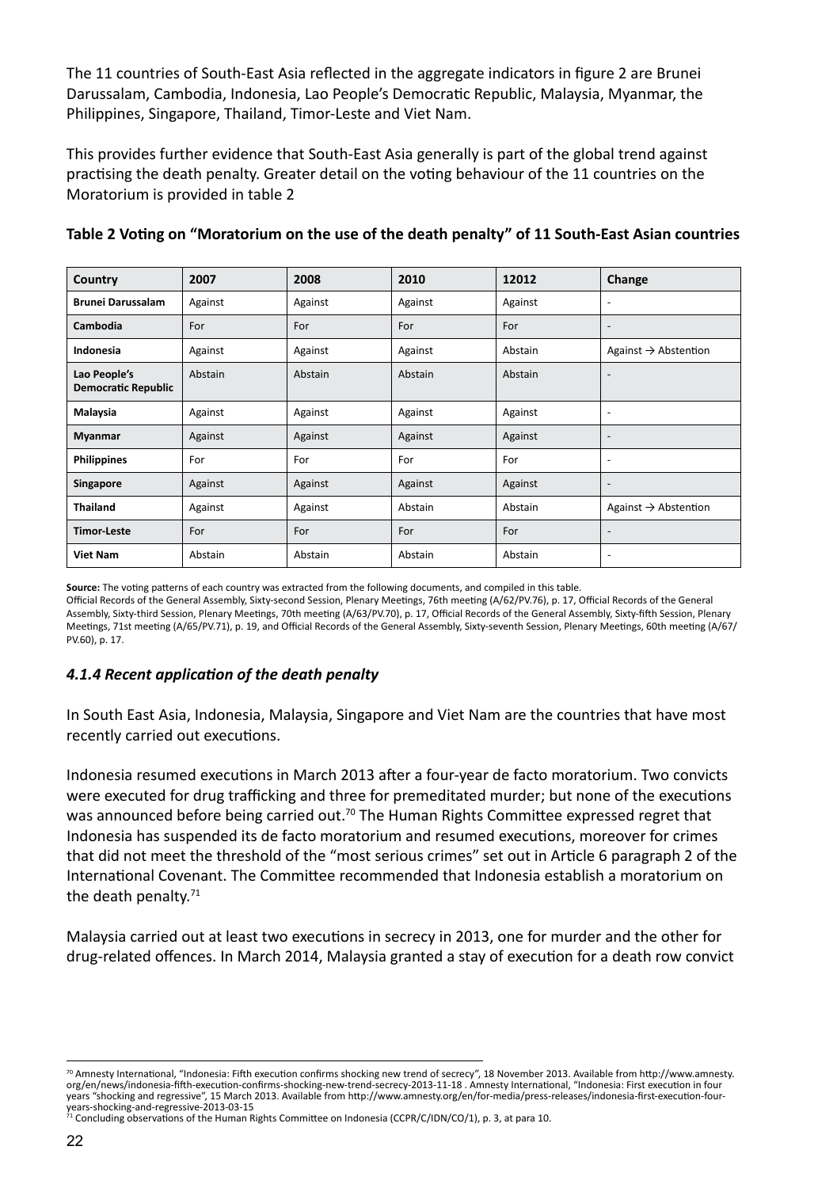The 11 countries of South-East Asia reflected in the aggregate indicators in figure 2 are Brunei Darussalam, Cambodia, Indonesia, Lao People's Democratic Republic, Malaysia, Myanmar, the Philippines, Singapore, Thailand, Timor-Leste and Viet Nam.

This provides further evidence that South-East Asia generally is part of the global trend against practising the death penalty. Greater detail on the voting behaviour of the 11 countries on the Moratorium is provided in table 2

**Table 2 Voting on "Moratorium on the use of the death penalty" of 11 South-East Asian countries**

| Country | 2007 | 2008 | 2010 | 12012 | Change |
|---|---|---|---|---|---|
| **Brunei Darussalam** | Against | Against | Against | Against | - |
| **Cambodia** | For | For | For | For | - |
| **Indonesia** | Against | Against | Against | Abstain | Against → Abstention |
| **Lao People's Democratic Republic** | Abstain | Abstain | Abstain | Abstain | - |
| **Malaysia** | Against | Against | Against | Against | - |
| **Myanmar** | Against | Against | Against | Against | - |
| **Philippines** | For | For | For | For | - |
| **Singapore** | Against | Against | Against | Against | - |
| **Thailand** | Against | Against | Abstain | Abstain | Against → Abstention |
| **Timor-Leste** | For | For | For | For | - |
| **Viet Nam** | Abstain | Abstain | Abstain | Abstain | - |

**Source:** The voting patterns of each country was extracted from the following documents, and compiled in this table.
Official Records of the General Assembly, Sixty-second Session, Plenary Meetings, 76th meeting (A/62/PV.76), p. 17, Official Records of the General Assembly, Sixty-third Session, Plenary Meetings, 70th meeting (A/63/PV.70), p. 17, Official Records of the General Assembly, Sixty-fifth Session, Plenary Meetings, 71st meeting (A/65/PV.71), p. 19, and Official Records of the General Assembly, Sixty-seventh Session, Plenary Meetings, 60th meeting (A/67/PV.60), p. 17.

### *4.1.4 Recent application of the death penalty*

In South East Asia, Indonesia, Malaysia, Singapore and Viet Nam are the countries that have most recently carried out executions.

Indonesia resumed executions in March 2013 after a four-year de facto moratorium. Two convicts were executed for drug trafficking and three for premeditated murder; but none of the executions was announced before being carried out.[70] The Human Rights Committee expressed regret that Indonesia has suspended its de facto moratorium and resumed executions, moreover for crimes that did not meet the threshold of the "most serious crimes" set out in Article 6 paragraph 2 of the International Covenant. The Committee recommended that Indonesia establish a moratorium on the death penalty.[71]

Malaysia carried out at least two executions in secrecy in 2013, one for murder and the other for drug-related offences. In March 2014, Malaysia granted a stay of execution for a death row convict

[70] Amnesty International, "Indonesia: Fifth execution confirms shocking new trend of secrecy", 18 November 2013. Available from http://www.amnesty.org/en/news/indonesia-fifth-execution-confirms-shocking-new-trend-secrecy-2013-11-18 . Amnesty International, "Indonesia: First execution in four years "shocking and regressive", 15 March 2013. Available from http://www.amnesty.org/en/for-media/press-releases/indonesia-first-execution-four-years-shocking-and-regressive-2013-03-15

[71] Concluding observations of the Human Rights Committee on Indonesia (CCPR/C/IDN/CO/1), p. 3, at para 10.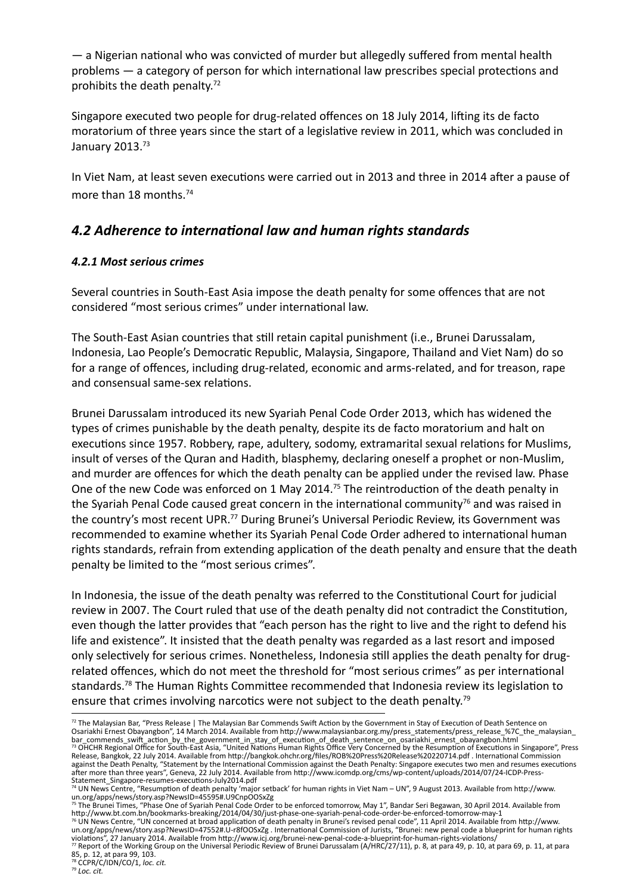— a Nigerian national who was convicted of murder but allegedly suffered from mental health problems — a category of person for which international law prescribes special protections and prohibits the death penalty.[72]

Singapore executed two people for drug-related offences on 18 July 2014, lifting its de facto moratorium of three years since the start of a legislative review in 2011, which was concluded in January 2013.[73]

In Viet Nam, at least seven executions were carried out in 2013 and three in 2014 after a pause of more than 18 months.[74]

## *4.2 Adherence to international law and human rights standards*

### *4.2.1 Most serious crimes*

Several countries in South-East Asia impose the death penalty for some offences that are not considered "most serious crimes" under international law.

The South-East Asian countries that still retain capital punishment (i.e., Brunei Darussalam, Indonesia, Lao People's Democratic Republic, Malaysia, Singapore, Thailand and Viet Nam) do so for a range of offences, including drug-related, economic and arms-related, and for treason, rape and consensual same-sex relations.

Brunei Darussalam introduced its new Syariah Penal Code Order 2013, which has widened the types of crimes punishable by the death penalty, despite its de facto moratorium and halt on executions since 1957. Robbery, rape, adultery, sodomy, extramarital sexual relations for Muslims, insult of verses of the Quran and Hadith, blasphemy, declaring oneself a prophet or non-Muslim, and murder are offences for which the death penalty can be applied under the revised law. Phase One of the new Code was enforced on 1 May 2014.[75] The reintroduction of the death penalty in the Syariah Penal Code caused great concern in the international community[76] and was raised in the country's most recent UPR.[77] During Brunei's Universal Periodic Review, its Government was recommended to examine whether its Syariah Penal Code Order adhered to international human rights standards, refrain from extending application of the death penalty and ensure that the death penalty be limited to the "most serious crimes".

In Indonesia, the issue of the death penalty was referred to the Constitutional Court for judicial review in 2007. The Court ruled that use of the death penalty did not contradict the Constitution, even though the latter provides that "each person has the right to live and the right to defend his life and existence". It insisted that the death penalty was regarded as a last resort and imposed only selectively for serious crimes. Nonetheless, Indonesia still applies the death penalty for drug-related offences, which do not meet the threshold for "most serious crimes" as per international standards.[78] The Human Rights Committee recommended that Indonesia review its legislation to ensure that crimes involving narcotics were not subject to the death penalty.[79]

---

[72] The Malaysian Bar, "Press Release | The Malaysian Bar Commends Swift Action by the Government in Stay of Execution of Death Sentence on Osariakhi Ernest Obayangbon", 14 March 2014. Available from http://www.malaysianbar.org.my/press_statements/press_release_%7C_the_malaysian_bar_commends_swift_action_by_the_government_in_stay_of_execution_of_death_sentence_on_osariakhi_ernest_obayangbon.html

[73] OHCHR Regional Office for South-East Asia, "United Nations Human Rights Office Very Concerned by the Resumption of Executions in Singapore", Press Release, Bangkok, 22 July 2014. Available from http://bangkok.ohchr.org/files/ROB%20Press%20Release%20220714.pdf . International Commission against the Death Penalty, "Statement by the International Commission against the Death Penalty: Singapore executes two men and resumes executions after more than three years", Geneva, 22 July 2014. Available from http://www.icomdp.org/cms/wp-content/uploads/2014/07/24-ICDP-Press-Statement_Singapore-resumes-executions-July2014.pdf

[74] UN News Centre, "Resumption of death penalty 'major setback' for human rights in Viet Nam – UN", 9 August 2013. Available from http://www.un.org/apps/news/story.asp?NewsID=45595#.U9CnpOOSxZg

[75] The Brunei Times, "Phase One of Syariah Penal Code Order to be enforced tomorrow, May 1", Bandar Seri Begawan, 30 April 2014. Available from http://www.bt.com.bn/bookmarks-breaking/2014/04/30/just-phase-one-syariah-penal-code-order-be-enforced-tomorrow-may-1

[76] UN News Centre, "UN concerned at broad application of death penalty in Brunei's revised penal code", 11 April 2014. Available from http://www.un.org/apps/news/story.asp?NewsID=47552#.U-r8fOOSxZg . International Commission of Jurists, "Brunei: new penal code a blueprint for human rights violations", 27 January 2014. Available from http://www.icj.org/brunei-new-penal-code-a-blueprint-for-human-rights-violations/

[77] Report of the Working Group on the Universal Periodic Review of Brunei Darussalam (A/HRC/27/11), p. 8, at para 49, p. 10, at para 69, p. 11, at para 85, p. 12, at para 99, 103.

[78] CCPR/C/IDN/CO/1, *loc. cit.*

[79] *Loc. cit.*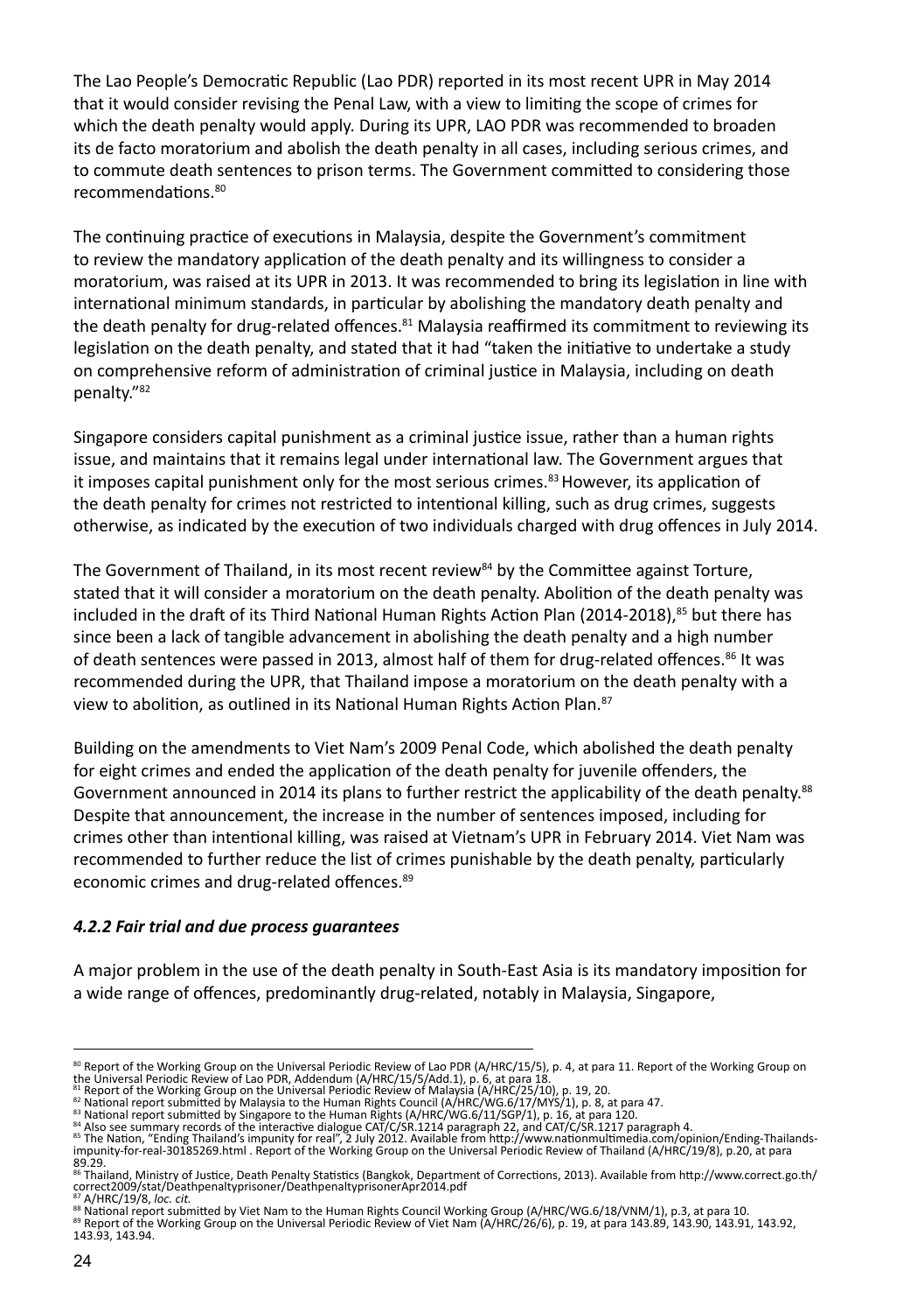The Lao People's Democratic Republic (Lao PDR) reported in its most recent UPR in May 2014 that it would consider revising the Penal Law, with a view to limiting the scope of crimes for which the death penalty would apply. During its UPR, LAO PDR was recommended to broaden its de facto moratorium and abolish the death penalty in all cases, including serious crimes, and to commute death sentences to prison terms. The Government committed to considering those recommendations.[80]

The continuing practice of executions in Malaysia, despite the Government's commitment to review the mandatory application of the death penalty and its willingness to consider a moratorium, was raised at its UPR in 2013. It was recommended to bring its legislation in line with international minimum standards, in particular by abolishing the mandatory death penalty and the death penalty for drug-related offences.[81] Malaysia reaffirmed its commitment to reviewing its legislation on the death penalty, and stated that it had "taken the initiative to undertake a study on comprehensive reform of administration of criminal justice in Malaysia, including on death penalty."[82]

Singapore considers capital punishment as a criminal justice issue, rather than a human rights issue, and maintains that it remains legal under international law. The Government argues that it imposes capital punishment only for the most serious crimes.[83] However, its application of the death penalty for crimes not restricted to intentional killing, such as drug crimes, suggests otherwise, as indicated by the execution of two individuals charged with drug offences in July 2014.

The Government of Thailand, in its most recent review[84] by the Committee against Torture, stated that it will consider a moratorium on the death penalty. Abolition of the death penalty was included in the draft of its Third National Human Rights Action Plan (2014-2018),[85] but there has since been a lack of tangible advancement in abolishing the death penalty and a high number of death sentences were passed in 2013, almost half of them for drug-related offences.[86] It was recommended during the UPR, that Thailand impose a moratorium on the death penalty with a view to abolition, as outlined in its National Human Rights Action Plan.[87]

Building on the amendments to Viet Nam's 2009 Penal Code, which abolished the death penalty for eight crimes and ended the application of the death penalty for juvenile offenders, the Government announced in 2014 its plans to further restrict the applicability of the death penalty.[88] Despite that announcement, the increase in the number of sentences imposed, including for crimes other than intentional killing, was raised at Vietnam's UPR in February 2014. Viet Nam was recommended to further reduce the list of crimes punishable by the death penalty, particularly economic crimes and drug-related offences.[89]

#### *4.2.2 Fair trial and due process guarantees*

A major problem in the use of the death penalty in South-East Asia is its mandatory imposition for a wide range of offences, predominantly drug-related, notably in Malaysia, Singapore,

---

[80] Report of the Working Group on the Universal Periodic Review of Lao PDR (A/HRC/15/5), p. 4, at para 11. Report of the Working Group on the Universal Periodic Review of Lao PDR, Addendum (A/HRC/15/5/Add.1), p. 6, at para 18.

[81] Report of the Working Group on the Universal Periodic Review of Malaysia (A/HRC/25/10), p. 19, 20.

[82] National report submitted by Malaysia to the Human Rights Council (A/HRC/WG.6/17/MYS/1), p. 8, at para 47.

[83] National report submitted by Singapore to the Human Rights (A/HRC/WG.6/11/SGP/1), p. 16, at para 120.

[84] Also see summary records of the interactive dialogue CAT/C/SR.1214 paragraph 22, and CAT/C/SR.1217 paragraph 4.

[85] The Nation, "Ending Thailand's impunity for real", 2 July 2012. Available from http://www.nationmultimedia.com/opinion/Ending-Thailands-impunity-for-real-30185269.html . Report of the Working Group on the Universal Periodic Review of Thailand (A/HRC/19/8), p.20, at para 89.29.

[86] Thailand, Ministry of Justice, Death Penalty Statistics (Bangkok, Department of Corrections, 2013). Available from http://www.correct.go.th/correct2009/stat/Deathpenaltyprisoner/DeathpenaltyprisonerApr2014.pdf

[87] A/HRC/19/8, *loc. cit.*

[88] National report submitted by Viet Nam to the Human Rights Council Working Group (A/HRC/WG.6/18/VNM/1), p.3, at para 10.

[89] Report of the Working Group on the Universal Periodic Review of Viet Nam (A/HRC/26/6), p. 19, at para 143.89, 143.90, 143.91, 143.92, 143.93, 143.94.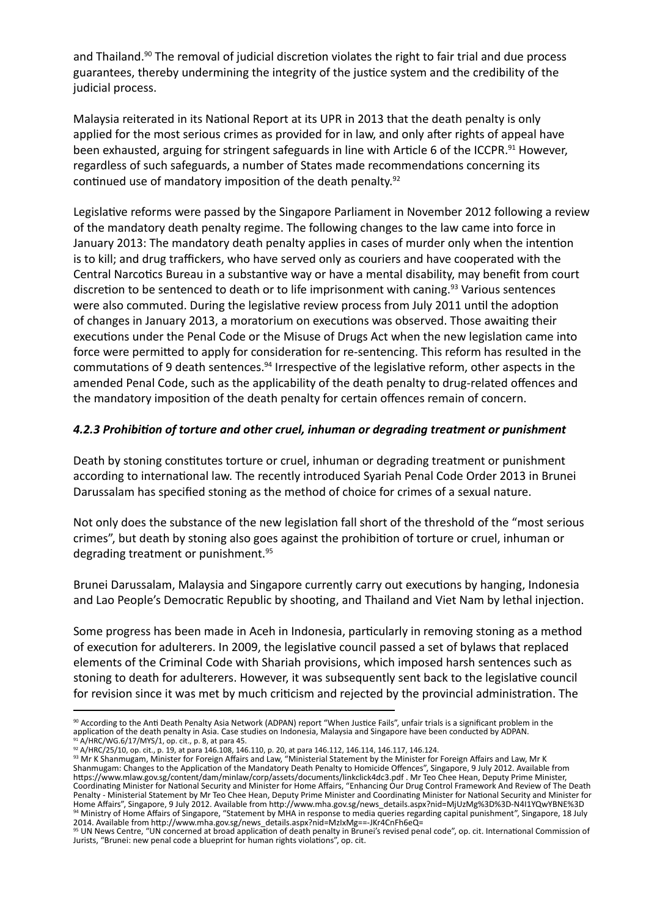and Thailand.[90] The removal of judicial discretion violates the right to fair trial and due process guarantees, thereby undermining the integrity of the justice system and the credibility of the judicial process.

Malaysia reiterated in its National Report at its UPR in 2013 that the death penalty is only applied for the most serious crimes as provided for in law, and only after rights of appeal have been exhausted, arguing for stringent safeguards in line with Article 6 of the ICCPR.[91] However, regardless of such safeguards, a number of States made recommendations concerning its continued use of mandatory imposition of the death penalty.[92]

Legislative reforms were passed by the Singapore Parliament in November 2012 following a review of the mandatory death penalty regime. The following changes to the law came into force in January 2013: The mandatory death penalty applies in cases of murder only when the intention is to kill; and drug traffickers, who have served only as couriers and have cooperated with the Central Narcotics Bureau in a substantive way or have a mental disability, may benefit from court discretion to be sentenced to death or to life imprisonment with caning.[93] Various sentences were also commuted. During the legislative review process from July 2011 until the adoption of changes in January 2013, a moratorium on executions was observed. Those awaiting their executions under the Penal Code or the Misuse of Drugs Act when the new legislation came into force were permitted to apply for consideration for re-sentencing. This reform has resulted in the commutations of 9 death sentences.[94] Irrespective of the legislative reform, other aspects in the amended Penal Code, such as the applicability of the death penalty to drug-related offences and the mandatory imposition of the death penalty for certain offences remain of concern.

#### *4.2.3 Prohibition of torture and other cruel, inhuman or degrading treatment or punishment*

Death by stoning constitutes torture or cruel, inhuman or degrading treatment or punishment according to international law. The recently introduced Syariah Penal Code Order 2013 in Brunei Darussalam has specified stoning as the method of choice for crimes of a sexual nature.

Not only does the substance of the new legislation fall short of the threshold of the "most serious crimes", but death by stoning also goes against the prohibition of torture or cruel, inhuman or degrading treatment or punishment.[95]

Brunei Darussalam, Malaysia and Singapore currently carry out executions by hanging, Indonesia and Lao People's Democratic Republic by shooting, and Thailand and Viet Nam by lethal injection.

Some progress has been made in Aceh in Indonesia, particularly in removing stoning as a method of execution for adulterers. In 2009, the legislative council passed a set of bylaws that replaced elements of the Criminal Code with Shariah provisions, which imposed harsh sentences such as stoning to death for adulterers. However, it was subsequently sent back to the legislative council for revision since it was met by much criticism and rejected by the provincial administration. The

---

[90] According to the Anti Death Penalty Asia Network (ADPAN) report "When Justice Fails", unfair trials is a significant problem in the application of the death penalty in Asia. Case studies on Indonesia, Malaysia and Singapore have been conducted by ADPAN.

[91] A/HRC/WG.6/17/MYS/1, op. cit., p. 8, at para 45.

[92] A/HRC/25/10, op. cit., p. 19, at para 146.108, 146.110, p. 20, at para 146.112, 146.114, 146.117, 146.124.

[93] Mr K Shanmugam, Minister for Foreign Affairs and Law, "Ministerial Statement by the Minister for Foreign Affairs and Law, Mr K Shanmugam: Changes to the Application of the Mandatory Death Penalty to Homicide Offences", Singapore, 9 July 2012. Available from https://www.mlaw.gov.sg/content/dam/minlaw/corp/assets/documents/linkclick4dc3.pdf . Mr Teo Chee Hean, Deputy Prime Minister, Coordinating Minister for National Security and Minister for Home Affairs, "Enhancing Our Drug Control Framework And Review of The Death Penalty - Ministerial Statement by Mr Teo Chee Hean, Deputy Prime Minister and Coordinating Minister for National Security and Minister for Home Affairs", Singapore, 9 July 2012. Available from http://www.mha.gov.sg/news_details.aspx?nid=MjUzMg%3D%3D-N4I1YQwYBNE%3D

[94] Ministry of Home Affairs of Singapore, "Statement by MHA in response to media queries regarding capital punishment", Singapore, 18 July 2014. Available from http://www.mha.gov.sg/news_details.aspx?nid=MzIxMg==-JKr4CnFh6eQ=

[95] UN News Centre, "UN concerned at broad application of death penalty in Brunei's revised penal code", op. cit. International Commission of Jurists, "Brunei: new penal code a blueprint for human rights violations", op. cit.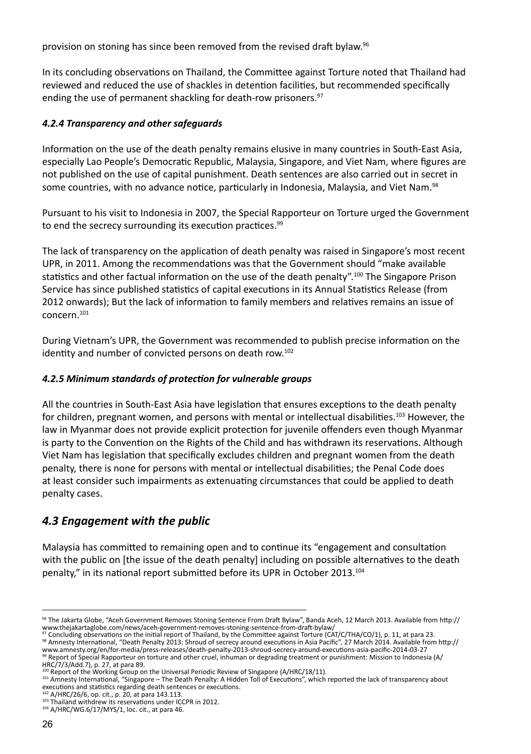provision on stoning has since been removed from the revised draft bylaw.[96]

In its concluding observations on Thailand, the Committee against Torture noted that Thailand had reviewed and reduced the use of shackles in detention facilities, but recommended specifically ending the use of permanent shackling for death-row prisoners.[97]

#### *4.2.4 Transparency and other safeguards*

Information on the use of the death penalty remains elusive in many countries in South-East Asia, especially Lao People's Democratic Republic, Malaysia, Singapore, and Viet Nam, where figures are not published on the use of capital punishment. Death sentences are also carried out in secret in some countries, with no advance notice, particularly in Indonesia, Malaysia, and Viet Nam.[98]

Pursuant to his visit to Indonesia in 2007, the Special Rapporteur on Torture urged the Government to end the secrecy surrounding its execution practices.[99]

The lack of transparency on the application of death penalty was raised in Singapore's most recent UPR, in 2011. Among the recommendations was that the Government should "make available statistics and other factual information on the use of the death penalty".[100] The Singapore Prison Service has since published statistics of capital executions in its Annual Statistics Release (from 2012 onwards); But the lack of information to family members and relatives remains an issue of concern.[101]

During Vietnam's UPR, the Government was recommended to publish precise information on the identity and number of convicted persons on death row.[102]

#### *4.2.5 Minimum standards of protection for vulnerable groups*

All the countries in South-East Asia have legislation that ensures exceptions to the death penalty for children, pregnant women, and persons with mental or intellectual disabilities.[103] However, the law in Myanmar does not provide explicit protection for juvenile offenders even though Myanmar is party to the Convention on the Rights of the Child and has withdrawn its reservations. Although Viet Nam has legislation that specifically excludes children and pregnant women from the death penalty, there is none for persons with mental or intellectual disabilities; the Penal Code does at least consider such impairments as extenuating circumstances that could be applied to death penalty cases.

### *4.3 Engagement with the public*

Malaysia has committed to remaining open and to continue its "engagement and consultation with the public on [the issue of the death penalty] including on possible alternatives to the death penalty," in its national report submitted before its UPR in October 2013.[104]

---

[96] The Jakarta Globe, "Aceh Government Removes Stoning Sentence From Draft Bylaw", Banda Aceh, 12 March 2013. Available from http://www.thejakartaglobe.com/news/aceh-government-removes-stoning-sentence-from-draft-bylaw/
[97] Concluding observations on the initial report of Thailand, by the Committee against Torture (CAT/C/THA/CO/1), p. 11, at para 23.
[98] Amnesty International, "Death Penalty 2013: Shroud of secrecy around executions in Asia Pacific", 27 March 2014. Available from http://www.amnesty.org/en/for-media/press-releases/death-penalty-2013-shroud-secrecy-around-executions-asia-pacific-2014-03-27
[99] Report of Special Rapporteur on torture and other cruel, inhuman or degrading treatment or punishment: Mission to Indonesia (A/HRC/7/3/Add.7), p. 27, at para 89.
[100] Report of the Working Group on the Universal Periodic Review of Singapore (A/HRC/18/11).
[101] Amnesty International, "Singapore – The Death Penalty: A Hidden Toll of Executions", which reported the lack of transparency about executions and statistics regarding death sentences or executions.
[102] A/HRC/26/6, op. cit., p. 20, at para 143.113.
[103] Thailand withdrew its reservations under ICCPR in 2012.
[104] A/HRC/WG.6/17/MYS/1, loc. cit., at para 46.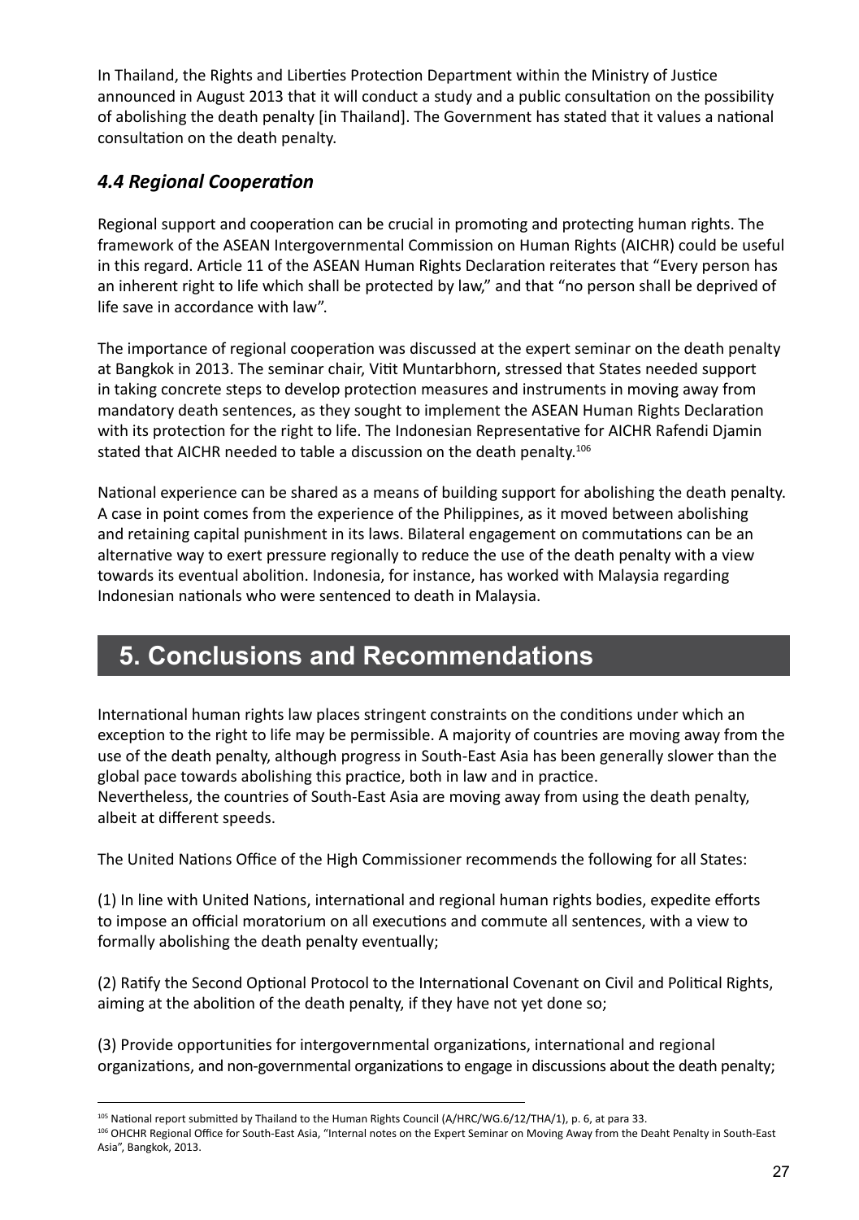In Thailand, the Rights and Liberties Protection Department within the Ministry of Justice announced in August 2013 that it will conduct a study and a public consultation on the possibility of abolishing the death penalty [in Thailand]. The Government has stated that it values a national consultation on the death penalty.

### *4.4 Regional Cooperation*

Regional support and cooperation can be crucial in promoting and protecting human rights. The framework of the ASEAN Intergovernmental Commission on Human Rights (AICHR) could be useful in this regard. Article 11 of the ASEAN Human Rights Declaration reiterates that "Every person has an inherent right to life which shall be protected by law," and that "no person shall be deprived of life save in accordance with law".

The importance of regional cooperation was discussed at the expert seminar on the death penalty at Bangkok in 2013. The seminar chair, Vitit Muntarbhorn, stressed that States needed support in taking concrete steps to develop protection measures and instruments in moving away from mandatory death sentences, as they sought to implement the ASEAN Human Rights Declaration with its protection for the right to life. The Indonesian Representative for AICHR Rafendi Djamin stated that AICHR needed to table a discussion on the death penalty.[106]

National experience can be shared as a means of building support for abolishing the death penalty. A case in point comes from the experience of the Philippines, as it moved between abolishing and retaining capital punishment in its laws. Bilateral engagement on commutations can be an alternative way to exert pressure regionally to reduce the use of the death penalty with a view towards its eventual abolition. Indonesia, for instance, has worked with Malaysia regarding Indonesian nationals who were sentenced to death in Malaysia.

## 5. Conclusions and Recommendations

International human rights law places stringent constraints on the conditions under which an exception to the right to life may be permissible. A majority of countries are moving away from the use of the death penalty, although progress in South-East Asia has been generally slower than the global pace towards abolishing this practice, both in law and in practice.
Nevertheless, the countries of South-East Asia are moving away from using the death penalty, albeit at different speeds.

The United Nations Office of the High Commissioner recommends the following for all States:

(1) In line with United Nations, international and regional human rights bodies, expedite efforts to impose an official moratorium on all executions and commute all sentences, with a view to formally abolishing the death penalty eventually;

(2) Ratify the Second Optional Protocol to the International Covenant on Civil and Political Rights, aiming at the abolition of the death penalty, if they have not yet done so;

(3) Provide opportunities for intergovernmental organizations, international and regional organizations, and non-governmental organizations to engage in discussions about the death penalty;

---

[105] National report submitted by Thailand to the Human Rights Council (A/HRC/WG.6/12/THA/1), p. 6, at para 33.

[106] OHCHR Regional Office for South-East Asia, "Internal notes on the Expert Seminar on Moving Away from the Deaht Penalty in South-East Asia", Bangkok, 2013.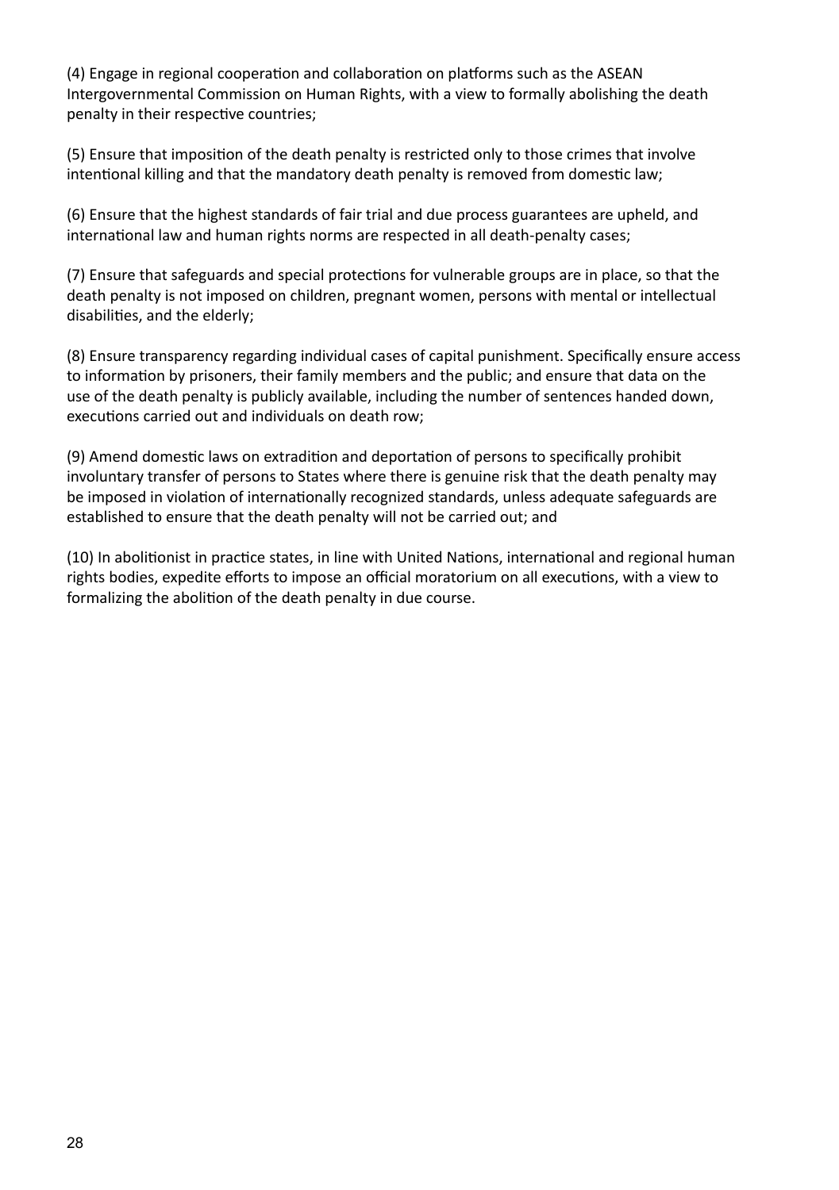(4) Engage in regional cooperation and collaboration on platforms such as the ASEAN Intergovernmental Commission on Human Rights, with a view to formally abolishing the death penalty in their respective countries;

(5) Ensure that imposition of the death penalty is restricted only to those crimes that involve intentional killing and that the mandatory death penalty is removed from domestic law;

(6) Ensure that the highest standards of fair trial and due process guarantees are upheld, and international law and human rights norms are respected in all death-penalty cases;

(7) Ensure that safeguards and special protections for vulnerable groups are in place, so that the death penalty is not imposed on children, pregnant women, persons with mental or intellectual disabilities, and the elderly;

(8) Ensure transparency regarding individual cases of capital punishment. Specifically ensure access to information by prisoners, their family members and the public; and ensure that data on the use of the death penalty is publicly available, including the number of sentences handed down, executions carried out and individuals on death row;

(9) Amend domestic laws on extradition and deportation of persons to specifically prohibit involuntary transfer of persons to States where there is genuine risk that the death penalty may be imposed in violation of internationally recognized standards, unless adequate safeguards are established to ensure that the death penalty will not be carried out; and

(10) In abolitionist in practice states, in line with United Nations, international and regional human rights bodies, expedite efforts to impose an official moratorium on all executions, with a view to formalizing the abolition of the death penalty in due course.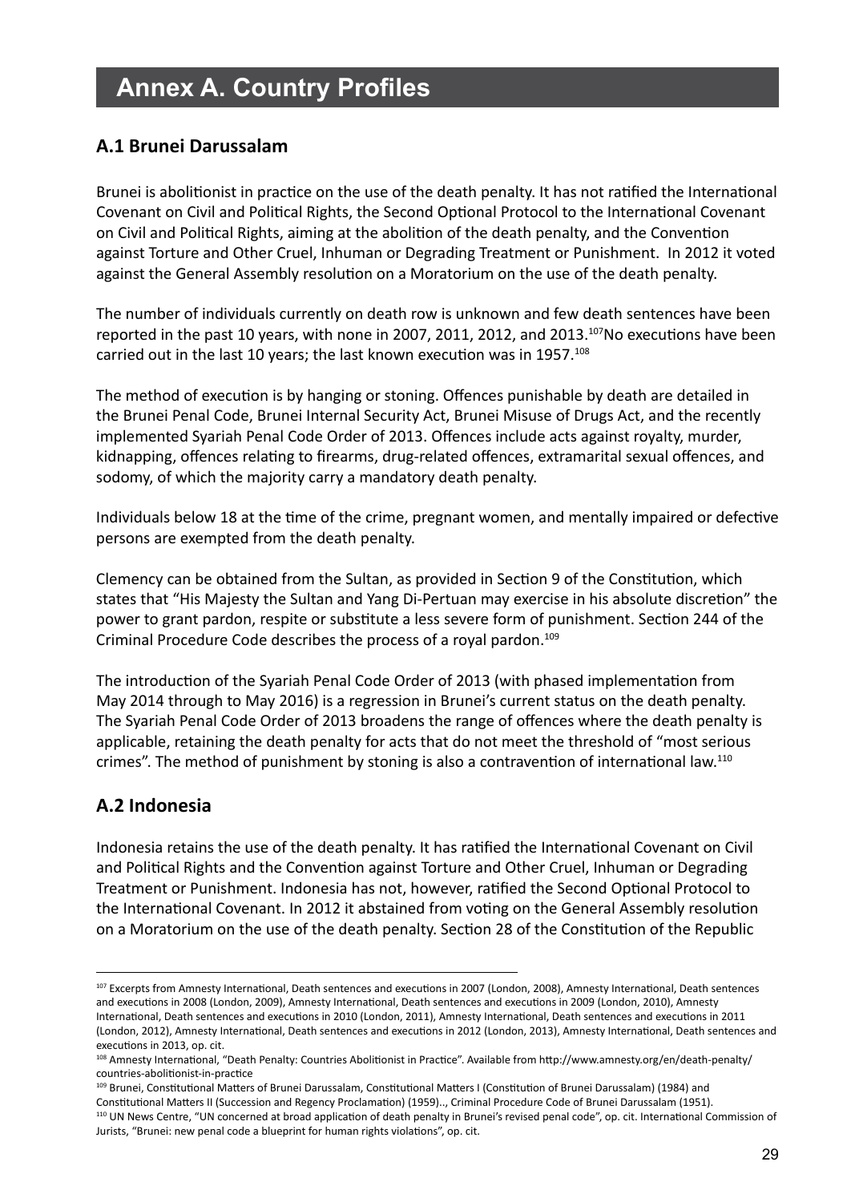# Annex A. Country Profiles

## A.1 Brunei Darussalam

Brunei is abolitionist in practice on the use of the death penalty. It has not ratified the International Covenant on Civil and Political Rights, the Second Optional Protocol to the International Covenant on Civil and Political Rights, aiming at the abolition of the death penalty, and the Convention against Torture and Other Cruel, Inhuman or Degrading Treatment or Punishment. In 2012 it voted against the General Assembly resolution on a Moratorium on the use of the death penalty.

The number of individuals currently on death row is unknown and few death sentences have been reported in the past 10 years, with none in 2007, 2011, 2012, and 2013.[107] No executions have been carried out in the last 10 years; the last known execution was in 1957.[108]

The method of execution is by hanging or stoning. Offences punishable by death are detailed in the Brunei Penal Code, Brunei Internal Security Act, Brunei Misuse of Drugs Act, and the recently implemented Syariah Penal Code Order of 2013. Offences include acts against royalty, murder, kidnapping, offences relating to firearms, drug-related offences, extramarital sexual offences, and sodomy, of which the majority carry a mandatory death penalty.

Individuals below 18 at the time of the crime, pregnant women, and mentally impaired or defective persons are exempted from the death penalty.

Clemency can be obtained from the Sultan, as provided in Section 9 of the Constitution, which states that "His Majesty the Sultan and Yang Di-Pertuan may exercise in his absolute discretion" the power to grant pardon, respite or substitute a less severe form of punishment. Section 244 of the Criminal Procedure Code describes the process of a royal pardon.[109]

The introduction of the Syariah Penal Code Order of 2013 (with phased implementation from May 2014 through to May 2016) is a regression in Brunei's current status on the death penalty. The Syariah Penal Code Order of 2013 broadens the range of offences where the death penalty is applicable, retaining the death penalty for acts that do not meet the threshold of "most serious crimes". The method of punishment by stoning is also a contravention of international law.[110]

## A.2 Indonesia

Indonesia retains the use of the death penalty. It has ratified the International Covenant on Civil and Political Rights and the Convention against Torture and Other Cruel, Inhuman or Degrading Treatment or Punishment. Indonesia has not, however, ratified the Second Optional Protocol to the International Covenant. In 2012 it abstained from voting on the General Assembly resolution on a Moratorium on the use of the death penalty. Section 28 of the Constitution of the Republic

---

[107] Excerpts from Amnesty International, Death sentences and executions in 2007 (London, 2008), Amnesty International, Death sentences and executions in 2008 (London, 2009), Amnesty International, Death sentences and executions in 2009 (London, 2010), Amnesty International, Death sentences and executions in 2010 (London, 2011), Amnesty International, Death sentences and executions in 2011 (London, 2012), Amnesty International, Death sentences and executions in 2012 (London, 2013), Amnesty International, Death sentences and executions in 2013, op. cit.

[108] Amnesty International, "Death Penalty: Countries Abolitionist in Practice". Available from http://www.amnesty.org/en/death-penalty/countries-abolitionist-in-practice

[109] Brunei, Constitutional Matters of Brunei Darussalam, Constitutional Matters I (Constitution of Brunei Darussalam) (1984) and Constitutional Matters II (Succession and Regency Proclamation) (1959).., Criminal Procedure Code of Brunei Darussalam (1951).

[110] UN News Centre, "UN concerned at broad application of death penalty in Brunei's revised penal code", op. cit. International Commission of Jurists, "Brunei: new penal code a blueprint for human rights violations", op. cit.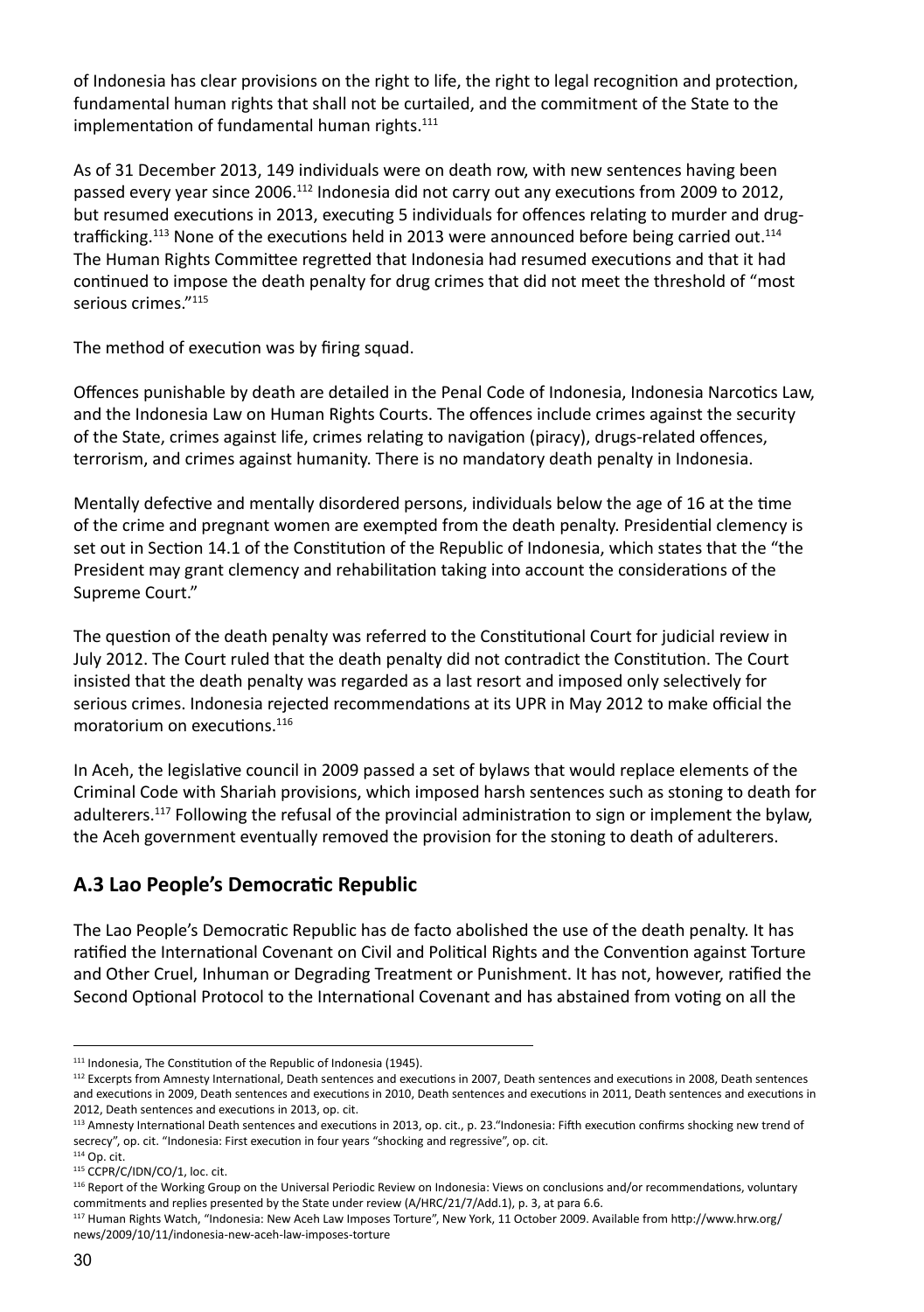of Indonesia has clear provisions on the right to life, the right to legal recognition and protection, fundamental human rights that shall not be curtailed, and the commitment of the State to the implementation of fundamental human rights.[111]

As of 31 December 2013, 149 individuals were on death row, with new sentences having been passed every year since 2006.[112] Indonesia did not carry out any executions from 2009 to 2012, but resumed executions in 2013, executing 5 individuals for offences relating to murder and drug-trafficking.[113] None of the executions held in 2013 were announced before being carried out.[114] The Human Rights Committee regretted that Indonesia had resumed executions and that it had continued to impose the death penalty for drug crimes that did not meet the threshold of "most serious crimes."[115]

The method of execution was by firing squad.

Offences punishable by death are detailed in the Penal Code of Indonesia, Indonesia Narcotics Law, and the Indonesia Law on Human Rights Courts. The offences include crimes against the security of the State, crimes against life, crimes relating to navigation (piracy), drugs-related offences, terrorism, and crimes against humanity. There is no mandatory death penalty in Indonesia.

Mentally defective and mentally disordered persons, individuals below the age of 16 at the time of the crime and pregnant women are exempted from the death penalty. Presidential clemency is set out in Section 14.1 of the Constitution of the Republic of Indonesia, which states that the "the President may grant clemency and rehabilitation taking into account the considerations of the Supreme Court."

The question of the death penalty was referred to the Constitutional Court for judicial review in July 2012. The Court ruled that the death penalty did not contradict the Constitution. The Court insisted that the death penalty was regarded as a last resort and imposed only selectively for serious crimes. Indonesia rejected recommendations at its UPR in May 2012 to make official the moratorium on executions.[116]

In Aceh, the legislative council in 2009 passed a set of bylaws that would replace elements of the Criminal Code with Shariah provisions, which imposed harsh sentences such as stoning to death for adulterers.[117] Following the refusal of the provincial administration to sign or implement the bylaw, the Aceh government eventually removed the provision for the stoning to death of adulterers.

## A.3 Lao People's Democratic Republic

The Lao People's Democratic Republic has de facto abolished the use of the death penalty. It has ratified the International Covenant on Civil and Political Rights and the Convention against Torture and Other Cruel, Inhuman or Degrading Treatment or Punishment. It has not, however, ratified the Second Optional Protocol to the International Covenant and has abstained from voting on all the

---

[111] Indonesia, The Constitution of the Republic of Indonesia (1945).

[112] Excerpts from Amnesty International, Death sentences and executions in 2007, Death sentences and executions in 2008, Death sentences and executions in 2009, Death sentences and executions in 2010, Death sentences and executions in 2011, Death sentences and executions in 2012, Death sentences and executions in 2013, op. cit.

[113] Amnesty International Death sentences and executions in 2013, op. cit., p. 23."Indonesia: Fifth execution confirms shocking new trend of secrecy", op. cit. "Indonesia: First execution in four years "shocking and regressive", op. cit.

[114] Op. cit.

[115] CCPR/C/IDN/CO/1, loc. cit.

[116] Report of the Working Group on the Universal Periodic Review on Indonesia: Views on conclusions and/or recommendations, voluntary commitments and replies presented by the State under review (A/HRC/21/7/Add.1), p. 3, at para 6.6.

[117] Human Rights Watch, "Indonesia: New Aceh Law Imposes Torture", New York, 11 October 2009. Available from http://www.hrw.org/news/2009/10/11/indonesia-new-aceh-law-imposes-torture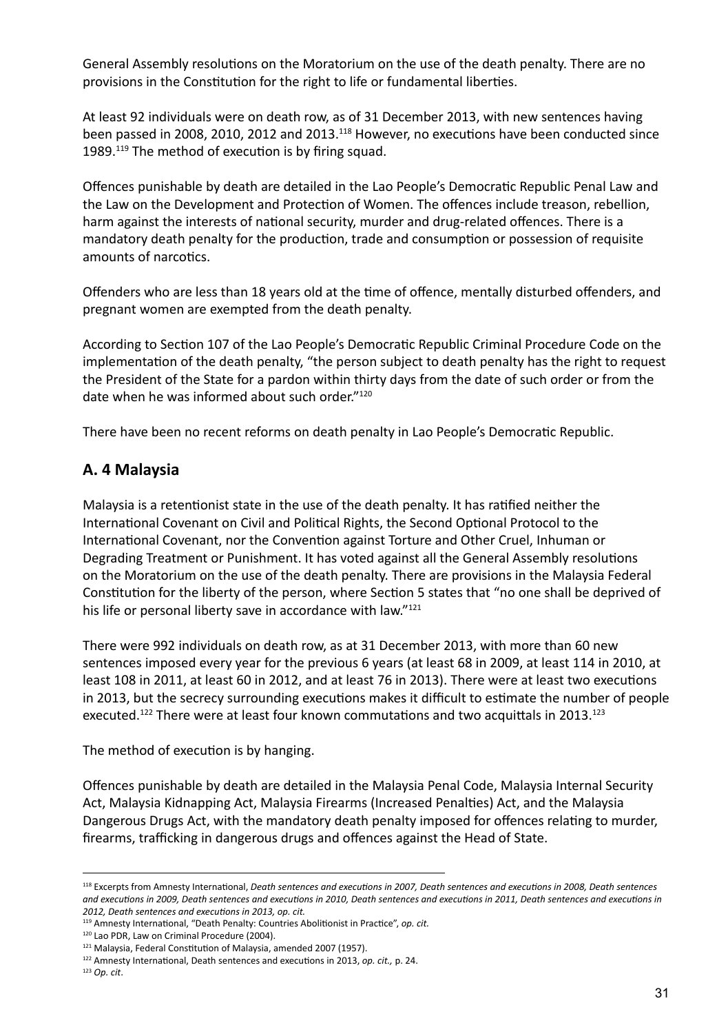General Assembly resolutions on the Moratorium on the use of the death penalty. There are no provisions in the Constitution for the right to life or fundamental liberties.

At least 92 individuals were on death row, as of 31 December 2013, with new sentences having been passed in 2008, 2010, 2012 and 2013.[118] However, no executions have been conducted since 1989.[119] The method of execution is by firing squad.

Offences punishable by death are detailed in the Lao People's Democratic Republic Penal Law and the Law on the Development and Protection of Women. The offences include treason, rebellion, harm against the interests of national security, murder and drug-related offences. There is a mandatory death penalty for the production, trade and consumption or possession of requisite amounts of narcotics.

Offenders who are less than 18 years old at the time of offence, mentally disturbed offenders, and pregnant women are exempted from the death penalty.

According to Section 107 of the Lao People's Democratic Republic Criminal Procedure Code on the implementation of the death penalty, "the person subject to death penalty has the right to request the President of the State for a pardon within thirty days from the date of such order or from the date when he was informed about such order."[120]

There have been no recent reforms on death penalty in Lao People's Democratic Republic.

## A. 4 Malaysia

Malaysia is a retentionist state in the use of the death penalty. It has ratified neither the International Covenant on Civil and Political Rights, the Second Optional Protocol to the International Covenant, nor the Convention against Torture and Other Cruel, Inhuman or Degrading Treatment or Punishment. It has voted against all the General Assembly resolutions on the Moratorium on the use of the death penalty. There are provisions in the Malaysia Federal Constitution for the liberty of the person, where Section 5 states that "no one shall be deprived of his life or personal liberty save in accordance with law."[121]

There were 992 individuals on death row, as at 31 December 2013, with more than 60 new sentences imposed every year for the previous 6 years (at least 68 in 2009, at least 114 in 2010, at least 108 in 2011, at least 60 in 2012, and at least 76 in 2013). There were at least two executions in 2013, but the secrecy surrounding executions makes it difficult to estimate the number of people executed.[122] There were at least four known commutations and two acquittals in 2013.[123]

The method of execution is by hanging.

Offences punishable by death are detailed in the Malaysia Penal Code, Malaysia Internal Security Act, Malaysia Kidnapping Act, Malaysia Firearms (Increased Penalties) Act, and the Malaysia Dangerous Drugs Act, with the mandatory death penalty imposed for offences relating to murder, firearms, trafficking in dangerous drugs and offences against the Head of State.

---

[118] Excerpts from Amnesty International, *Death sentences and executions in 2007, Death sentences and executions in 2008, Death sentences and executions in 2009, Death sentences and executions in 2010, Death sentences and executions in 2011, Death sentences and executions in 2012, Death sentences and executions in 2013, op. cit.*

[119] Amnesty International, "Death Penalty: Countries Abolitionist in Practice", *op. cit.*

[120] Lao PDR, Law on Criminal Procedure (2004).

[121] Malaysia, Federal Constitution of Malaysia, amended 2007 (1957).

[122] Amnesty International, Death sentences and executions in 2013, *op. cit.,* p. 24.

[123] *Op. cit*.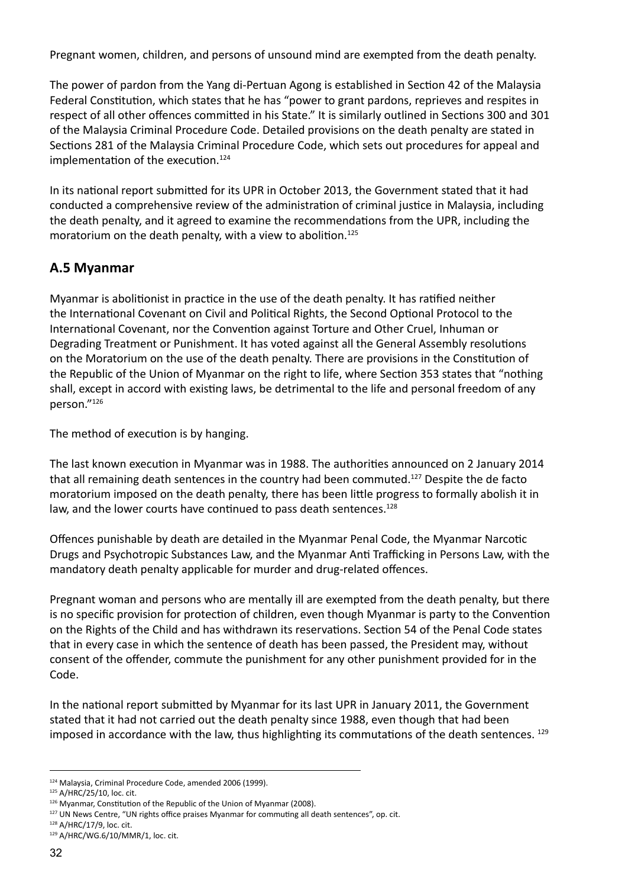Pregnant women, children, and persons of unsound mind are exempted from the death penalty.

The power of pardon from the Yang di-Pertuan Agong is established in Section 42 of the Malaysia Federal Constitution, which states that he has "power to grant pardons, reprieves and respites in respect of all other offences committed in his State." It is similarly outlined in Sections 300 and 301 of the Malaysia Criminal Procedure Code. Detailed provisions on the death penalty are stated in Sections 281 of the Malaysia Criminal Procedure Code, which sets out procedures for appeal and implementation of the execution.[124]

In its national report submitted for its UPR in October 2013, the Government stated that it had conducted a comprehensive review of the administration of criminal justice in Malaysia, including the death penalty, and it agreed to examine the recommendations from the UPR, including the moratorium on the death penalty, with a view to abolition.[125]

## A.5 Myanmar

Myanmar is abolitionist in practice in the use of the death penalty. It has ratified neither the International Covenant on Civil and Political Rights, the Second Optional Protocol to the International Covenant, nor the Convention against Torture and Other Cruel, Inhuman or Degrading Treatment or Punishment. It has voted against all the General Assembly resolutions on the Moratorium on the use of the death penalty. There are provisions in the Constitution of the Republic of the Union of Myanmar on the right to life, where Section 353 states that "nothing shall, except in accord with existing laws, be detrimental to the life and personal freedom of any person."[126]

The method of execution is by hanging.

The last known execution in Myanmar was in 1988. The authorities announced on 2 January 2014 that all remaining death sentences in the country had been commuted.[127] Despite the de facto moratorium imposed on the death penalty, there has been little progress to formally abolish it in law, and the lower courts have continued to pass death sentences.[128]

Offences punishable by death are detailed in the Myanmar Penal Code, the Myanmar Narcotic Drugs and Psychotropic Substances Law, and the Myanmar Anti Trafficking in Persons Law, with the mandatory death penalty applicable for murder and drug-related offences.

Pregnant woman and persons who are mentally ill are exempted from the death penalty, but there is no specific provision for protection of children, even though Myanmar is party to the Convention on the Rights of the Child and has withdrawn its reservations. Section 54 of the Penal Code states that in every case in which the sentence of death has been passed, the President may, without consent of the offender, commute the punishment for any other punishment provided for in the Code.

In the national report submitted by Myanmar for its last UPR in January 2011, the Government stated that it had not carried out the death penalty since 1988, even though that had been imposed in accordance with the law, thus highlighting its commutations of the death sentences. [129]

---

[124] Malaysia, Criminal Procedure Code, amended 2006 (1999).

[125] A/HRC/25/10, loc. cit.

[126] Myanmar, Constitution of the Republic of the Union of Myanmar (2008).

[127] UN News Centre, "UN rights office praises Myanmar for commuting all death sentences", op. cit.

[128] A/HRC/17/9, loc. cit.

[129] A/HRC/WG.6/10/MMR/1, loc. cit.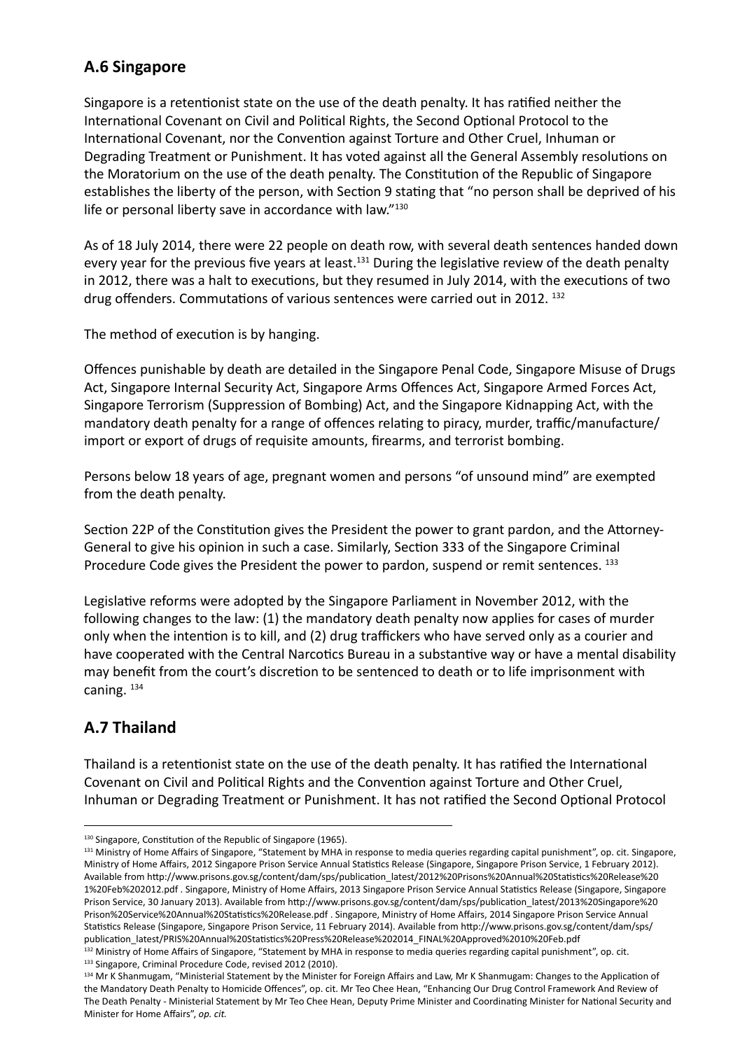## A.6 Singapore

Singapore is a retentionist state on the use of the death penalty. It has ratified neither the International Covenant on Civil and Political Rights, the Second Optional Protocol to the International Covenant, nor the Convention against Torture and Other Cruel, Inhuman or Degrading Treatment or Punishment. It has voted against all the General Assembly resolutions on the Moratorium on the use of the death penalty. The Constitution of the Republic of Singapore establishes the liberty of the person, with Section 9 stating that "no person shall be deprived of his life or personal liberty save in accordance with law."[130]

As of 18 July 2014, there were 22 people on death row, with several death sentences handed down every year for the previous five years at least.[131] During the legislative review of the death penalty in 2012, there was a halt to executions, but they resumed in July 2014, with the executions of two drug offenders. Commutations of various sentences were carried out in 2012. [132]

The method of execution is by hanging.

Offences punishable by death are detailed in the Singapore Penal Code, Singapore Misuse of Drugs Act, Singapore Internal Security Act, Singapore Arms Offences Act, Singapore Armed Forces Act, Singapore Terrorism (Suppression of Bombing) Act, and the Singapore Kidnapping Act, with the mandatory death penalty for a range of offences relating to piracy, murder, traffic/manufacture/import or export of drugs of requisite amounts, firearms, and terrorist bombing.

Persons below 18 years of age, pregnant women and persons "of unsound mind" are exempted from the death penalty.

Section 22P of the Constitution gives the President the power to grant pardon, and the Attorney-General to give his opinion in such a case. Similarly, Section 333 of the Singapore Criminal Procedure Code gives the President the power to pardon, suspend or remit sentences. [133]

Legislative reforms were adopted by the Singapore Parliament in November 2012, with the following changes to the law: (1) the mandatory death penalty now applies for cases of murder only when the intention is to kill, and (2) drug traffickers who have served only as a courier and have cooperated with the Central Narcotics Bureau in a substantive way or have a mental disability may benefit from the court's discretion to be sentenced to death or to life imprisonment with caning. [134]

## A.7 Thailand

Thailand is a retentionist state on the use of the death penalty. It has ratified the International Covenant on Civil and Political Rights and the Convention against Torture and Other Cruel, Inhuman or Degrading Treatment or Punishment. It has not ratified the Second Optional Protocol

---

[130] Singapore, Constitution of the Republic of Singapore (1965).

[131] Ministry of Home Affairs of Singapore, "Statement by MHA in response to media queries regarding capital punishment", op. cit. Singapore, Ministry of Home Affairs, 2012 Singapore Prison Service Annual Statistics Release (Singapore, Singapore Prison Service, 1 February 2012). Available from http://www.prisons.gov.sg/content/dam/sps/publication_latest/2012%20Prisons%20Annual%20Statistics%20Release%20 1%20Feb%202012.pdf . Singapore, Ministry of Home Affairs, 2013 Singapore Prison Service Annual Statistics Release (Singapore, Singapore Prison Service, 30 January 2013). Available from http://www.prisons.gov.sg/content/dam/sps/publication_latest/2013%20Singapore%20 Prison%20Service%20Annual%20Statistics%20Release.pdf . Singapore, Ministry of Home Affairs, 2014 Singapore Prison Service Annual Statistics Release (Singapore, Singapore Prison Service, 11 February 2014). Available from http://www.prisons.gov.sg/content/dam/sps/ publication_latest/PRIS%20Annual%20Statistics%20Press%20Release%202014_FINAL%20Approved%2010%20Feb.pdf

[132] Ministry of Home Affairs of Singapore, "Statement by MHA in response to media queries regarding capital punishment", op. cit.

[133] Singapore, Criminal Procedure Code, revised 2012 (2010).

[134] Mr K Shanmugam, "Ministerial Statement by the Minister for Foreign Affairs and Law, Mr K Shanmugam: Changes to the Application of the Mandatory Death Penalty to Homicide Offences", op. cit. Mr Teo Chee Hean, "Enhancing Our Drug Control Framework And Review of The Death Penalty - Ministerial Statement by Mr Teo Chee Hean, Deputy Prime Minister and Coordinating Minister for National Security and Minister for Home Affairs", *op. cit.*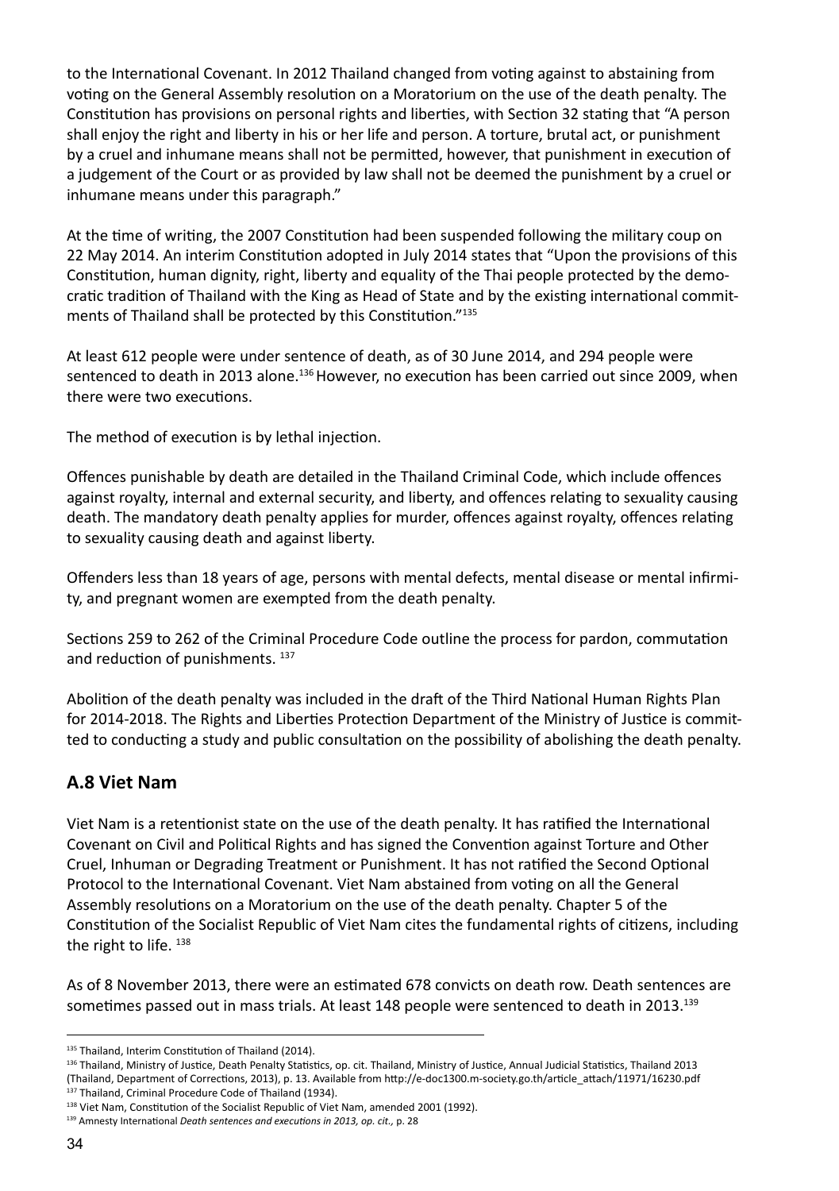to the International Covenant. In 2012 Thailand changed from voting against to abstaining from voting on the General Assembly resolution on a Moratorium on the use of the death penalty. The Constitution has provisions on personal rights and liberties, with Section 32 stating that "A person shall enjoy the right and liberty in his or her life and person. A torture, brutal act, or punishment by a cruel and inhumane means shall not be permitted, however, that punishment in execution of a judgement of the Court or as provided by law shall not be deemed the punishment by a cruel or inhumane means under this paragraph."

At the time of writing, the 2007 Constitution had been suspended following the military coup on 22 May 2014. An interim Constitution adopted in July 2014 states that "Upon the provisions of this Constitution, human dignity, right, liberty and equality of the Thai people protected by the democratic tradition of Thailand with the King as Head of State and by the existing international commitments of Thailand shall be protected by this Constitution."[135]

At least 612 people were under sentence of death, as of 30 June 2014, and 294 people were sentenced to death in 2013 alone.[136] However, no execution has been carried out since 2009, when there were two executions.

The method of execution is by lethal injection.

Offences punishable by death are detailed in the Thailand Criminal Code, which include offences against royalty, internal and external security, and liberty, and offences relating to sexuality causing death. The mandatory death penalty applies for murder, offences against royalty, offences relating to sexuality causing death and against liberty.

Offenders less than 18 years of age, persons with mental defects, mental disease or mental infirmity, and pregnant women are exempted from the death penalty.

Sections 259 to 262 of the Criminal Procedure Code outline the process for pardon, commutation and reduction of punishments. [137]

Abolition of the death penalty was included in the draft of the Third National Human Rights Plan for 2014-2018. The Rights and Liberties Protection Department of the Ministry of Justice is committed to conducting a study and public consultation on the possibility of abolishing the death penalty.

## A.8 Viet Nam

Viet Nam is a retentionist state on the use of the death penalty. It has ratified the International Covenant on Civil and Political Rights and has signed the Convention against Torture and Other Cruel, Inhuman or Degrading Treatment or Punishment. It has not ratified the Second Optional Protocol to the International Covenant. Viet Nam abstained from voting on all the General Assembly resolutions on a Moratorium on the use of the death penalty. Chapter 5 of the Constitution of the Socialist Republic of Viet Nam cites the fundamental rights of citizens, including the right to life. [138]

As of 8 November 2013, there were an estimated 678 convicts on death row. Death sentences are sometimes passed out in mass trials. At least 148 people were sentenced to death in 2013.[139]

---

[135] Thailand, Interim Constitution of Thailand (2014).

[136] Thailand, Ministry of Justice, Death Penalty Statistics, op. cit. Thailand, Ministry of Justice, Annual Judicial Statistics, Thailand 2013 (Thailand, Department of Corrections, 2013), p. 13. Available from http://e-doc1300.m-society.go.th/article_attach/11971/16230.pdf

[137] Thailand, Criminal Procedure Code of Thailand (1934).

[138] Viet Nam, Constitution of the Socialist Republic of Viet Nam, amended 2001 (1992).

[139] Amnesty International *Death sentences and executions in 2013, op. cit.,* p. 28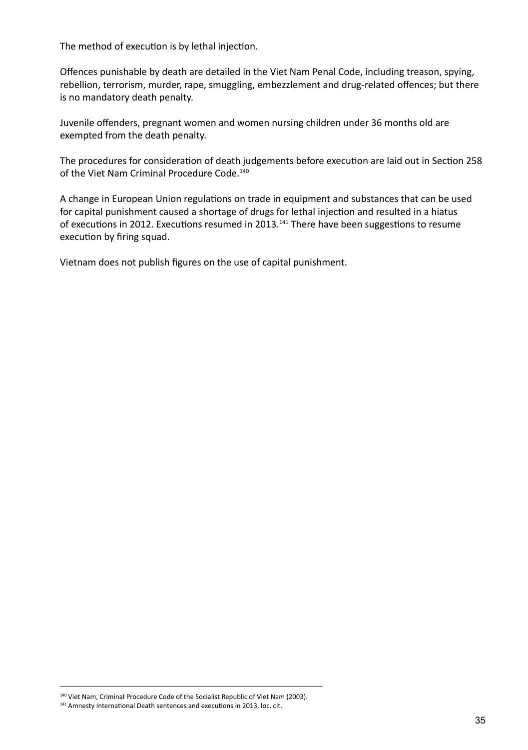The method of execution is by lethal injection.

Offences punishable by death are detailed in the Viet Nam Penal Code, including treason, spying, rebellion, terrorism, murder, rape, smuggling, embezzlement and drug-related offences; but there is no mandatory death penalty.

Juvenile offenders, pregnant women and women nursing children under 36 months old are exempted from the death penalty.

The procedures for consideration of death judgements before execution are laid out in Section 258 of the Viet Nam Criminal Procedure Code.[140]

A change in European Union regulations on trade in equipment and substances that can be used for capital punishment caused a shortage of drugs for lethal injection and resulted in a hiatus of executions in 2012. Executions resumed in 2013.[141] There have been suggestions to resume execution by firing squad.

Vietnam does not publish figures on the use of capital punishment.

---

[140] Viet Nam, Criminal Procedure Code of the Socialist Republic of Viet Nam (2003).

[141] Amnesty International Death sentences and executions in 2013, loc. cit.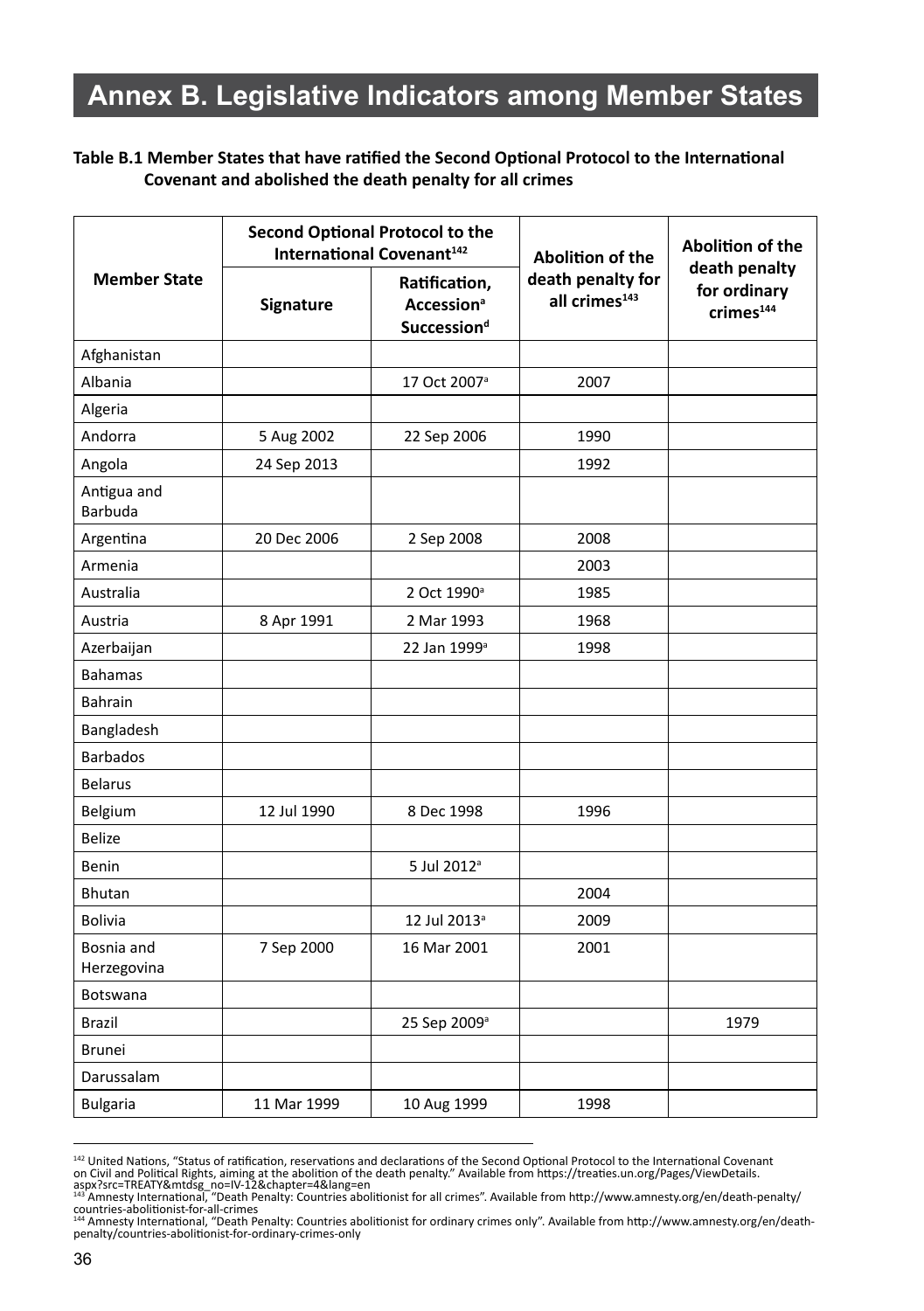# Annex B. Legislative Indicators among Member States

**Table B.1 Member States that have ratified the Second Optional Protocol to the International Covenant and abolished the death penalty for all crimes**

| Member State | Second Optional Protocol to the International Covenant[142] | | Abolition of the death penalty for all crimes[143] | Abolition of the death penalty for ordinary crimes[144] |
|---|---|---|---|---|
| | Signature | Ratification, Accession[a] Succession[d] | | |
| Afghanistan | | | | |
| Albania | | 17 Oct 2007[a] | 2007 | |
| Algeria | | | | |
| Andorra | 5 Aug 2002 | 22 Sep 2006 | 1990 | |
| Angola | 24 Sep 2013 | | 1992 | |
| Antigua and Barbuda | | | | |
| Argentina | 20 Dec 2006 | 2 Sep 2008 | 2008 | |
| Armenia | | | 2003 | |
| Australia | | 2 Oct 1990[a] | 1985 | |
| Austria | 8 Apr 1991 | 2 Mar 1993 | 1968 | |
| Azerbaijan | | 22 Jan 1999[a] | 1998 | |
| Bahamas | | | | |
| Bahrain | | | | |
| Bangladesh | | | | |
| Barbados | | | | |
| Belarus | | | | |
| Belgium | 12 Jul 1990 | 8 Dec 1998 | 1996 | |
| Belize | | | | |
| Benin | | 5 Jul 2012[a] | | |
| Bhutan | | | 2004 | |
| Bolivia | | 12 Jul 2013[a] | 2009 | |
| Bosnia and Herzegovina | 7 Sep 2000 | 16 Mar 2001 | 2001 | |
| Botswana | | | | |
| Brazil | | 25 Sep 2009[a] | | 1979 |
| Brunei | | | | |
| Darussalam | | | | |
| Bulgaria | 11 Mar 1999 | 10 Aug 1999 | 1998 | |

[142] United Nations, "Status of ratification, reservations and declarations of the Second Optional Protocol to the International Covenant on Civil and Political Rights, aiming at the abolition of the death penalty." Available from https://treaties.un.org/Pages/ViewDetails.aspx?src=TREATY&mtdsg_no=IV-12&chapter=4&lang=en

[143] Amnesty International, "Death Penalty: Countries abolitionist for all crimes". Available from http://www.amnesty.org/en/death-penalty/countries-abolitionist-for-all-crimes

[144] Amnesty International, "Death Penalty: Countries abolitionist for ordinary crimes only". Available from http://www.amnesty.org/en/death-penalty/countries-abolitionist-for-ordinary-crimes-only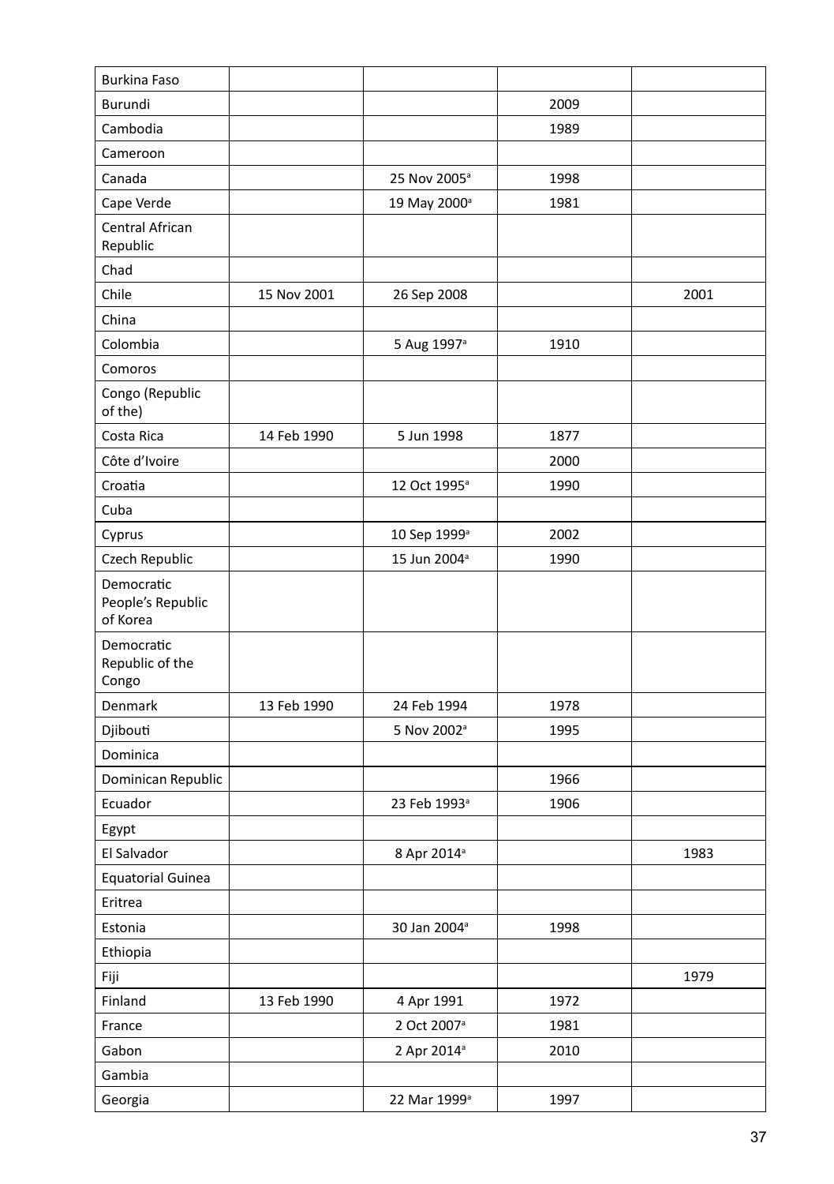| | | | | |
|---|---|---|---|---|
| Burkina Faso | | | | |
| Burundi | | | 2009 | |
| Cambodia | | | 1989 | |
| Cameroon | | | | |
| Canada | | 25 Nov 2005[a] | 1998 | |
| Cape Verde | | 19 May 2000[a] | 1981 | |
| Central African Republic | | | | |
| Chad | | | | |
| Chile | 15 Nov 2001 | 26 Sep 2008 | | 2001 |
| China | | | | |
| Colombia | | 5 Aug 1997[a] | 1910 | |
| Comoros | | | | |
| Congo (Republic of the) | | | | |
| Costa Rica | 14 Feb 1990 | 5 Jun 1998 | 1877 | |
| Côte d'Ivoire | | | 2000 | |
| Croatia | | 12 Oct 1995[a] | 1990 | |
| Cuba | | | | |
| Cyprus | | 10 Sep 1999[a] | 2002 | |
| Czech Republic | | 15 Jun 2004[a] | 1990 | |
| Democratic People's Republic of Korea | | | | |
| Democratic Republic of the Congo | | | | |
| Denmark | 13 Feb 1990 | 24 Feb 1994 | 1978 | |
| Djibouti | | 5 Nov 2002[a] | 1995 | |
| Dominica | | | | |
| Dominican Republic | | | 1966 | |
| Ecuador | | 23 Feb 1993[a] | 1906 | |
| Egypt | | | | |
| El Salvador | | 8 Apr 2014[a] | | 1983 |
| Equatorial Guinea | | | | |
| Eritrea | | | | |
| Estonia | | 30 Jan 2004[a] | 1998 | |
| Ethiopia | | | | |
| Fiji | | | | 1979 |
| Finland | 13 Feb 1990 | 4 Apr 1991 | 1972 | |
| France | | 2 Oct 2007[a] | 1981 | |
| Gabon | | 2 Apr 2014[a] | 2010 | |
| Gambia | | | | |
| Georgia | | 22 Mar 1999[a] | 1997 | |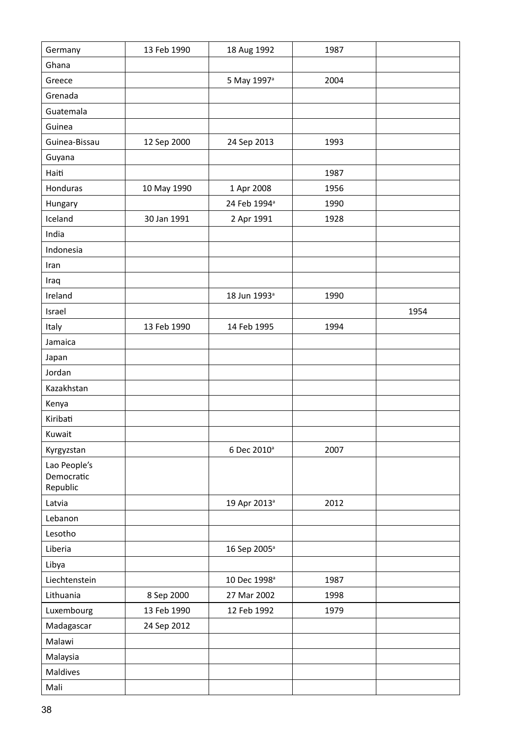| | | | | |
|---|---|---|---|---|
| Germany | 13 Feb 1990 | 18 Aug 1992 | 1987 | |
| Ghana | | | | |
| Greece | | 5 May 1997[a] | 2004 | |
| Grenada | | | | |
| Guatemala | | | | |
| Guinea | | | | |
| Guinea-Bissau | 12 Sep 2000 | 24 Sep 2013 | 1993 | |
| Guyana | | | | |
| Haiti | | | 1987 | |
| Honduras | 10 May 1990 | 1 Apr 2008 | 1956 | |
| Hungary | | 24 Feb 1994[a] | 1990 | |
| Iceland | 30 Jan 1991 | 2 Apr 1991 | 1928 | |
| India | | | | |
| Indonesia | | | | |
| Iran | | | | |
| Iraq | | | | |
| Ireland | | 18 Jun 1993[a] | 1990 | |
| Israel | | | | 1954 |
| Italy | 13 Feb 1990 | 14 Feb 1995 | 1994 | |
| Jamaica | | | | |
| Japan | | | | |
| Jordan | | | | |
| Kazakhstan | | | | |
| Kenya | | | | |
| Kiribati | | | | |
| Kuwait | | | | |
| Kyrgyzstan | | 6 Dec 2010[a] | 2007 | |
| Lao People's Democratic Republic | | | | |
| Latvia | | 19 Apr 2013[a] | 2012 | |
| Lebanon | | | | |
| Lesotho | | | | |
| Liberia | | 16 Sep 2005[a] | | |
| Libya | | | | |
| Liechtenstein | | 10 Dec 1998[a] | 1987 | |
| Lithuania | 8 Sep 2000 | 27 Mar 2002 | 1998 | |
| Luxembourg | 13 Feb 1990 | 12 Feb 1992 | 1979 | |
| Madagascar | 24 Sep 2012 | | | |
| Malawi | | | | |
| Malaysia | | | | |
| Maldives | | | | |
| Mali | | | | |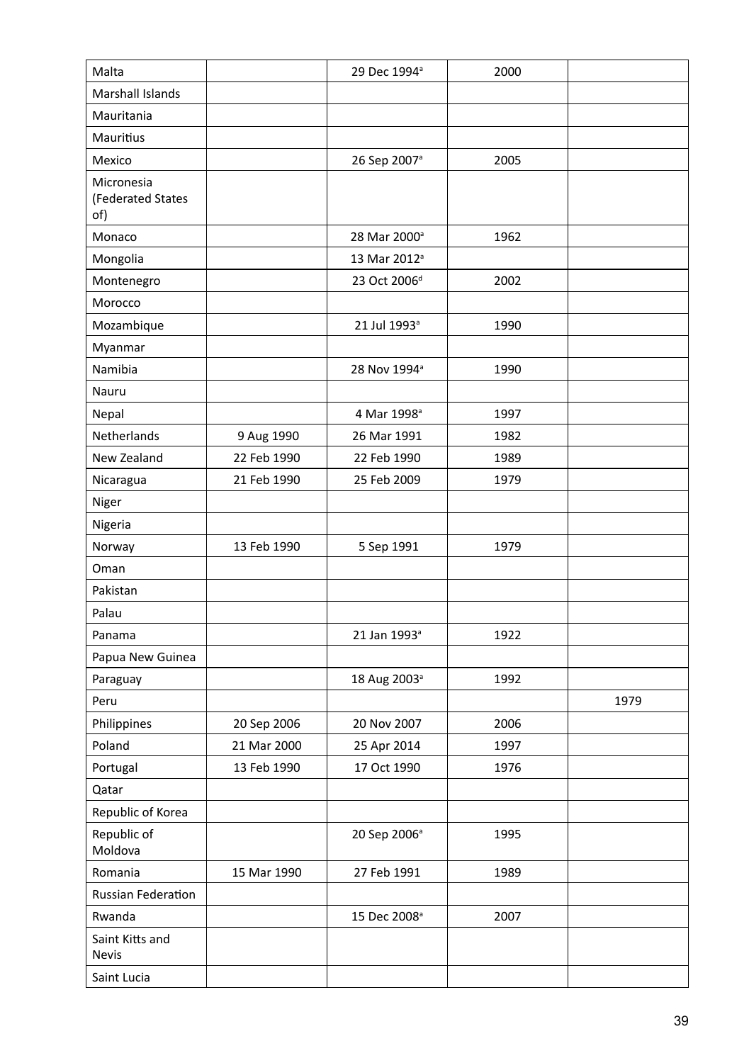| | | | | |
|---|---|---|---|---|
| Malta | | 29 Dec 1994[a] | 2000 | |
| Marshall Islands | | | | |
| Mauritania | | | | |
| Mauritius | | | | |
| Mexico | | 26 Sep 2007[a] | 2005 | |
| Micronesia (Federated States of) | | | | |
| Monaco | | 28 Mar 2000[a] | 1962 | |
| Mongolia | | 13 Mar 2012[a] | | |
| Montenegro | | 23 Oct 2006[d] | 2002 | |
| Morocco | | | | |
| Mozambique | | 21 Jul 1993[a] | 1990 | |
| Myanmar | | | | |
| Namibia | | 28 Nov 1994[a] | 1990 | |
| Nauru | | | | |
| Nepal | | 4 Mar 1998[a] | 1997 | |
| Netherlands | 9 Aug 1990 | 26 Mar 1991 | 1982 | |
| New Zealand | 22 Feb 1990 | 22 Feb 1990 | 1989 | |
| Nicaragua | 21 Feb 1990 | 25 Feb 2009 | 1979 | |
| Niger | | | | |
| Nigeria | | | | |
| Norway | 13 Feb 1990 | 5 Sep 1991 | 1979 | |
| Oman | | | | |
| Pakistan | | | | |
| Palau | | | | |
| Panama | | 21 Jan 1993[a] | 1922 | |
| Papua New Guinea | | | | |
| Paraguay | | 18 Aug 2003[a] | 1992 | |
| Peru | | | | 1979 |
| Philippines | 20 Sep 2006 | 20 Nov 2007 | 2006 | |
| Poland | 21 Mar 2000 | 25 Apr 2014 | 1997 | |
| Portugal | 13 Feb 1990 | 17 Oct 1990 | 1976 | |
| Qatar | | | | |
| Republic of Korea | | | | |
| Republic of Moldova | | 20 Sep 2006[a] | 1995 | |
| Romania | 15 Mar 1990 | 27 Feb 1991 | 1989 | |
| Russian Federation | | | | |
| Rwanda | | 15 Dec 2008[a] | 2007 | |
| Saint Kitts and Nevis | | | | |
| Saint Lucia | | | | |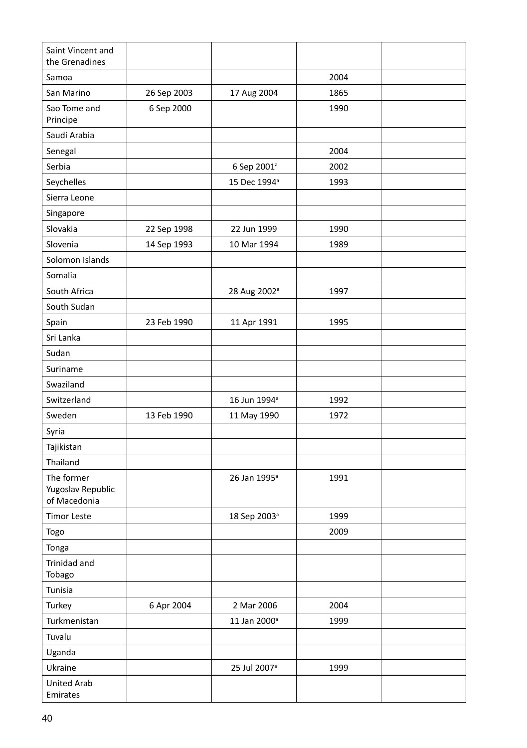| | | | | |
|---|---|---|---|---|
| Saint Vincent and the Grenadines | | | | |
| Samoa | | | 2004 | |
| San Marino | 26 Sep 2003 | 17 Aug 2004 | 1865 | |
| Sao Tome and Principe | 6 Sep 2000 | | 1990 | |
| Saudi Arabia | | | | |
| Senegal | | | 2004 | |
| Serbia | | 6 Sep 2001[a] | 2002 | |
| Seychelles | | 15 Dec 1994[a] | 1993 | |
| Sierra Leone | | | | |
| Singapore | | | | |
| Slovakia | 22 Sep 1998 | 22 Jun 1999 | 1990 | |
| Slovenia | 14 Sep 1993 | 10 Mar 1994 | 1989 | |
| Solomon Islands | | | | |
| Somalia | | | | |
| South Africa | | 28 Aug 2002[a] | 1997 | |
| South Sudan | | | | |
| Spain | 23 Feb 1990 | 11 Apr 1991 | 1995 | |
| Sri Lanka | | | | |
| Sudan | | | | |
| Suriname | | | | |
| Swaziland | | | | |
| Switzerland | | 16 Jun 1994[a] | 1992 | |
| Sweden | 13 Feb 1990 | 11 May 1990 | 1972 | |
| Syria | | | | |
| Tajikistan | | | | |
| Thailand | | | | |
| The former Yugoslav Republic of Macedonia | | 26 Jan 1995[a] | 1991 | |
| Timor Leste | | 18 Sep 2003[a] | 1999 | |
| Togo | | | 2009 | |
| Tonga | | | | |
| Trinidad and Tobago | | | | |
| Tunisia | | | | |
| Turkey | 6 Apr 2004 | 2 Mar 2006 | 2004 | |
| Turkmenistan | | 11 Jan 2000[a] | 1999 | |
| Tuvalu | | | | |
| Uganda | | | | |
| Ukraine | | 25 Jul 2007[a] | 1999 | |
| United Arab Emirates | | | | |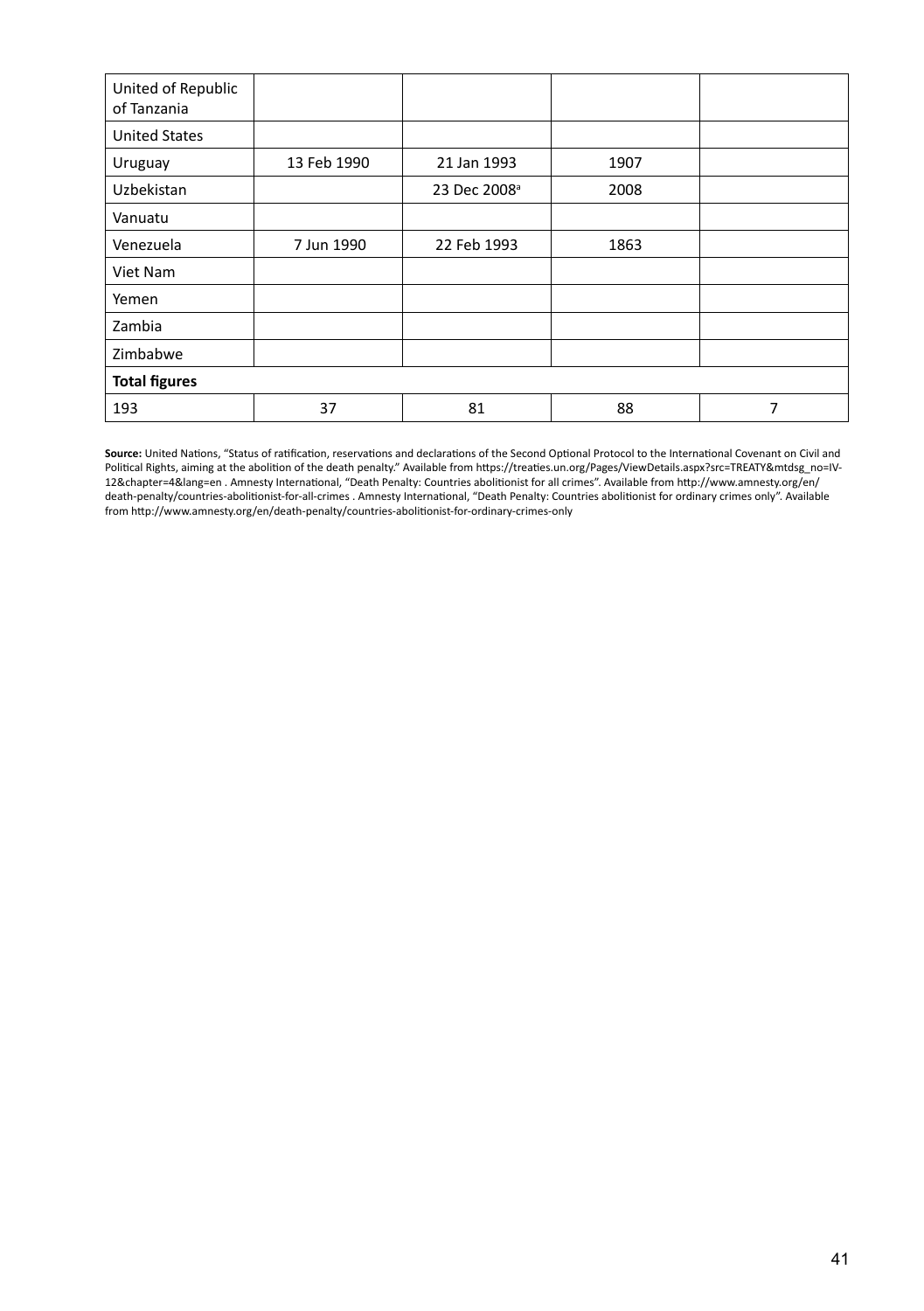| | | | | |
|---|---|---|---|---|
| United of Republic of Tanzania | | | | |
| United States | | | | |
| Uruguay | 13 Feb 1990 | 21 Jan 1993 | 1907 | |
| Uzbekistan | | 23 Dec 2008[a] | 2008 | |
| Vanuatu | | | | |
| Venezuela | 7 Jun 1990 | 22 Feb 1993 | 1863 | |
| Viet Nam | | | | |
| Yemen | | | | |
| Zambia | | | | |
| Zimbabwe | | | | |
| **Total figures** | | | | |
| 193 | 37 | 81 | 88 | 7 |

**Source:** United Nations, "Status of ratification, reservations and declarations of the Second Optional Protocol to the International Covenant on Civil and Political Rights, aiming at the abolition of the death penalty." Available from https://treaties.un.org/Pages/ViewDetails.aspx?src=TREATY&mtdsg_no=IV-12&chapter=4&lang=en . Amnesty International, "Death Penalty: Countries abolitionist for all crimes". Available from http://www.amnesty.org/en/death-penalty/countries-abolitionist-for-all-crimes . Amnesty International, "Death Penalty: Countries abolitionist for ordinary crimes only". Available from http://www.amnesty.org/en/death-penalty/countries-abolitionist-for-ordinary-crimes-only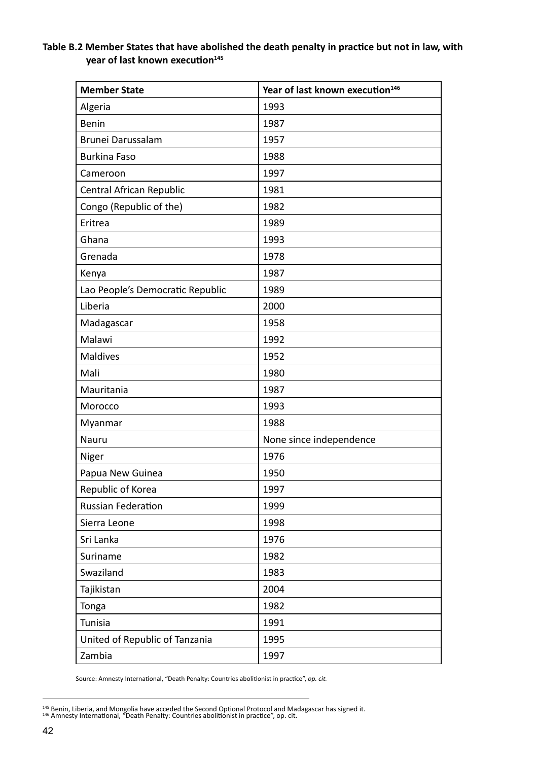**Table B.2 Member States that have abolished the death penalty in practice but not in law, with year of last known execution[145]**

| Member State | Year of last known execution[146] |
|---|---|
| Algeria | 1993 |
| Benin | 1987 |
| Brunei Darussalam | 1957 |
| Burkina Faso | 1988 |
| Cameroon | 1997 |
| Central African Republic | 1981 |
| Congo (Republic of the) | 1982 |
| Eritrea | 1989 |
| Ghana | 1993 |
| Grenada | 1978 |
| Kenya | 1987 |
| Lao People's Democratic Republic | 1989 |
| Liberia | 2000 |
| Madagascar | 1958 |
| Malawi | 1992 |
| Maldives | 1952 |
| Mali | 1980 |
| Mauritania | 1987 |
| Morocco | 1993 |
| Myanmar | 1988 |
| Nauru | None since independence |
| Niger | 1976 |
| Papua New Guinea | 1950 |
| Republic of Korea | 1997 |
| Russian Federation | 1999 |
| Sierra Leone | 1998 |
| Sri Lanka | 1976 |
| Suriname | 1982 |
| Swaziland | 1983 |
| Tajikistan | 2004 |
| Tonga | 1982 |
| Tunisia | 1991 |
| United of Republic of Tanzania | 1995 |
| Zambia | 1997 |

Source: Amnesty International, "Death Penalty: Countries abolitionist in practice", *op. cit.*

[145] Benin, Liberia, and Mongolia have acceded the Second Optional Protocol and Madagascar has signed it.
[146] Amnesty International, "Death Penalty: Countries abolitionist in practice", op. cit.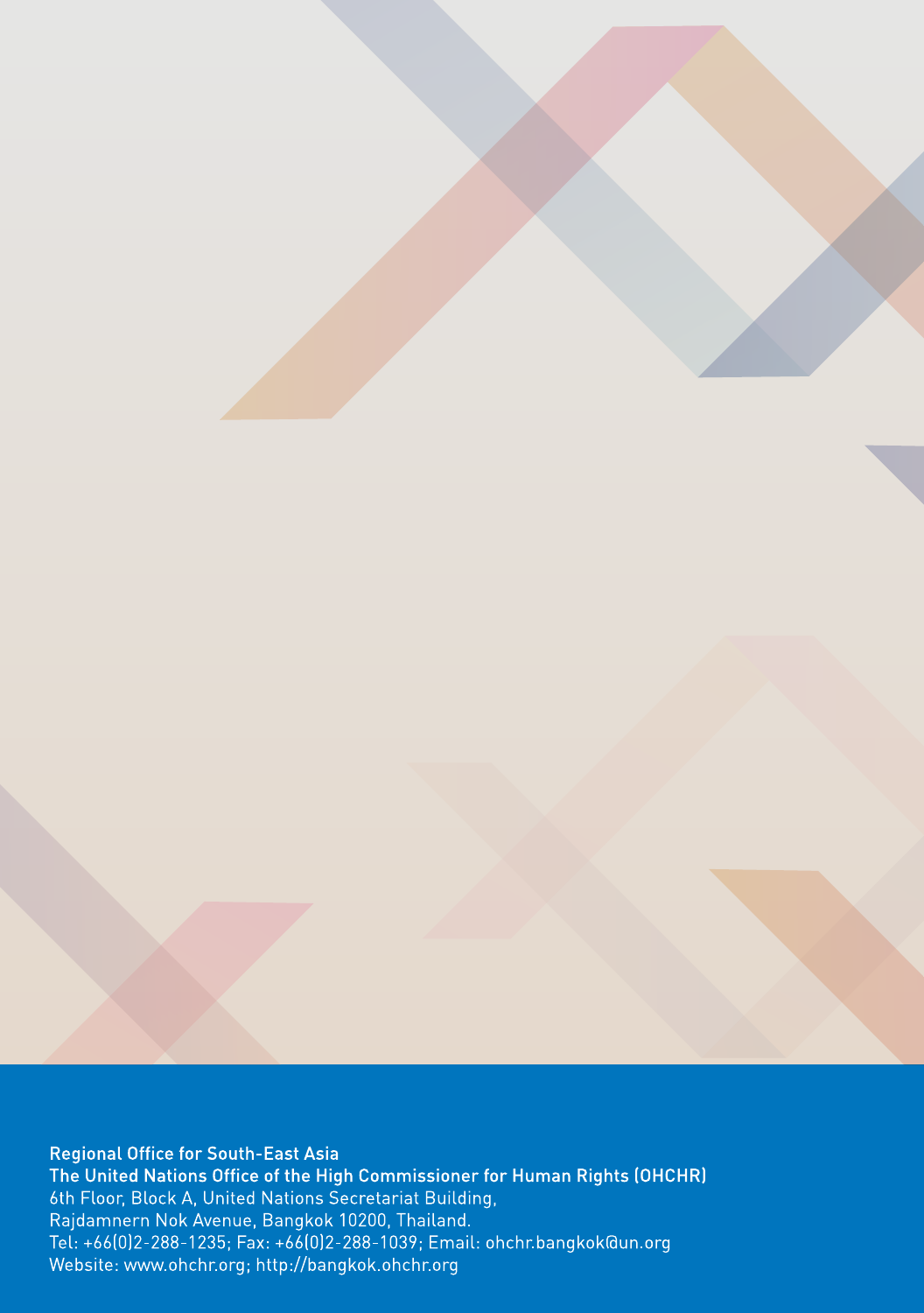**Regional Office for South-East Asia**
**The United Nations Office of the High Commissioner for Human Rights (OHCHR)**
6th Floor, Block A, United Nations Secretariat Building,
Rajdamnern Nok Avenue, Bangkok 10200, Thailand.
Tel: +66(0)2-288-1235; Fax: +66(0)2-288-1039; Email: ohchr.bangkok@un.org
Website: www.ohchr.org; http://bangkok.ohchr.org